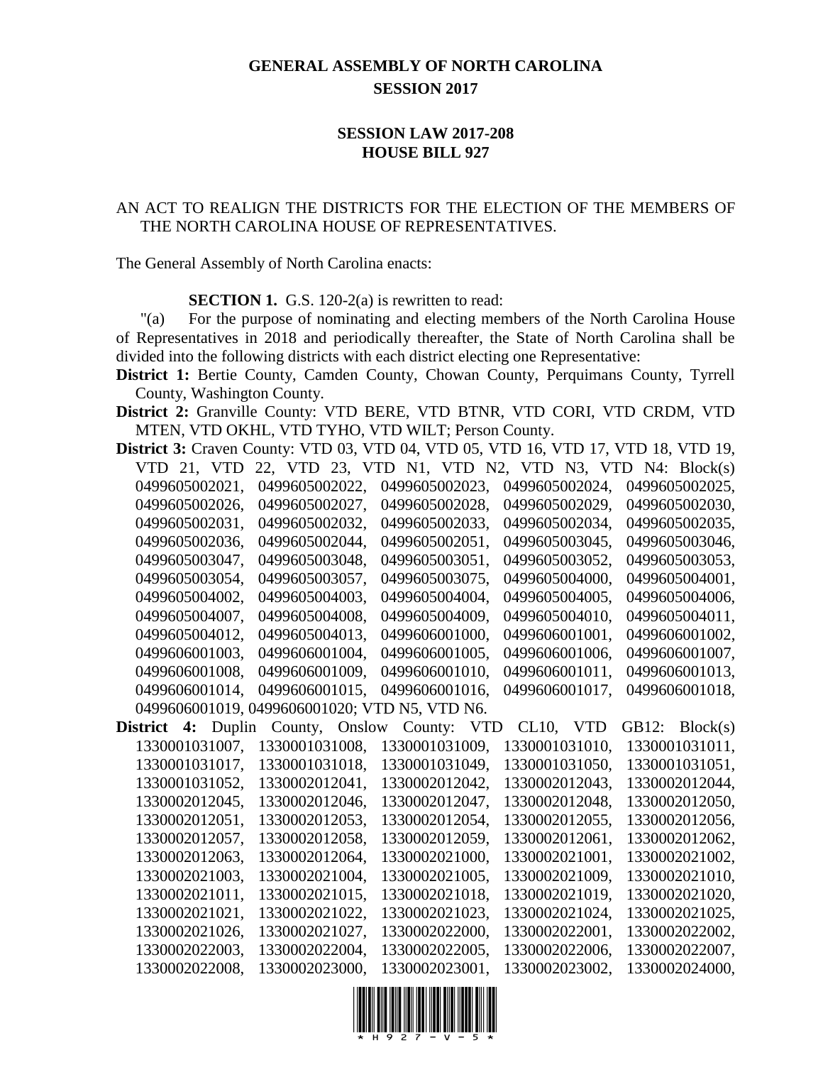# GENERAL ASSEMBLY OF NORTH CAROLINA
## SESSION 2017

## SESSION LAW 2017-208
## HOUSE BILL 927

AN ACT TO REALIGN THE DISTRICTS FOR THE ELECTION OF THE MEMBERS OF THE NORTH CAROLINA HOUSE OF REPRESENTATIVES.

The General Assembly of North Carolina enacts:

**SECTION 1.** G.S. 120-2(a) is rewritten to read:

"(a) For the purpose of nominating and electing members of the North Carolina House of Representatives in 2018 and periodically thereafter, the State of North Carolina shall be divided into the following districts with each district electing one Representative:

**District 1:** Bertie County, Camden County, Chowan County, Perquimans County, Tyrrell County, Washington County.

**District 2:** Granville County: VTD BERE, VTD BTNR, VTD CORI, VTD CRDM, VTD MTEN, VTD OKHL, VTD TYHO, VTD WILT; Person County.

**District 3:** Craven County: VTD 03, VTD 04, VTD 05, VTD 16, VTD 17, VTD 18, VTD 19, VTD 21, VTD 22, VTD 23, VTD N1, VTD N2, VTD N3, VTD N4: Block(s) 0499605002021, 0499605002022, 0499605002023, 0499605002024, 0499605002025, 0499605002026, 0499605002027, 0499605002028, 0499605002029, 0499605002030, 0499605002031, 0499605002032, 0499605002033, 0499605002034, 0499605002035, 0499605002036, 0499605002044, 0499605002051, 0499605003045, 0499605003046, 0499605003047, 0499605003048, 0499605003051, 0499605003052, 0499605003053, 0499605003054, 0499605003057, 0499605003075, 0499605004000, 0499605004001, 0499605004002, 0499605004003, 0499605004004, 0499605004005, 0499605004006, 0499605004007, 0499605004008, 0499605004009, 0499605004010, 0499605004011, 0499605004012, 0499605004013, 0499606001000, 0499606001001, 0499606001002, 0499606001003, 0499606001004, 0499606001005, 0499606001006, 0499606001007, 0499606001008, 0499606001009, 0499606001010, 0499606001011, 0499606001013, 0499606001014, 0499606001015, 0499606001016, 0499606001017, 0499606001018, 0499606001019, 0499606001020; VTD N5, VTD N6.

**District 4:** Duplin County, Onslow County: VTD CL10, VTD GB12: Block(s) 1330001031007, 1330001031008, 1330001031009, 1330001031010, 1330001031011, 1330001031017, 1330001031018, 1330001031049, 1330001031050, 1330001031051, 1330001031052, 1330002012041, 1330002012042, 1330002012043, 1330002012044, 1330002012045, 1330002012046, 1330002012047, 1330002012048, 1330002012050, 1330002012051, 1330002012053, 1330002012054, 1330002012055, 1330002012056, 1330002012057, 1330002012058, 1330002012059, 1330002012061, 1330002012062, 1330002012063, 1330002012064, 1330002021000, 1330002021001, 1330002021002, 1330002021003, 1330002021004, 1330002021005, 1330002021009, 1330002021010, 1330002021011, 1330002021015, 1330002021018, 1330002021019, 1330002021020, 1330002021021, 1330002021022, 1330002021023, 1330002021024, 1330002021025, 1330002021026, 1330002021027, 1330002022000, 1330002022001, 1330002022002, 1330002022003, 1330002022004, 1330002022005, 1330002022006, 1330002022007, 1330002022008, 1330002023000, 1330002023001, 1330002023002, 1330002024000,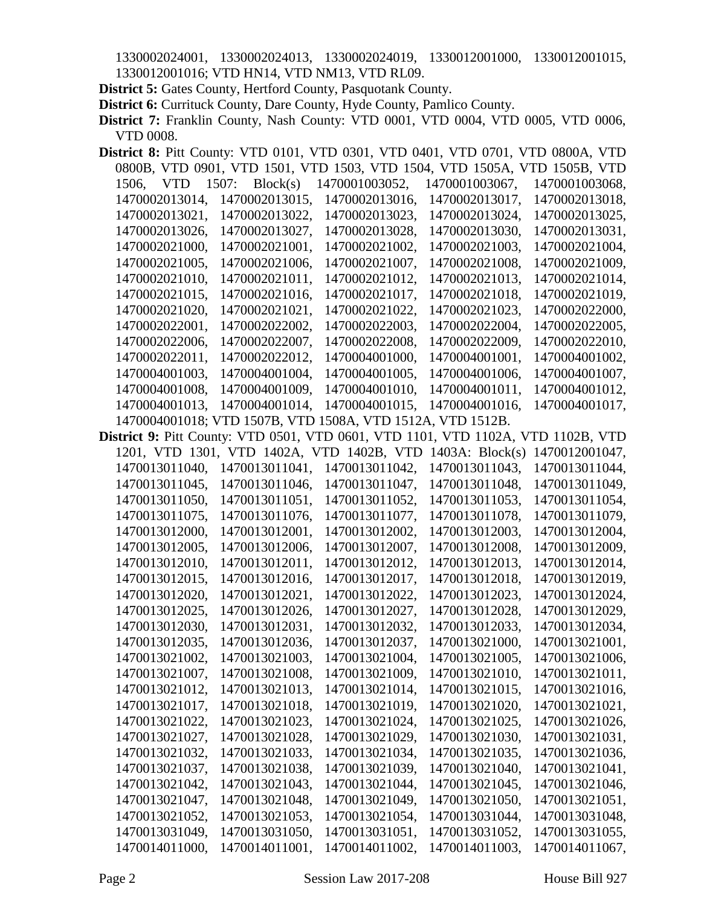1330002024001, 1330002024013, 1330002024019, 1330012001000, 1330012001015, 1330012001016; VTD HN14, VTD NM13, VTD RL09.

**District 5:** Gates County, Hertford County, Pasquotank County.

**District 6:** Currituck County, Dare County, Hyde County, Pamlico County.

**District 7:** Franklin County, Nash County: VTD 0001, VTD 0004, VTD 0005, VTD 0006, VTD 0008.

**District 8:** Pitt County: VTD 0101, VTD 0301, VTD 0401, VTD 0701, VTD 0800A, VTD 0800B, VTD 0901, VTD 1501, VTD 1503, VTD 1504, VTD 1505A, VTD 1505B, VTD 1506, VTD 1507: Block(s) 1470001003052, 1470001003067, 1470001003068, 1470002013014, 1470002013015, 1470002013016, 1470002013017, 1470002013018, 1470002013021, 1470002013022, 1470002013023, 1470002013024, 1470002013025, 1470002013026, 1470002013027, 1470002013028, 1470002013030, 1470002013031, 1470002021000, 1470002021001, 1470002021002, 1470002021003, 1470002021004, 1470002021005, 1470002021006, 1470002021007, 1470002021008, 1470002021009, 1470002021010, 1470002021011, 1470002021012, 1470002021013, 1470002021014, 1470002021015, 1470002021016, 1470002021017, 1470002021018, 1470002021019, 1470002021020, 1470002021021, 1470002021022, 1470002021023, 1470002022000, 1470002022001, 1470002022002, 1470002022003, 1470002022004, 1470002022005, 1470002022006, 1470002022007, 1470002022008, 1470002022009, 1470002022010, 1470002022011, 1470002022012, 1470004001000, 1470004001001, 1470004001002, 1470004001003, 1470004001004, 1470004001005, 1470004001006, 1470004001007, 1470004001008, 1470004001009, 1470004001010, 1470004001011, 1470004001012, 1470004001013, 1470004001014, 1470004001015, 1470004001016, 1470004001017, 1470004001018; VTD 1507B, VTD 1508A, VTD 1512A, VTD 1512B.

**District 9:** Pitt County: VTD 0501, VTD 0601, VTD 1101, VTD 1102A, VTD 1102B, VTD 1201, VTD 1301, VTD 1402A, VTD 1402B, VTD 1403A: Block(s) 1470012001047, 1470013011040, 1470013011041, 1470013011042, 1470013011043, 1470013011044, 1470013011045, 1470013011046, 1470013011047, 1470013011048, 1470013011049, 1470013011050, 1470013011051, 1470013011052, 1470013011053, 1470013011054, 1470013011075, 1470013011076, 1470013011077, 1470013011078, 1470013011079, 1470013012000, 1470013012001, 1470013012002, 1470013012003, 1470013012004, 1470013012005, 1470013012006, 1470013012007, 1470013012008, 1470013012009, 1470013012010, 1470013012011, 1470013012012, 1470013012013, 1470013012014, 1470013012015, 1470013012016, 1470013012017, 1470013012018, 1470013012019, 1470013012020, 1470013012021, 1470013012022, 1470013012023, 1470013012024, 1470013012025, 1470013012026, 1470013012027, 1470013012028, 1470013012029, 1470013012030, 1470013012031, 1470013012032, 1470013012033, 1470013012034, 1470013012035, 1470013012036, 1470013012037, 1470013021000, 1470013021001, 1470013021002, 1470013021003, 1470013021004, 1470013021005, 1470013021006, 1470013021007, 1470013021008, 1470013021009, 1470013021010, 1470013021011, 1470013021012, 1470013021013, 1470013021014, 1470013021015, 1470013021016, 1470013021017, 1470013021018, 1470013021019, 1470013021020, 1470013021021, 1470013021022, 1470013021023, 1470013021024, 1470013021025, 1470013021026, 1470013021027, 1470013021028, 1470013021029, 1470013021030, 1470013021031, 1470013021032, 1470013021033, 1470013021034, 1470013021035, 1470013021036, 1470013021037, 1470013021038, 1470013021039, 1470013021040, 1470013021041, 1470013021042, 1470013021043, 1470013021044, 1470013021045, 1470013021046, 1470013021047, 1470013021048, 1470013021049, 1470013021050, 1470013021051, 1470013021052, 1470013021053, 1470013021054, 1470013031044, 1470013031048, 1470013031049, 1470013031050, 1470013031051, 1470013031052, 1470013031055, 1470014011000, 1470014011001, 1470014011002, 1470014011003, 1470014011067,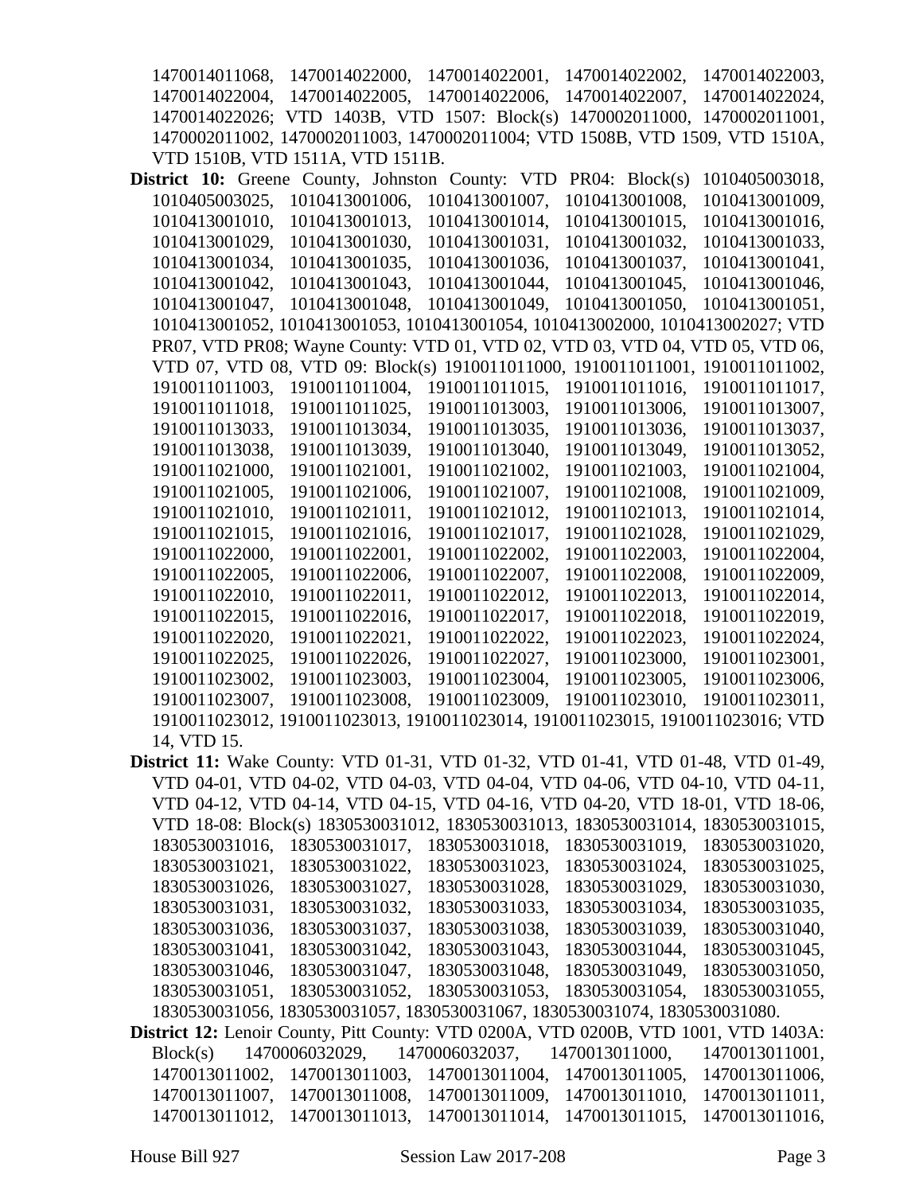1470014011068, 1470014022000, 1470014022001, 1470014022002, 1470014022003, 1470014022004, 1470014022005, 1470014022006, 1470014022007, 1470014022024, 1470014022026; VTD 1403B, VTD 1507: Block(s) 1470002011000, 1470002011001, 1470002011002, 1470002011003, 1470002011004; VTD 1508B, VTD 1509, VTD 1510A, VTD 1510B, VTD 1511A, VTD 1511B.

**District 10:** Greene County, Johnston County: VTD PR04: Block(s) 1010405003018, 1010405003025, 1010413001006, 1010413001007, 1010413001008, 1010413001009, 1010413001010, 1010413001013, 1010413001014, 1010413001015, 1010413001016, 1010413001029, 1010413001030, 1010413001031, 1010413001032, 1010413001033, 1010413001034, 1010413001035, 1010413001036, 1010413001037, 1010413001041, 1010413001042, 1010413001043, 1010413001044, 1010413001045, 1010413001046, 1010413001047, 1010413001048, 1010413001049, 1010413001050, 1010413001051, 1010413001052, 1010413001053, 1010413001054, 1010413002000, 1010413002027; VTD PR07, VTD PR08; Wayne County: VTD 01, VTD 02, VTD 03, VTD 04, VTD 05, VTD 06, VTD 07, VTD 08, VTD 09: Block(s) 1910011011000, 1910011011001, 1910011011002, 1910011011003, 1910011011004, 1910011011015, 1910011011016, 1910011011017, 1910011011018, 1910011011025, 1910011013003, 1910011013006, 1910011013007, 1910011013033, 1910011013034, 1910011013035, 1910011013036, 1910011013037, 1910011013038, 1910011013039, 1910011013040, 1910011013049, 1910011013052, 1910011021000, 1910011021001, 1910011021002, 1910011021003, 1910011021004, 1910011021005, 1910011021006, 1910011021007, 1910011021008, 1910011021009, 1910011021010, 1910011021011, 1910011021012, 1910011021013, 1910011021014, 1910011021015, 1910011021016, 1910011021017, 1910011021028, 1910011021029, 1910011022000, 1910011022001, 1910011022002, 1910011022003, 1910011022004, 1910011022005, 1910011022006, 1910011022007, 1910011022008, 1910011022009, 1910011022010, 1910011022011, 1910011022012, 1910011022013, 1910011022014, 1910011022015, 1910011022016, 1910011022017, 1910011022018, 1910011022019, 1910011022020, 1910011022021, 1910011022022, 1910011022023, 1910011022024, 1910011022025, 1910011022026, 1910011022027, 1910011023000, 1910011023001, 1910011023002, 1910011023003, 1910011023004, 1910011023005, 1910011023006, 1910011023007, 1910011023008, 1910011023009, 1910011023010, 1910011023011, 1910011023012, 1910011023013, 1910011023014, 1910011023015, 1910011023016; VTD 14, VTD 15.

**District 11:** Wake County: VTD 01-31, VTD 01-32, VTD 01-41, VTD 01-48, VTD 01-49, VTD 04-01, VTD 04-02, VTD 04-03, VTD 04-04, VTD 04-06, VTD 04-10, VTD 04-11, VTD 04-12, VTD 04-14, VTD 04-15, VTD 04-16, VTD 04-20, VTD 18-01, VTD 18-06, VTD 18-08: Block(s) 1830530031012, 1830530031013, 1830530031014, 1830530031015, 1830530031016, 1830530031017, 1830530031018, 1830530031019, 1830530031020, 1830530031021, 1830530031022, 1830530031023, 1830530031024, 1830530031025, 1830530031026, 1830530031027, 1830530031028, 1830530031029, 1830530031030, 1830530031031, 1830530031032, 1830530031033, 1830530031034, 1830530031035, 1830530031036, 1830530031037, 1830530031038, 1830530031039, 1830530031040, 1830530031041, 1830530031042, 1830530031043, 1830530031044, 1830530031045, 1830530031046, 1830530031047, 1830530031048, 1830530031049, 1830530031050, 1830530031051, 1830530031052, 1830530031053, 1830530031054, 1830530031055, 1830530031056, 1830530031057, 1830530031067, 1830530031074, 1830530031080.

**District 12:** Lenoir County, Pitt County: VTD 0200A, VTD 0200B, VTD 1001, VTD 1403A: Block(s) 1470006032029, 1470006032037, 1470013011000, 1470013011001, 1470013011002, 1470013011003, 1470013011004, 1470013011005, 1470013011006, 1470013011007, 1470013011008, 1470013011009, 1470013011010, 1470013011011, 1470013011012, 1470013011013, 1470013011014, 1470013011015, 1470013011016,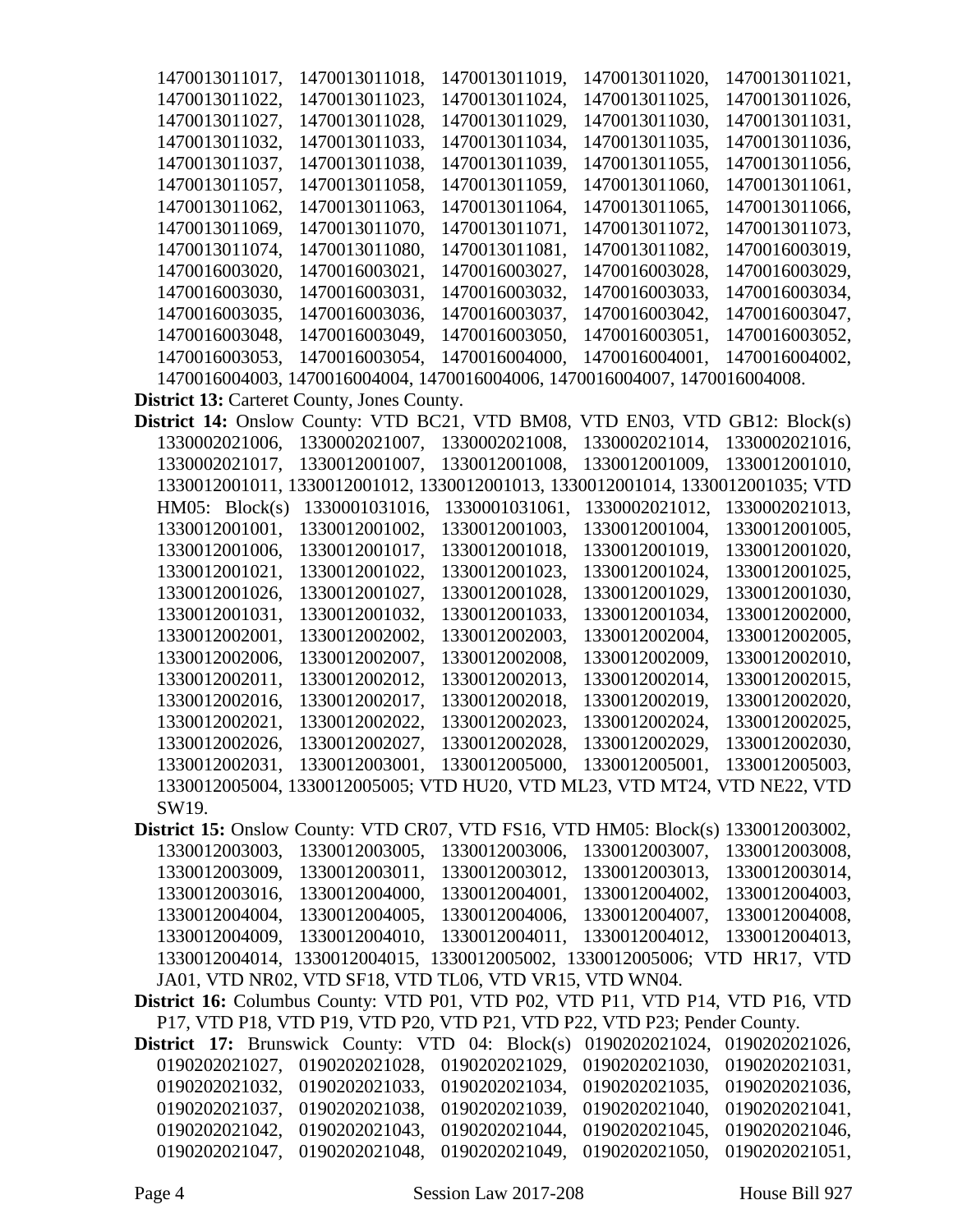1470013011017, 1470013011018, 1470013011019, 1470013011020, 1470013011021, 1470013011022, 1470013011023, 1470013011024, 1470013011025, 1470013011026, 1470013011027, 1470013011028, 1470013011029, 1470013011030, 1470013011031, 1470013011032, 1470013011033, 1470013011034, 1470013011035, 1470013011036, 1470013011037, 1470013011038, 1470013011039, 1470013011055, 1470013011056, 1470013011057, 1470013011058, 1470013011059, 1470013011060, 1470013011061, 1470013011062, 1470013011063, 1470013011064, 1470013011065, 1470013011066, 1470013011069, 1470013011070, 1470013011071, 1470013011072, 1470013011073, 1470013011074, 1470013011080, 1470013011081, 1470013011082, 1470016003019, 1470016003020, 1470016003021, 1470016003027, 1470016003028, 1470016003029, 1470016003030, 1470016003031, 1470016003032, 1470016003033, 1470016003034, 1470016003035, 1470016003036, 1470016003037, 1470016003042, 1470016003047, 1470016003048, 1470016003049, 1470016003050, 1470016003051, 1470016003052, 1470016003053, 1470016003054, 1470016004000, 1470016004001, 1470016004002, 1470016004003, 1470016004004, 1470016004006, 1470016004007, 1470016004008.

**District 13:** Carteret County, Jones County.

**District 14:** Onslow County: VTD BC21, VTD BM08, VTD EN03, VTD GB12: Block(s) 1330002021006, 1330002021007, 1330002021008, 1330002021014, 1330002021016, 1330002021017, 1330012001007, 1330012001008, 1330012001009, 1330012001010, 1330012001011, 1330012001012, 1330012001013, 1330012001014, 1330012001035; VTD HM05: Block(s) 1330001031016, 1330001031061, 1330002021012, 1330002021013, 1330012001001, 1330012001002, 1330012001003, 1330012001004, 1330012001005, 1330012001006, 1330012001017, 1330012001018, 1330012001019, 1330012001020, 1330012001021, 1330012001022, 1330012001023, 1330012001024, 1330012001025, 1330012001026, 1330012001027, 1330012001028, 1330012001029, 1330012001030, 1330012001031, 1330012001032, 1330012001033, 1330012001034, 1330012002000, 1330012002001, 1330012002002, 1330012002003, 1330012002004, 1330012002005, 1330012002006, 1330012002007, 1330012002008, 1330012002009, 1330012002010, 1330012002011, 1330012002012, 1330012002013, 1330012002014, 1330012002015, 1330012002016, 1330012002017, 1330012002018, 1330012002019, 1330012002020, 1330012002021, 1330012002022, 1330012002023, 1330012002024, 1330012002025, 1330012002026, 1330012002027, 1330012002028, 1330012002029, 1330012002030, 1330012002031, 1330012003001, 1330012005000, 1330012005001, 1330012005003, 1330012005004, 1330012005005; VTD HU20, VTD ML23, VTD MT24, VTD NE22, VTD SW19.

**District 15:** Onslow County: VTD CR07, VTD FS16, VTD HM05: Block(s) 1330012003002, 1330012003003, 1330012003005, 1330012003006, 1330012003007, 1330012003008, 1330012003009, 1330012003011, 1330012003012, 1330012003013, 1330012003014, 1330012003016, 1330012004000, 1330012004001, 1330012004002, 1330012004003, 1330012004004, 1330012004005, 1330012004006, 1330012004007, 1330012004008, 1330012004009, 1330012004010, 1330012004011, 1330012004012, 1330012004013, 1330012004014, 1330012004015, 1330012005002, 1330012005006; VTD HR17, VTD JA01, VTD NR02, VTD SF18, VTD TL06, VTD VR15, VTD WN04.

**District 16:** Columbus County: VTD P01, VTD P02, VTD P11, VTD P14, VTD P16, VTD P17, VTD P18, VTD P19, VTD P20, VTD P21, VTD P22, VTD P23; Pender County.

**District 17:** Brunswick County: VTD 04: Block(s) 0190202021024, 0190202021026, 0190202021027, 0190202021028, 0190202021029, 0190202021030, 0190202021031, 0190202021032, 0190202021033, 0190202021034, 0190202021035, 0190202021036, 0190202021037, 0190202021038, 0190202021039, 0190202021040, 0190202021041, 0190202021042, 0190202021043, 0190202021044, 0190202021045, 0190202021046, 0190202021047, 0190202021048, 0190202021049, 0190202021050, 0190202021051,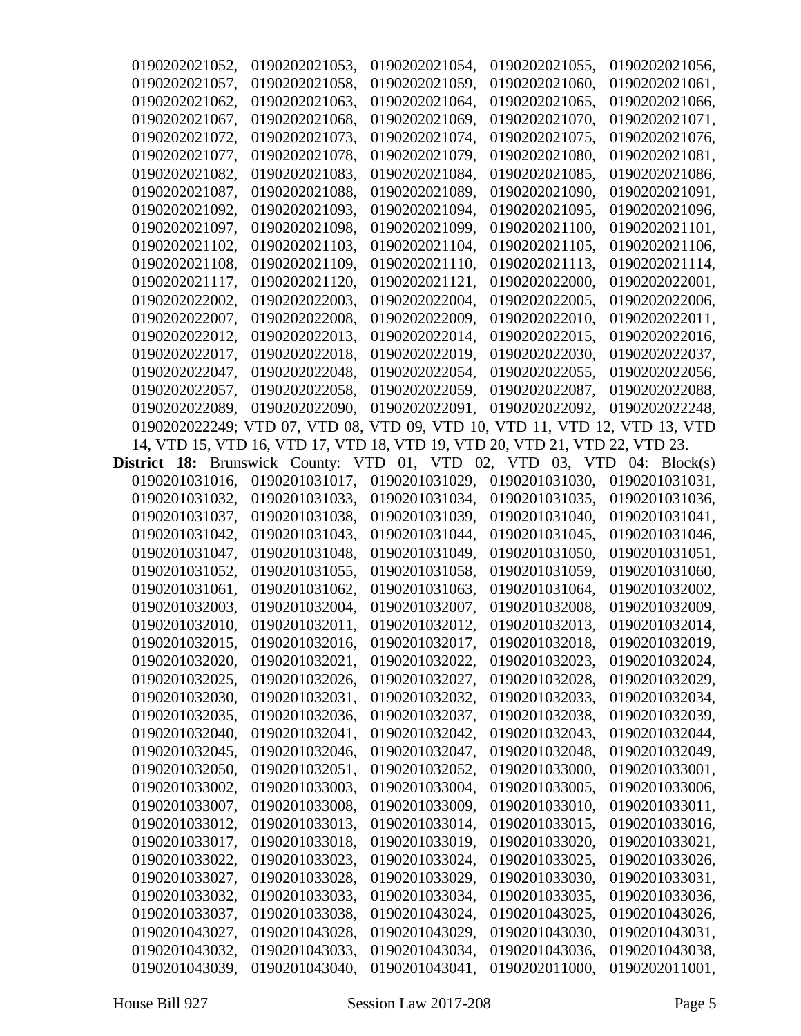0190202021052, 0190202021053, 0190202021054, 0190202021055, 0190202021056, 0190202021057, 0190202021058, 0190202021059, 0190202021060, 0190202021061, 0190202021062, 0190202021063, 0190202021064, 0190202021065, 0190202021066, 0190202021067, 0190202021068, 0190202021069, 0190202021070, 0190202021071, 0190202021072, 0190202021073, 0190202021074, 0190202021075, 0190202021076, 0190202021077, 0190202021078, 0190202021079, 0190202021080, 0190202021081, 0190202021082, 0190202021083, 0190202021084, 0190202021085, 0190202021086, 0190202021087, 0190202021088, 0190202021089, 0190202021090, 0190202021091, 0190202021092, 0190202021093, 0190202021094, 0190202021095, 0190202021096, 0190202021097, 0190202021098, 0190202021099, 0190202021100, 0190202021101, 0190202021102, 0190202021103, 0190202021104, 0190202021105, 0190202021106, 0190202021108, 0190202021109, 0190202021110, 0190202021113, 0190202021114, 0190202021117, 0190202021120, 0190202021121, 0190202022000, 0190202022001, 0190202022002, 0190202022003, 0190202022004, 0190202022005, 0190202022006, 0190202022007, 0190202022008, 0190202022009, 0190202022010, 0190202022011, 0190202022012, 0190202022013, 0190202022014, 0190202022015, 0190202022016, 0190202022017, 0190202022018, 0190202022019, 0190202022030, 0190202022037, 0190202022047, 0190202022048, 0190202022054, 0190202022055, 0190202022056, 0190202022057, 0190202022058, 0190202022059, 0190202022087, 0190202022088, 0190202022089, 0190202022090, 0190202022091, 0190202022092, 0190202022248, 0190202022249; VTD 07, VTD 08, VTD 09, VTD 10, VTD 11, VTD 12, VTD 13, VTD 14, VTD 15, VTD 16, VTD 17, VTD 18, VTD 19, VTD 20, VTD 21, VTD 22, VTD 23.

**District 18:** Brunswick County: VTD 01, VTD 02, VTD 03, VTD 04: Block(s) 0190201031016, 0190201031017, 0190201031029, 0190201031030, 0190201031031, 0190201031032, 0190201031033, 0190201031034, 0190201031035, 0190201031036, 0190201031037, 0190201031038, 0190201031039, 0190201031040, 0190201031041, 0190201031042, 0190201031043, 0190201031044, 0190201031045, 0190201031046, 0190201031047, 0190201031048, 0190201031049, 0190201031050, 0190201031051, 0190201031052, 0190201031055, 0190201031058, 0190201031059, 0190201031060, 0190201031061, 0190201031062, 0190201031063, 0190201031064, 0190201032002, 0190201032003, 0190201032004, 0190201032007, 0190201032008, 0190201032009, 0190201032010, 0190201032011, 0190201032012, 0190201032013, 0190201032014, 0190201032015, 0190201032016, 0190201032017, 0190201032018, 0190201032019, 0190201032020, 0190201032021, 0190201032022, 0190201032023, 0190201032024, 0190201032025, 0190201032026, 0190201032027, 0190201032028, 0190201032029, 0190201032030, 0190201032031, 0190201032032, 0190201032033, 0190201032034, 0190201032035, 0190201032036, 0190201032037, 0190201032038, 0190201032039, 0190201032040, 0190201032041, 0190201032042, 0190201032043, 0190201032044, 0190201032045, 0190201032046, 0190201032047, 0190201032048, 0190201032049, 0190201032050, 0190201032051, 0190201032052, 0190201033000, 0190201033001, 0190201033002, 0190201033003, 0190201033004, 0190201033005, 0190201033006, 0190201033007, 0190201033008, 0190201033009, 0190201033010, 0190201033011, 0190201033012, 0190201033013, 0190201033014, 0190201033015, 0190201033016, 0190201033017, 0190201033018, 0190201033019, 0190201033020, 0190201033021, 0190201033022, 0190201033023, 0190201033024, 0190201033025, 0190201033026, 0190201033027, 0190201033028, 0190201033029, 0190201033030, 0190201033031, 0190201033032, 0190201033033, 0190201033034, 0190201033035, 0190201033036, 0190201033037, 0190201033038, 0190201043024, 0190201043025, 0190201043026, 0190201043027, 0190201043028, 0190201043029, 0190201043030, 0190201043031, 0190201043032, 0190201043033, 0190201043034, 0190201043036, 0190201043038, 0190201043039, 0190201043040, 0190201043041, 0190202011000, 0190202011001,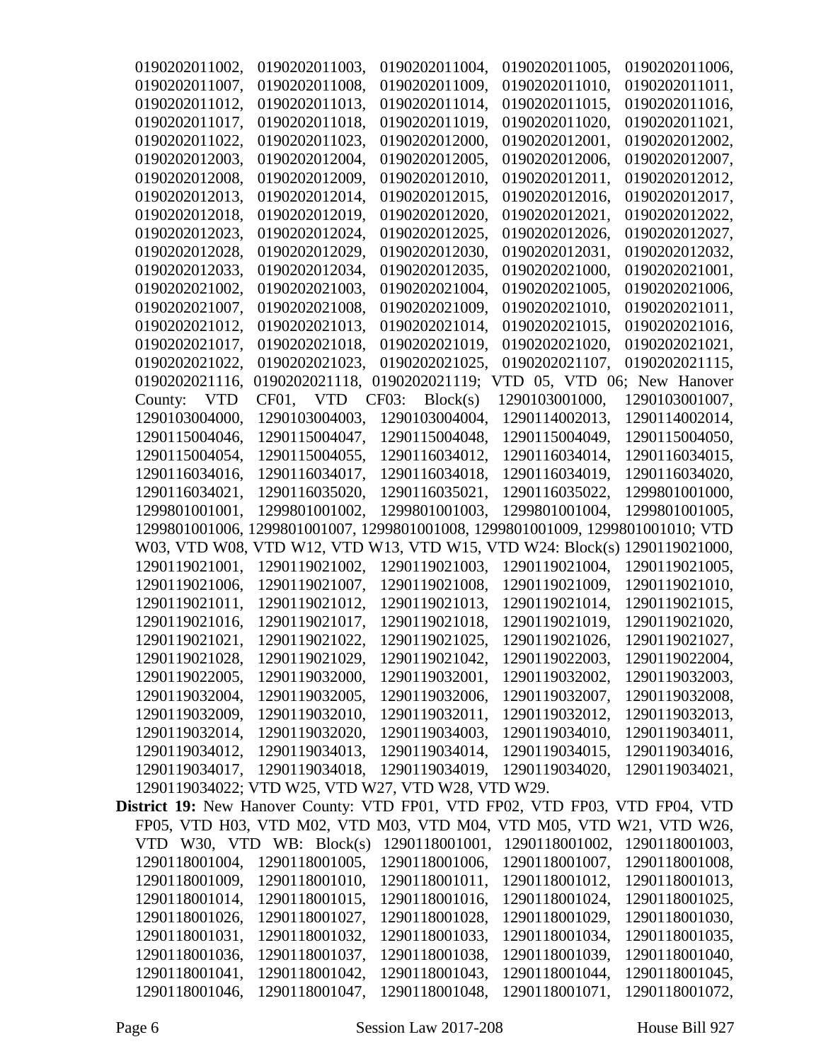0190202011002, 0190202011003, 0190202011004, 0190202011005, 0190202011006, 0190202011007, 0190202011008, 0190202011009, 0190202011010, 0190202011011, 0190202011012, 0190202011013, 0190202011014, 0190202011015, 0190202011016, 0190202011017, 0190202011018, 0190202011019, 0190202011020, 0190202011021, 0190202011022, 0190202011023, 0190202012000, 0190202012001, 0190202012002, 0190202012003, 0190202012004, 0190202012005, 0190202012006, 0190202012007, 0190202012008, 0190202012009, 0190202012010, 0190202012011, 0190202012012, 0190202012013, 0190202012014, 0190202012015, 0190202012016, 0190202012017, 0190202012018, 0190202012019, 0190202012020, 0190202012021, 0190202012022, 0190202012023, 0190202012024, 0190202012025, 0190202012026, 0190202012027, 0190202012028, 0190202012029, 0190202012030, 0190202012031, 0190202012032, 0190202012033, 0190202012034, 0190202012035, 0190202021000, 0190202021001, 0190202021002, 0190202021003, 0190202021004, 0190202021005, 0190202021006, 0190202021007, 0190202021008, 0190202021009, 0190202021010, 0190202021011, 0190202021012, 0190202021013, 0190202021014, 0190202021015, 0190202021016, 0190202021017, 0190202021018, 0190202021019, 0190202021020, 0190202021021, 0190202021022, 0190202021023, 0190202021025, 0190202021107, 0190202021115, 0190202021116, 0190202021118, 0190202021119; VTD 05, VTD 06; New Hanover County: VTD CF01, VTD CF03: Block(s) 1290103001000, 1290103001007, 1290103004000, 1290103004003, 1290103004004, 1290114002013, 1290114002014, 1290115004046, 1290115004047, 1290115004048, 1290115004049, 1290115004050, 1290115004054, 1290115004055, 1290116034012, 1290116034014, 1290116034015, 1290116034016, 1290116034017, 1290116034018, 1290116034019, 1290116034020, 1290116034021, 1290116035020, 1290116035021, 1290116035022, 1299801001000, 1299801001001, 1299801001002, 1299801001003, 1299801001004, 1299801001005, 1299801001006, 1299801001007, 1299801001008, 1299801001009, 1299801001010; VTD W03, VTD W08, VTD W12, VTD W13, VTD W15, VTD W24: Block(s) 1290119021000, 1290119021001, 1290119021002, 1290119021003, 1290119021004, 1290119021005, 1290119021006, 1290119021007, 1290119021008, 1290119021009, 1290119021010, 1290119021011, 1290119021012, 1290119021013, 1290119021014, 1290119021015, 1290119021016, 1290119021017, 1290119021018, 1290119021019, 1290119021020, 1290119021021, 1290119021022, 1290119021025, 1290119021026, 1290119021027, 1290119021028, 1290119021029, 1290119021042, 1290119022003, 1290119022004, 1290119022005, 1290119032000, 1290119032001, 1290119032002, 1290119032003, 1290119032004, 1290119032005, 1290119032006, 1290119032007, 1290119032008, 1290119032009, 1290119032010, 1290119032011, 1290119032012, 1290119032013, 1290119032014, 1290119032020, 1290119034003, 1290119034010, 1290119034011, 1290119034012, 1290119034013, 1290119034014, 1290119034015, 1290119034016, 1290119034017, 1290119034018, 1290119034019, 1290119034020, 1290119034021, 1290119034022; VTD W25, VTD W27, VTD W28, VTD W29.

**District 19:** New Hanover County: VTD FP01, VTD FP02, VTD FP03, VTD FP04, VTD FP05, VTD H03, VTD M02, VTD M03, VTD M04, VTD M05, VTD W21, VTD W26, VTD W30, VTD WB: Block(s) 1290118001001, 1290118001002, 1290118001003, 1290118001004, 1290118001005, 1290118001006, 1290118001007, 1290118001008, 1290118001009, 1290118001010, 1290118001011, 1290118001012, 1290118001013, 1290118001014, 1290118001015, 1290118001016, 1290118001024, 1290118001025, 1290118001026, 1290118001027, 1290118001028, 1290118001029, 1290118001030, 1290118001031, 1290118001032, 1290118001033, 1290118001034, 1290118001035, 1290118001036, 1290118001037, 1290118001038, 1290118001039, 1290118001040, 1290118001041, 1290118001042, 1290118001043, 1290118001044, 1290118001045, 1290118001046, 1290118001047, 1290118001048, 1290118001071, 1290118001072,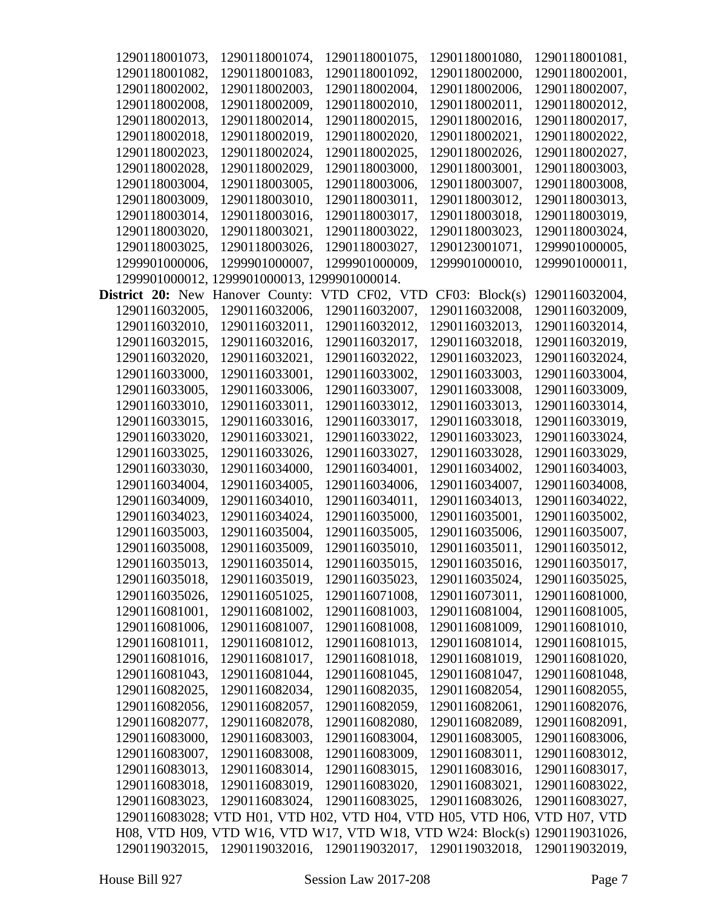1290118001073, 1290118001074, 1290118001075, 1290118001080, 1290118001081, 1290118001082, 1290118001083, 1290118001092, 1290118002000, 1290118002001, 1290118002002, 1290118002003, 1290118002004, 1290118002006, 1290118002007, 1290118002008, 1290118002009, 1290118002010, 1290118002011, 1290118002012, 1290118002013, 1290118002014, 1290118002015, 1290118002016, 1290118002017, 1290118002018, 1290118002019, 1290118002020, 1290118002021, 1290118002022, 1290118002023, 1290118002024, 1290118002025, 1290118002026, 1290118002027, 1290118002028, 1290118002029, 1290118003000, 1290118003001, 1290118003003, 1290118003004, 1290118003005, 1290118003006, 1290118003007, 1290118003008, 1290118003009, 1290118003010, 1290118003011, 1290118003012, 1290118003013, 1290118003014, 1290118003016, 1290118003017, 1290118003018, 1290118003019, 1290118003020, 1290118003021, 1290118003022, 1290118003023, 1290118003024, 1290118003025, 1290118003026, 1290118003027, 1290123001071, 1299901000005, 1299901000006, 1299901000007, 1299901000009, 1299901000010, 1299901000011, 1299901000012, 1299901000013, 1299901000014.

**District 20:** New Hanover County: VTD CF02, VTD CF03: Block(s) 1290116032004, 1290116032005, 1290116032006, 1290116032007, 1290116032008, 1290116032009, 1290116032010, 1290116032011, 1290116032012, 1290116032013, 1290116032014, 1290116032015, 1290116032016, 1290116032017, 1290116032018, 1290116032019, 1290116032020, 1290116032021, 1290116032022, 1290116032023, 1290116032024, 1290116033000, 1290116033001, 1290116033002, 1290116033003, 1290116033004, 1290116033005, 1290116033006, 1290116033007, 1290116033008, 1290116033009, 1290116033010, 1290116033011, 1290116033012, 1290116033013, 1290116033014, 1290116033015, 1290116033016, 1290116033017, 1290116033018, 1290116033019, 1290116033020, 1290116033021, 1290116033022, 1290116033023, 1290116033024, 1290116033025, 1290116033026, 1290116033027, 1290116033028, 1290116033029, 1290116033030, 1290116034000, 1290116034001, 1290116034002, 1290116034003, 1290116034004, 1290116034005, 1290116034006, 1290116034007, 1290116034008, 1290116034009, 1290116034010, 1290116034011, 1290116034013, 1290116034022, 1290116034023, 1290116034024, 1290116035000, 1290116035001, 1290116035002, 1290116035003, 1290116035004, 1290116035005, 1290116035006, 1290116035007, 1290116035008, 1290116035009, 1290116035010, 1290116035011, 1290116035012, 1290116035013, 1290116035014, 1290116035015, 1290116035016, 1290116035017, 1290116035018, 1290116035019, 1290116035023, 1290116035024, 1290116035025, 1290116035026, 1290116051025, 1290116071008, 1290116073011, 1290116081000, 1290116081001, 1290116081002, 1290116081003, 1290116081004, 1290116081005, 1290116081006, 1290116081007, 1290116081008, 1290116081009, 1290116081010, 1290116081011, 1290116081012, 1290116081013, 1290116081014, 1290116081015, 1290116081016, 1290116081017, 1290116081018, 1290116081019, 1290116081020, 1290116081043, 1290116081044, 1290116081045, 1290116081047, 1290116081048, 1290116082025, 1290116082034, 1290116082035, 1290116082054, 1290116082055, 1290116082056, 1290116082057, 1290116082059, 1290116082061, 1290116082076, 1290116082077, 1290116082078, 1290116082080, 1290116082089, 1290116082091, 1290116083000, 1290116083003, 1290116083004, 1290116083005, 1290116083006, 1290116083007, 1290116083008, 1290116083009, 1290116083011, 1290116083012, 1290116083013, 1290116083014, 1290116083015, 1290116083016, 1290116083017, 1290116083018, 1290116083019, 1290116083020, 1290116083021, 1290116083022, 1290116083023, 1290116083024, 1290116083025, 1290116083026, 1290116083027, 1290116083028; VTD H01, VTD H02, VTD H04, VTD H05, VTD H06, VTD H07, VTD H08, VTD H09, VTD W16, VTD W17, VTD W18, VTD W24: Block(s) 1290119031026, 1290119032015, 1290119032016, 1290119032017, 1290119032018, 1290119032019,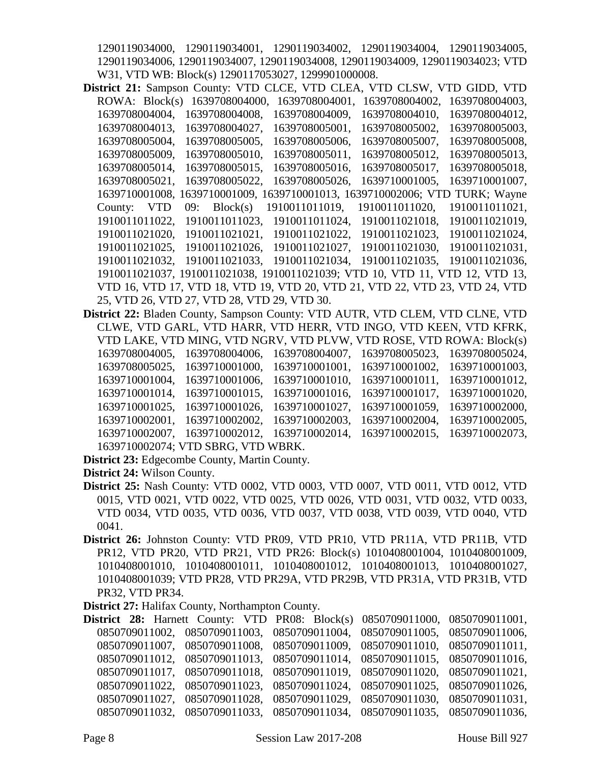1290119034000, 1290119034001, 1290119034002, 1290119034004, 1290119034005, 1290119034006, 1290119034007, 1290119034008, 1290119034009, 1290119034023; VTD W31, VTD WB: Block(s) 1290117053027, 1299901000008.

**District 21:** Sampson County: VTD CLCE, VTD CLEA, VTD CLSW, VTD GIDD, VTD ROWA: Block(s) 1639708004000, 1639708004001, 1639708004002, 1639708004003, 1639708004004, 1639708004008, 1639708004009, 1639708004010, 1639708004012, 1639708004013, 1639708004027, 1639708005001, 1639708005002, 1639708005003, 1639708005004, 1639708005005, 1639708005006, 1639708005007, 1639708005008, 1639708005009, 1639708005010, 1639708005011, 1639708005012, 1639708005013, 1639708005014, 1639708005015, 1639708005016, 1639708005017, 1639708005018, 1639708005021, 1639708005022, 1639708005026, 1639710001005, 1639710001007, 1639710001008, 1639710001009, 1639710001013, 1639710002006; VTD TURK; Wayne County: VTD 09: Block(s) 1910011011019, 1910011011020, 1910011011021, 1910011011022, 1910011011023, 1910011011024, 1910011021018, 1910011021019, 1910011021020, 1910011021021, 1910011021022, 1910011021023, 1910011021024, 1910011021025, 1910011021026, 1910011021027, 1910011021030, 1910011021031, 1910011021032, 1910011021033, 1910011021034, 1910011021035, 1910011021036, 1910011021037, 1910011021038, 1910011021039; VTD 10, VTD 11, VTD 12, VTD 13, VTD 16, VTD 17, VTD 18, VTD 19, VTD 20, VTD 21, VTD 22, VTD 23, VTD 24, VTD 25, VTD 26, VTD 27, VTD 28, VTD 29, VTD 30.

**District 22:** Bladen County, Sampson County: VTD AUTR, VTD CLEM, VTD CLNE, VTD CLWE, VTD GARL, VTD HARR, VTD HERR, VTD INGO, VTD KEEN, VTD KFRK, VTD LAKE, VTD MING, VTD NGRV, VTD PLVW, VTD ROSE, VTD ROWA: Block(s) 1639708004005, 1639708004006, 1639708004007, 1639708005023, 1639708005024, 1639708005025, 1639710001000, 1639710001001, 1639710001002, 1639710001003, 1639710001004, 1639710001006, 1639710001010, 1639710001011, 1639710001012, 1639710001014, 1639710001015, 1639710001016, 1639710001017, 1639710001020, 1639710001025, 1639710001026, 1639710001027, 1639710001059, 1639710002000, 1639710002001, 1639710002002, 1639710002003, 1639710002004, 1639710002005, 1639710002007, 1639710002012, 1639710002014, 1639710002015, 1639710002073, 1639710002074; VTD SBRG, VTD WBRK.

**District 23:** Edgecombe County, Martin County.

**District 24:** Wilson County.

**District 25:** Nash County: VTD 0002, VTD 0003, VTD 0007, VTD 0011, VTD 0012, VTD 0015, VTD 0021, VTD 0022, VTD 0025, VTD 0026, VTD 0031, VTD 0032, VTD 0033, VTD 0034, VTD 0035, VTD 0036, VTD 0037, VTD 0038, VTD 0039, VTD 0040, VTD 0041.

**District 26:** Johnston County: VTD PR09, VTD PR10, VTD PR11A, VTD PR11B, VTD PR12, VTD PR20, VTD PR21, VTD PR26: Block(s) 1010408001004, 1010408001009, 1010408001010, 1010408001011, 1010408001012, 1010408001013, 1010408001027, 1010408001039; VTD PR28, VTD PR29A, VTD PR29B, VTD PR31A, VTD PR31B, VTD PR32, VTD PR34.

**District 27:** Halifax County, Northampton County.

**District 28:** Harnett County: VTD PR08: Block(s) 0850709011000, 0850709011001, 0850709011002, 0850709011003, 0850709011004, 0850709011005, 0850709011006, 0850709011007, 0850709011008, 0850709011009, 0850709011010, 0850709011011, 0850709011012, 0850709011013, 0850709011014, 0850709011015, 0850709011016, 0850709011017, 0850709011018, 0850709011019, 0850709011020, 0850709011021, 0850709011022, 0850709011023, 0850709011024, 0850709011025, 0850709011026, 0850709011027, 0850709011028, 0850709011029, 0850709011030, 0850709011031, 0850709011032, 0850709011033, 0850709011034, 0850709011035, 0850709011036,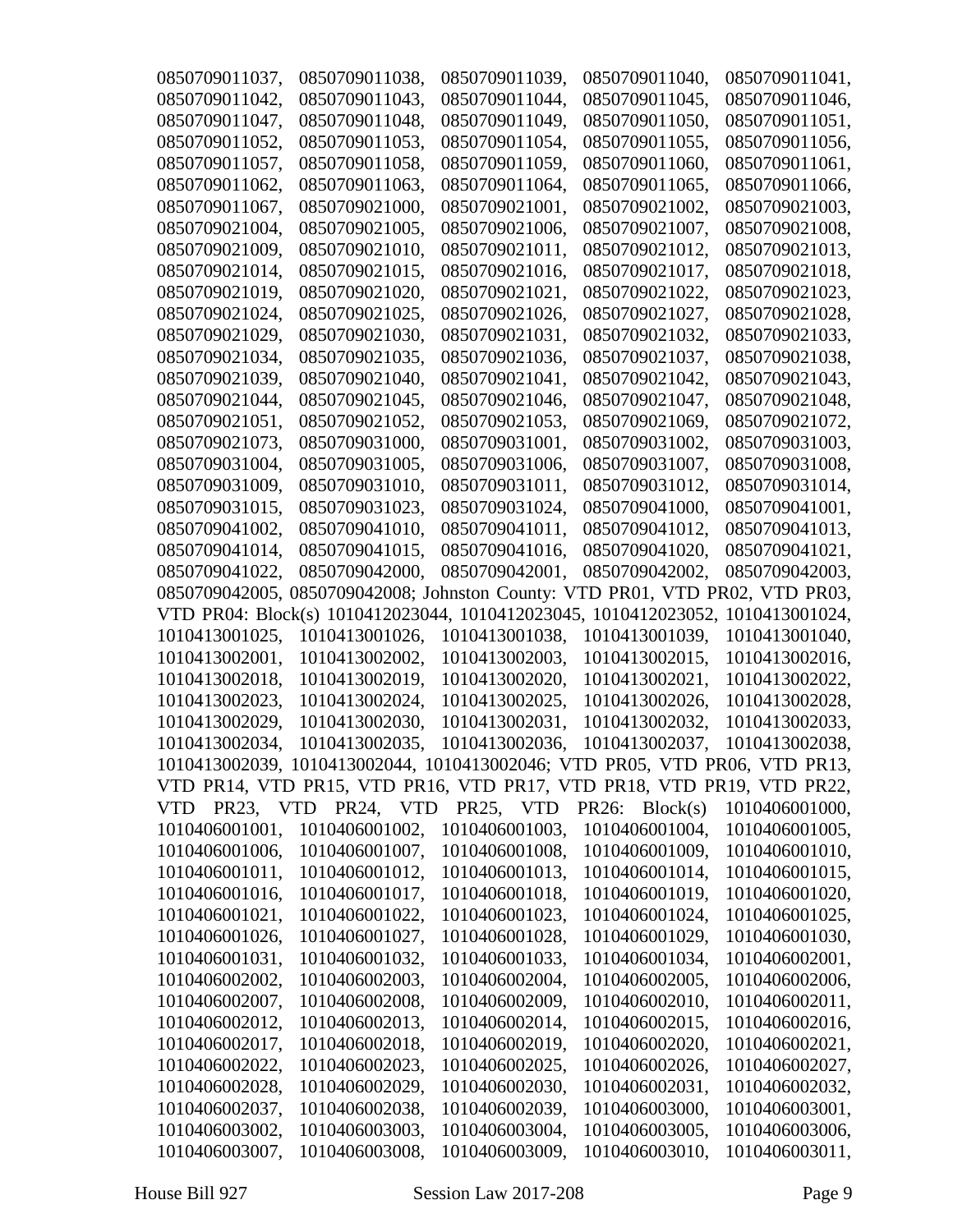0850709011037, 0850709011038, 0850709011039, 0850709011040, 0850709011041, 0850709011042, 0850709011043, 0850709011044, 0850709011045, 0850709011046, 0850709011047, 0850709011048, 0850709011049, 0850709011050, 0850709011051, 0850709011052, 0850709011053, 0850709011054, 0850709011055, 0850709011056, 0850709011057, 0850709011058, 0850709011059, 0850709011060, 0850709011061, 0850709011062, 0850709011063, 0850709011064, 0850709011065, 0850709011066, 0850709011067, 0850709021000, 0850709021001, 0850709021002, 0850709021003, 0850709021004, 0850709021005, 0850709021006, 0850709021007, 0850709021008, 0850709021009, 0850709021010, 0850709021011, 0850709021012, 0850709021013, 0850709021014, 0850709021015, 0850709021016, 0850709021017, 0850709021018, 0850709021019, 0850709021020, 0850709021021, 0850709021022, 0850709021023, 0850709021024, 0850709021025, 0850709021026, 0850709021027, 0850709021028, 0850709021029, 0850709021030, 0850709021031, 0850709021032, 0850709021033, 0850709021034, 0850709021035, 0850709021036, 0850709021037, 0850709021038, 0850709021039, 0850709021040, 0850709021041, 0850709021042, 0850709021043, 0850709021044, 0850709021045, 0850709021046, 0850709021047, 0850709021048, 0850709021051, 0850709021052, 0850709021053, 0850709021069, 0850709021072, 0850709021073, 0850709031000, 0850709031001, 0850709031002, 0850709031003, 0850709031004, 0850709031005, 0850709031006, 0850709031007, 0850709031008, 0850709031009, 0850709031010, 0850709031011, 0850709031012, 0850709031014, 0850709031015, 0850709031023, 0850709031024, 0850709041000, 0850709041001, 0850709041002, 0850709041010, 0850709041011, 0850709041012, 0850709041013, 0850709041014, 0850709041015, 0850709041016, 0850709041020, 0850709041021, 0850709041022, 0850709042000, 0850709042001, 0850709042002, 0850709042003, 0850709042005, 0850709042008; Johnston County: VTD PR01, VTD PR02, VTD PR03, VTD PR04: Block(s) 1010412023044, 1010412023045, 1010412023052, 1010413001024, 1010413001025, 1010413001026, 1010413001038, 1010413001039, 1010413001040, 1010413002001, 1010413002002, 1010413002003, 1010413002015, 1010413002016, 1010413002018, 1010413002019, 1010413002020, 1010413002021, 1010413002022, 1010413002023, 1010413002024, 1010413002025, 1010413002026, 1010413002028, 1010413002029, 1010413002030, 1010413002031, 1010413002032, 1010413002033, 1010413002034, 1010413002035, 1010413002036, 1010413002037, 1010413002038, 1010413002039, 1010413002044, 1010413002046; VTD PR05, VTD PR06, VTD PR13, VTD PR14, VTD PR15, VTD PR16, VTD PR17, VTD PR18, VTD PR19, VTD PR22, VTD PR23, VTD PR24, VTD PR25, VTD PR26: Block(s) 1010406001000, 1010406001001, 1010406001002, 1010406001003, 1010406001004, 1010406001005, 1010406001006, 1010406001007, 1010406001008, 1010406001009, 1010406001010, 1010406001011, 1010406001012, 1010406001013, 1010406001014, 1010406001015, 1010406001016, 1010406001017, 1010406001018, 1010406001019, 1010406001020, 1010406001021, 1010406001022, 1010406001023, 1010406001024, 1010406001025, 1010406001026, 1010406001027, 1010406001028, 1010406001029, 1010406001030, 1010406001031, 1010406001032, 1010406001033, 1010406001034, 1010406002001, 1010406002002, 1010406002003, 1010406002004, 1010406002005, 1010406002006, 1010406002007, 1010406002008, 1010406002009, 1010406002010, 1010406002011, 1010406002012, 1010406002013, 1010406002014, 1010406002015, 1010406002016, 1010406002017, 1010406002018, 1010406002019, 1010406002020, 1010406002021, 1010406002022, 1010406002023, 1010406002025, 1010406002026, 1010406002027, 1010406002028, 1010406002029, 1010406002030, 1010406002031, 1010406002032, 1010406002037, 1010406002038, 1010406002039, 1010406003000, 1010406003001, 1010406003002, 1010406003003, 1010406003004, 1010406003005, 1010406003006, 1010406003007, 1010406003008, 1010406003009, 1010406003010, 1010406003011,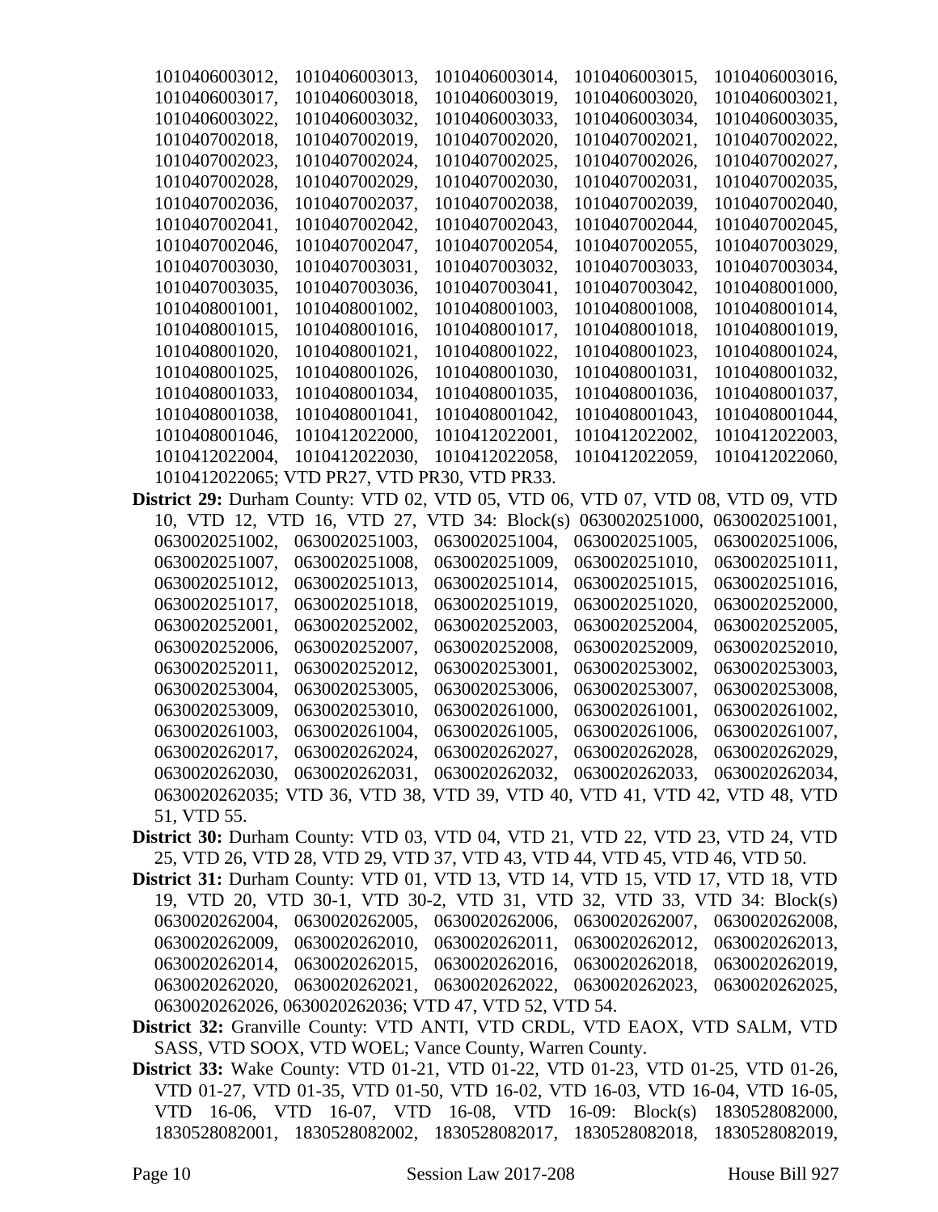1010406003012, 1010406003013, 1010406003014, 1010406003015, 1010406003016, 1010406003017, 1010406003018, 1010406003019, 1010406003020, 1010406003021, 1010406003022, 1010406003032, 1010406003033, 1010406003034, 1010406003035, 1010407002018, 1010407002019, 1010407002020, 1010407002021, 1010407002022, 1010407002023, 1010407002024, 1010407002025, 1010407002026, 1010407002027, 1010407002028, 1010407002029, 1010407002030, 1010407002031, 1010407002035, 1010407002036, 1010407002037, 1010407002038, 1010407002039, 1010407002040, 1010407002041, 1010407002042, 1010407002043, 1010407002044, 1010407002045, 1010407002046, 1010407002047, 1010407002054, 1010407002055, 1010407003029, 1010407003030, 1010407003031, 1010407003032, 1010407003033, 1010407003034, 1010407003035, 1010407003036, 1010407003041, 1010407003042, 1010408001000, 1010408001001, 1010408001002, 1010408001003, 1010408001008, 1010408001014, 1010408001015, 1010408001016, 1010408001017, 1010408001018, 1010408001019, 1010408001020, 1010408001021, 1010408001022, 1010408001023, 1010408001024, 1010408001025, 1010408001026, 1010408001030, 1010408001031, 1010408001032, 1010408001033, 1010408001034, 1010408001035, 1010408001036, 1010408001037, 1010408001038, 1010408001041, 1010408001042, 1010408001043, 1010408001044, 1010408001046, 1010412022000, 1010412022001, 1010412022002, 1010412022003, 1010412022004, 1010412022030, 1010412022058, 1010412022059, 1010412022060, 1010412022065; VTD PR27, VTD PR30, VTD PR33.

**District 29:** Durham County: VTD 02, VTD 05, VTD 06, VTD 07, VTD 08, VTD 09, VTD 10, VTD 12, VTD 16, VTD 27, VTD 34: Block(s) 0630020251000, 0630020251001, 0630020251002, 0630020251003, 0630020251004, 0630020251005, 0630020251006, 0630020251007, 0630020251008, 0630020251009, 0630020251010, 0630020251011, 0630020251012, 0630020251013, 0630020251014, 0630020251015, 0630020251016, 0630020251017, 0630020251018, 0630020251019, 0630020251020, 0630020252000, 0630020252001, 0630020252002, 0630020252003, 0630020252004, 0630020252005, 0630020252006, 0630020252007, 0630020252008, 0630020252009, 0630020252010, 0630020252011, 0630020252012, 0630020253001, 0630020253002, 0630020253003, 0630020253004, 0630020253005, 0630020253006, 0630020253007, 0630020253008, 0630020253009, 0630020253010, 0630020261000, 0630020261001, 0630020261002, 0630020261003, 0630020261004, 0630020261005, 0630020261006, 0630020261007, 0630020262017, 0630020262024, 0630020262027, 0630020262028, 0630020262029, 0630020262030, 0630020262031, 0630020262032, 0630020262033, 0630020262034, 0630020262035; VTD 36, VTD 38, VTD 39, VTD 40, VTD 41, VTD 42, VTD 48, VTD 51, VTD 55.

**District 30:** Durham County: VTD 03, VTD 04, VTD 21, VTD 22, VTD 23, VTD 24, VTD 25, VTD 26, VTD 28, VTD 29, VTD 37, VTD 43, VTD 44, VTD 45, VTD 46, VTD 50.

**District 31:** Durham County: VTD 01, VTD 13, VTD 14, VTD 15, VTD 17, VTD 18, VTD 19, VTD 20, VTD 30-1, VTD 30-2, VTD 31, VTD 32, VTD 33, VTD 34: Block(s) 0630020262004, 0630020262005, 0630020262006, 0630020262007, 0630020262008, 0630020262009, 0630020262010, 0630020262011, 0630020262012, 0630020262013, 0630020262014, 0630020262015, 0630020262016, 0630020262018, 0630020262019, 0630020262020, 0630020262021, 0630020262022, 0630020262023, 0630020262025, 0630020262026, 0630020262036; VTD 47, VTD 52, VTD 54.

**District 32:** Granville County: VTD ANTI, VTD CRDL, VTD EAOX, VTD SALM, VTD SASS, VTD SOOX, VTD WOEL; Vance County, Warren County.

**District 33:** Wake County: VTD 01-21, VTD 01-22, VTD 01-23, VTD 01-25, VTD 01-26, VTD 01-27, VTD 01-35, VTD 01-50, VTD 16-02, VTD 16-03, VTD 16-04, VTD 16-05, VTD 16-06, VTD 16-07, VTD 16-08, VTD 16-09: Block(s) 1830528082000, 1830528082001, 1830528082002, 1830528082017, 1830528082018, 1830528082019,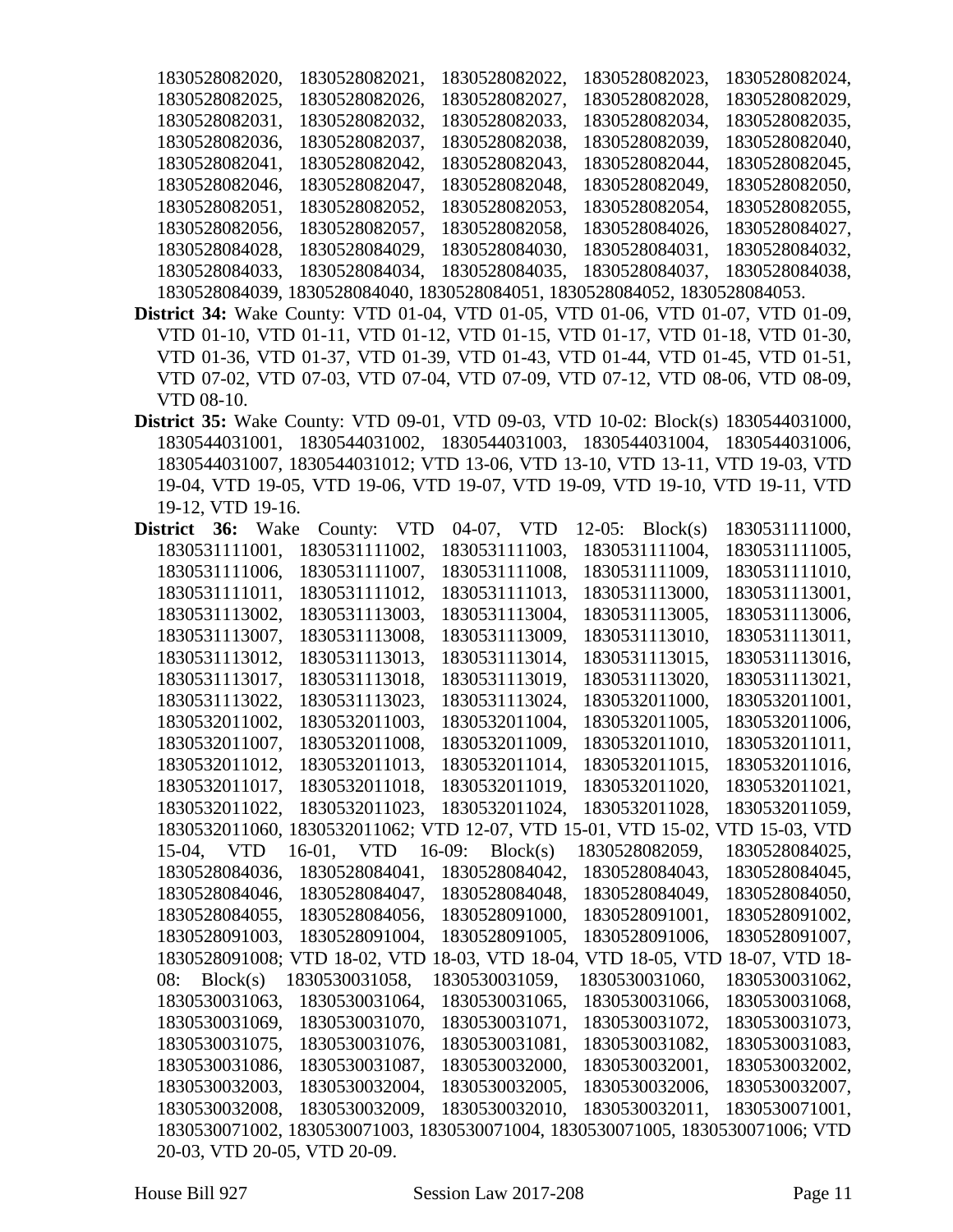1830528082020, 1830528082021, 1830528082022, 1830528082023, 1830528082024, 1830528082025, 1830528082026, 1830528082027, 1830528082028, 1830528082029, 1830528082031, 1830528082032, 1830528082033, 1830528082034, 1830528082035, 1830528082036, 1830528082037, 1830528082038, 1830528082039, 1830528082040, 1830528082041, 1830528082042, 1830528082043, 1830528082044, 1830528082045, 1830528082046, 1830528082047, 1830528082048, 1830528082049, 1830528082050, 1830528082051, 1830528082052, 1830528082053, 1830528082054, 1830528082055, 1830528082056, 1830528082057, 1830528082058, 1830528084026, 1830528084027, 1830528084028, 1830528084029, 1830528084030, 1830528084031, 1830528084032, 1830528084033, 1830528084034, 1830528084035, 1830528084037, 1830528084038, 1830528084039, 1830528084040, 1830528084051, 1830528084052, 1830528084053.

**District 34:** Wake County: VTD 01-04, VTD 01-05, VTD 01-06, VTD 01-07, VTD 01-09, VTD 01-10, VTD 01-11, VTD 01-12, VTD 01-15, VTD 01-17, VTD 01-18, VTD 01-30, VTD 01-36, VTD 01-37, VTD 01-39, VTD 01-43, VTD 01-44, VTD 01-45, VTD 01-51, VTD 07-02, VTD 07-03, VTD 07-04, VTD 07-09, VTD 07-12, VTD 08-06, VTD 08-09, VTD 08-10.

**District 35:** Wake County: VTD 09-01, VTD 09-03, VTD 10-02: Block(s) 1830544031000, 1830544031001, 1830544031002, 1830544031003, 1830544031004, 1830544031006, 1830544031007, 1830544031012; VTD 13-06, VTD 13-10, VTD 13-11, VTD 19-03, VTD 19-04, VTD 19-05, VTD 19-06, VTD 19-07, VTD 19-09, VTD 19-10, VTD 19-11, VTD 19-12, VTD 19-16.

**District 36:** Wake County: VTD 04-07, VTD 12-05: Block(s) 1830531111000, 1830531111001, 1830531111002, 1830531111003, 1830531111004, 1830531111005, 1830531111006, 1830531111007, 1830531111008, 1830531111009, 1830531111010, 1830531111011, 1830531111012, 1830531111013, 1830531113000, 1830531113001, 1830531113002, 1830531113003, 1830531113004, 1830531113005, 1830531113006, 1830531113007, 1830531113008, 1830531113009, 1830531113010, 1830531113011, 1830531113012, 1830531113013, 1830531113014, 1830531113015, 1830531113016, 1830531113017, 1830531113018, 1830531113019, 1830531113020, 1830531113021, 1830531113022, 1830531113023, 1830531113024, 1830532011000, 1830532011001, 1830532011002, 1830532011003, 1830532011004, 1830532011005, 1830532011006, 1830532011007, 1830532011008, 1830532011009, 1830532011010, 1830532011011, 1830532011012, 1830532011013, 1830532011014, 1830532011015, 1830532011016, 1830532011017, 1830532011018, 1830532011019, 1830532011020, 1830532011021, 1830532011022, 1830532011023, 1830532011024, 1830532011028, 1830532011059, 1830532011060, 1830532011062; VTD 12-07, VTD 15-01, VTD 15-02, VTD 15-03, VTD 15-04, VTD 16-01, VTD 16-09: Block(s) 1830528082059, 1830528084025, 1830528084036, 1830528084041, 1830528084042, 1830528084043, 1830528084045, 1830528084046, 1830528084047, 1830528084048, 1830528084049, 1830528084050, 1830528084055, 1830528084056, 1830528091000, 1830528091001, 1830528091002, 1830528091003, 1830528091004, 1830528091005, 1830528091006, 1830528091007, 1830528091008; VTD 18-02, VTD 18-03, VTD 18-04, VTD 18-05, VTD 18-07, VTD 18-08: Block(s) 1830530031058, 1830530031059, 1830530031060, 1830530031062, 1830530031063, 1830530031064, 1830530031065, 1830530031066, 1830530031068, 1830530031069, 1830530031070, 1830530031071, 1830530031072, 1830530031073, 1830530031075, 1830530031076, 1830530031081, 1830530031082, 1830530031083, 1830530031086, 1830530031087, 1830530032000, 1830530032001, 1830530032002, 1830530032003, 1830530032004, 1830530032005, 1830530032006, 1830530032007, 1830530032008, 1830530032009, 1830530032010, 1830530032011, 1830530071001, 1830530071002, 1830530071003, 1830530071004, 1830530071005, 1830530071006; VTD 20-03, VTD 20-05, VTD 20-09.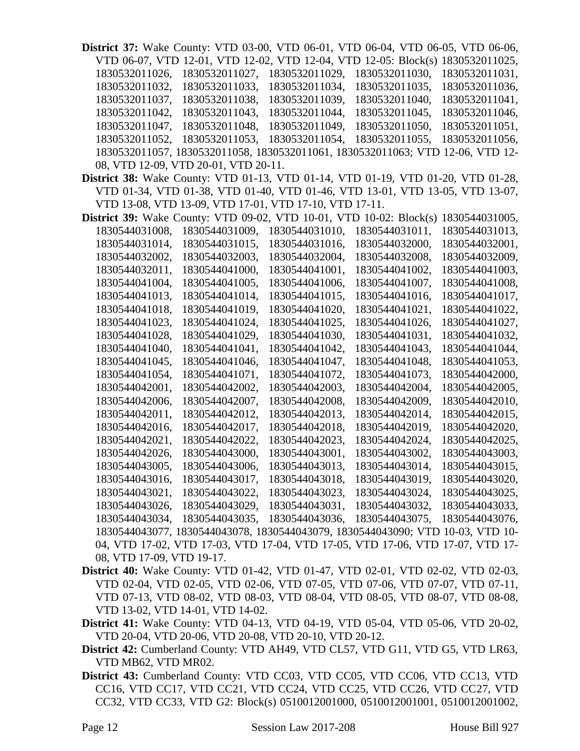**District 37:** Wake County: VTD 03-00, VTD 06-01, VTD 06-04, VTD 06-05, VTD 06-06, VTD 06-07, VTD 12-01, VTD 12-02, VTD 12-04, VTD 12-05: Block(s) 1830532011025, 1830532011026, 1830532011027, 1830532011029, 1830532011030, 1830532011031, 1830532011032, 1830532011033, 1830532011034, 1830532011035, 1830532011036, 1830532011037, 1830532011038, 1830532011039, 1830532011040, 1830532011041, 1830532011042, 1830532011043, 1830532011044, 1830532011045, 1830532011046, 1830532011047, 1830532011048, 1830532011049, 1830532011050, 1830532011051, 1830532011052, 1830532011053, 1830532011054, 1830532011055, 1830532011056, 1830532011057, 1830532011058, 1830532011061, 1830532011063; VTD 12-06, VTD 12-08, VTD 12-09, VTD 20-01, VTD 20-11.

**District 38:** Wake County: VTD 01-13, VTD 01-14, VTD 01-19, VTD 01-20, VTD 01-28, VTD 01-34, VTD 01-38, VTD 01-40, VTD 01-46, VTD 13-01, VTD 13-05, VTD 13-07, VTD 13-08, VTD 13-09, VTD 17-01, VTD 17-10, VTD 17-11.

**District 39:** Wake County: VTD 09-02, VTD 10-01, VTD 10-02: Block(s) 1830544031005, 1830544031008, 1830544031009, 1830544031010, 1830544031011, 1830544031013, 1830544031014, 1830544031015, 1830544031016, 1830544032000, 1830544032001, 1830544032002, 1830544032003, 1830544032004, 1830544032008, 1830544032009, 1830544032011, 1830544041000, 1830544041001, 1830544041002, 1830544041003, 1830544041004, 1830544041005, 1830544041006, 1830544041007, 1830544041008, 1830544041013, 1830544041014, 1830544041015, 1830544041016, 1830544041017, 1830544041018, 1830544041019, 1830544041020, 1830544041021, 1830544041022, 1830544041023, 1830544041024, 1830544041025, 1830544041026, 1830544041027, 1830544041028, 1830544041029, 1830544041030, 1830544041031, 1830544041032, 1830544041040, 1830544041041, 1830544041042, 1830544041043, 1830544041044, 1830544041045, 1830544041046, 1830544041047, 1830544041048, 1830544041053, 1830544041054, 1830544041071, 1830544041072, 1830544041073, 1830544042000, 1830544042001, 1830544042002, 1830544042003, 1830544042004, 1830544042005, 1830544042006, 1830544042007, 1830544042008, 1830544042009, 1830544042010, 1830544042011, 1830544042012, 1830544042013, 1830544042014, 1830544042015, 1830544042016, 1830544042017, 1830544042018, 1830544042019, 1830544042020, 1830544042021, 1830544042022, 1830544042023, 1830544042024, 1830544042025, 1830544042026, 1830544043000, 1830544043001, 1830544043002, 1830544043003, 1830544043005, 1830544043006, 1830544043013, 1830544043014, 1830544043015, 1830544043016, 1830544043017, 1830544043018, 1830544043019, 1830544043020, 1830544043021, 1830544043022, 1830544043023, 1830544043024, 1830544043025, 1830544043026, 1830544043029, 1830544043031, 1830544043032, 1830544043033, 1830544043034, 1830544043035, 1830544043036, 1830544043075, 1830544043076, 1830544043077, 1830544043078, 1830544043079, 1830544043090; VTD 10-03, VTD 10-04, VTD 17-02, VTD 17-03, VTD 17-04, VTD 17-05, VTD 17-06, VTD 17-07, VTD 17-08, VTD 17-09, VTD 19-17.

**District 40:** Wake County: VTD 01-42, VTD 01-47, VTD 02-01, VTD 02-02, VTD 02-03, VTD 02-04, VTD 02-05, VTD 02-06, VTD 07-05, VTD 07-06, VTD 07-07, VTD 07-11, VTD 07-13, VTD 08-02, VTD 08-03, VTD 08-04, VTD 08-05, VTD 08-07, VTD 08-08, VTD 13-02, VTD 14-01, VTD 14-02.

**District 41:** Wake County: VTD 04-13, VTD 04-19, VTD 05-04, VTD 05-06, VTD 20-02, VTD 20-04, VTD 20-06, VTD 20-08, VTD 20-10, VTD 20-12.

**District 42:** Cumberland County: VTD AH49, VTD CL57, VTD G11, VTD G5, VTD LR63, VTD MB62, VTD MR02.

**District 43:** Cumberland County: VTD CC03, VTD CC05, VTD CC06, VTD CC13, VTD CC16, VTD CC17, VTD CC21, VTD CC24, VTD CC25, VTD CC26, VTD CC27, VTD CC32, VTD CC33, VTD G2: Block(s) 0510012001000, 0510012001001, 0510012001002,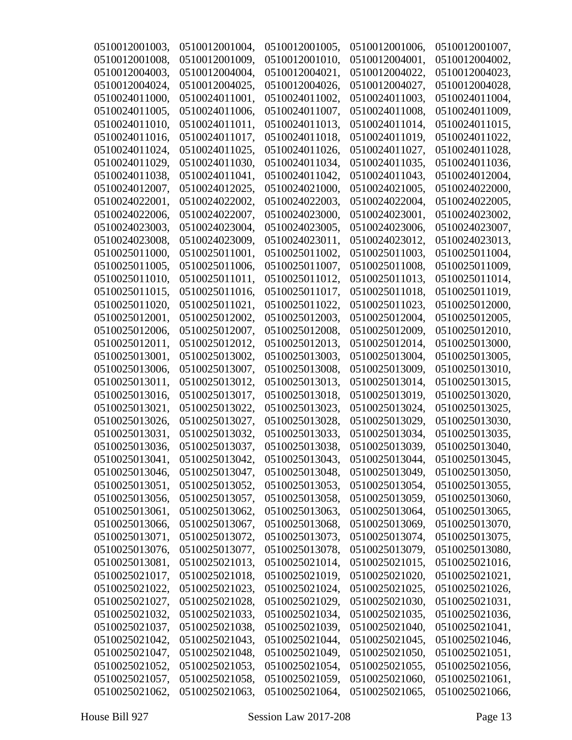0510012001003, 0510012001004, 0510012001005, 0510012001006, 0510012001007, 0510012001008, 0510012001009, 0510012001010, 0510012004001, 0510012004002, 0510012004003, 0510012004004, 0510012004021, 0510012004022, 0510012004023, 0510012004024, 0510012004025, 0510012004026, 0510012004027, 0510012004028, 0510024011000, 0510024011001, 0510024011002, 0510024011003, 0510024011004, 0510024011005, 0510024011006, 0510024011007, 0510024011008, 0510024011009, 0510024011010, 0510024011011, 0510024011013, 0510024011014, 0510024011015, 0510024011016, 0510024011017, 0510024011018, 0510024011019, 0510024011022, 0510024011024, 0510024011025, 0510024011026, 0510024011027, 0510024011028, 0510024011029, 0510024011030, 0510024011034, 0510024011035, 0510024011036, 0510024011038, 0510024011041, 0510024011042, 0510024011043, 0510024012004, 0510024012007, 0510024012025, 0510024021000, 0510024021005, 0510024022000, 0510024022001, 0510024022002, 0510024022003, 0510024022004, 0510024022005, 0510024022006, 0510024022007, 0510024023000, 0510024023001, 0510024023002, 0510024023003, 0510024023004, 0510024023005, 0510024023006, 0510024023007, 0510024023008, 0510024023009, 0510024023011, 0510024023012, 0510024023013, 0510025011000, 0510025011001, 0510025011002, 0510025011003, 0510025011004, 0510025011005, 0510025011006, 0510025011007, 0510025011008, 0510025011009, 0510025011010, 0510025011011, 0510025011012, 0510025011013, 0510025011014, 0510025011015, 0510025011016, 0510025011017, 0510025011018, 0510025011019, 0510025011020, 0510025011021, 0510025011022, 0510025011023, 0510025012000, 0510025012001, 0510025012002, 0510025012003, 0510025012004, 0510025012005, 0510025012006, 0510025012007, 0510025012008, 0510025012009, 0510025012010, 0510025012011, 0510025012012, 0510025012013, 0510025012014, 0510025013000, 0510025013001, 0510025013002, 0510025013003, 0510025013004, 0510025013005, 0510025013006, 0510025013007, 0510025013008, 0510025013009, 0510025013010, 0510025013011, 0510025013012, 0510025013013, 0510025013014, 0510025013015, 0510025013016, 0510025013017, 0510025013018, 0510025013019, 0510025013020, 0510025013021, 0510025013022, 0510025013023, 0510025013024, 0510025013025, 0510025013026, 0510025013027, 0510025013028, 0510025013029, 0510025013030, 0510025013031, 0510025013032, 0510025013033, 0510025013034, 0510025013035, 0510025013036, 0510025013037, 0510025013038, 0510025013039, 0510025013040, 0510025013041, 0510025013042, 0510025013043, 0510025013044, 0510025013045, 0510025013046, 0510025013047, 0510025013048, 0510025013049, 0510025013050, 0510025013051, 0510025013052, 0510025013053, 0510025013054, 0510025013055, 0510025013056, 0510025013057, 0510025013058, 0510025013059, 0510025013060, 0510025013061, 0510025013062, 0510025013063, 0510025013064, 0510025013065, 0510025013066, 0510025013067, 0510025013068, 0510025013069, 0510025013070, 0510025013071, 0510025013072, 0510025013073, 0510025013074, 0510025013075, 0510025013076, 0510025013077, 0510025013078, 0510025013079, 0510025013080, 0510025013081, 0510025021013, 0510025021014, 0510025021015, 0510025021016, 0510025021017, 0510025021018, 0510025021019, 0510025021020, 0510025021021, 0510025021022, 0510025021023, 0510025021024, 0510025021025, 0510025021026, 0510025021027, 0510025021028, 0510025021029, 0510025021030, 0510025021031, 0510025021032, 0510025021033, 0510025021034, 0510025021035, 0510025021036, 0510025021037, 0510025021038, 0510025021039, 0510025021040, 0510025021041, 0510025021042, 0510025021043, 0510025021044, 0510025021045, 0510025021046, 0510025021047, 0510025021048, 0510025021049, 0510025021050, 0510025021051, 0510025021052, 0510025021053, 0510025021054, 0510025021055, 0510025021056, 0510025021057, 0510025021058, 0510025021059, 0510025021060, 0510025021061, 0510025021062, 0510025021063, 0510025021064, 0510025021065, 0510025021066,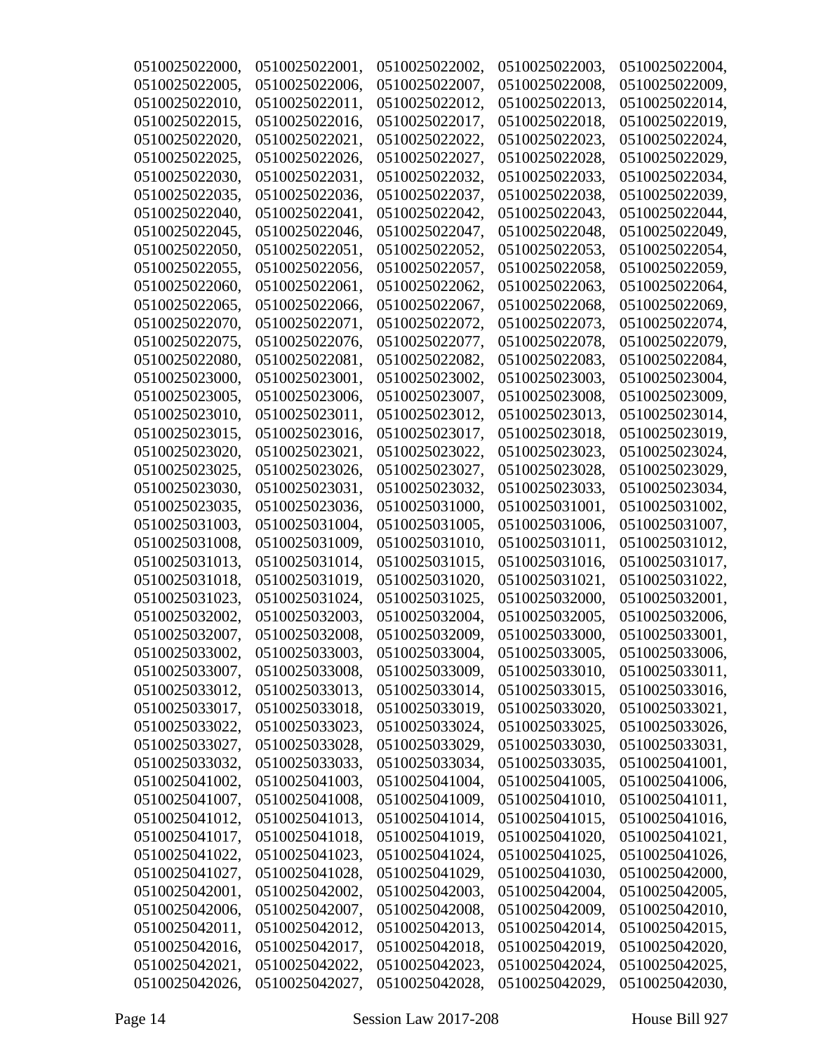0510025022000, 0510025022001, 0510025022002, 0510025022003, 0510025022004,
0510025022005, 0510025022006, 0510025022007, 0510025022008, 0510025022009,
0510025022010, 0510025022011, 0510025022012, 0510025022013, 0510025022014,
0510025022015, 0510025022016, 0510025022017, 0510025022018, 0510025022019,
0510025022020, 0510025022021, 0510025022022, 0510025022023, 0510025022024,
0510025022025, 0510025022026, 0510025022027, 0510025022028, 0510025022029,
0510025022030, 0510025022031, 0510025022032, 0510025022033, 0510025022034,
0510025022035, 0510025022036, 0510025022037, 0510025022038, 0510025022039,
0510025022040, 0510025022041, 0510025022042, 0510025022043, 0510025022044,
0510025022045, 0510025022046, 0510025022047, 0510025022048, 0510025022049,
0510025022050, 0510025022051, 0510025022052, 0510025022053, 0510025022054,
0510025022055, 0510025022056, 0510025022057, 0510025022058, 0510025022059,
0510025022060, 0510025022061, 0510025022062, 0510025022063, 0510025022064,
0510025022065, 0510025022066, 0510025022067, 0510025022068, 0510025022069,
0510025022070, 0510025022071, 0510025022072, 0510025022073, 0510025022074,
0510025022075, 0510025022076, 0510025022077, 0510025022078, 0510025022079,
0510025022080, 0510025022081, 0510025022082, 0510025022083, 0510025022084,
0510025023000, 0510025023001, 0510025023002, 0510025023003, 0510025023004,
0510025023005, 0510025023006, 0510025023007, 0510025023008, 0510025023009,
0510025023010, 0510025023011, 0510025023012, 0510025023013, 0510025023014,
0510025023015, 0510025023016, 0510025023017, 0510025023018, 0510025023019,
0510025023020, 0510025023021, 0510025023022, 0510025023023, 0510025023024,
0510025023025, 0510025023026, 0510025023027, 0510025023028, 0510025023029,
0510025023030, 0510025023031, 0510025023032, 0510025023033, 0510025023034,
0510025023035, 0510025023036, 0510025031000, 0510025031001, 0510025031002,
0510025031003, 0510025031004, 0510025031005, 0510025031006, 0510025031007,
0510025031008, 0510025031009, 0510025031010, 0510025031011, 0510025031012,
0510025031013, 0510025031014, 0510025031015, 0510025031016, 0510025031017,
0510025031018, 0510025031019, 0510025031020, 0510025031021, 0510025031022,
0510025031023, 0510025031024, 0510025031025, 0510025032000, 0510025032001,
0510025032002, 0510025032003, 0510025032004, 0510025032005, 0510025032006,
0510025032007, 0510025032008, 0510025032009, 0510025033000, 0510025033001,
0510025033002, 0510025033003, 0510025033004, 0510025033005, 0510025033006,
0510025033007, 0510025033008, 0510025033009, 0510025033010, 0510025033011,
0510025033012, 0510025033013, 0510025033014, 0510025033015, 0510025033016,
0510025033017, 0510025033018, 0510025033019, 0510025033020, 0510025033021,
0510025033022, 0510025033023, 0510025033024, 0510025033025, 0510025033026,
0510025033027, 0510025033028, 0510025033029, 0510025033030, 0510025033031,
0510025033032, 0510025033033, 0510025033034, 0510025033035, 0510025041001,
0510025041002, 0510025041003, 0510025041004, 0510025041005, 0510025041006,
0510025041007, 0510025041008, 0510025041009, 0510025041010, 0510025041011,
0510025041012, 0510025041013, 0510025041014, 0510025041015, 0510025041016,
0510025041017, 0510025041018, 0510025041019, 0510025041020, 0510025041021,
0510025041022, 0510025041023, 0510025041024, 0510025041025, 0510025041026,
0510025041027, 0510025041028, 0510025041029, 0510025041030, 0510025042000,
0510025042001, 0510025042002, 0510025042003, 0510025042004, 0510025042005,
0510025042006, 0510025042007, 0510025042008, 0510025042009, 0510025042010,
0510025042011, 0510025042012, 0510025042013, 0510025042014, 0510025042015,
0510025042016, 0510025042017, 0510025042018, 0510025042019, 0510025042020,
0510025042021, 0510025042022, 0510025042023, 0510025042024, 0510025042025,
0510025042026, 0510025042027, 0510025042028, 0510025042029, 0510025042030,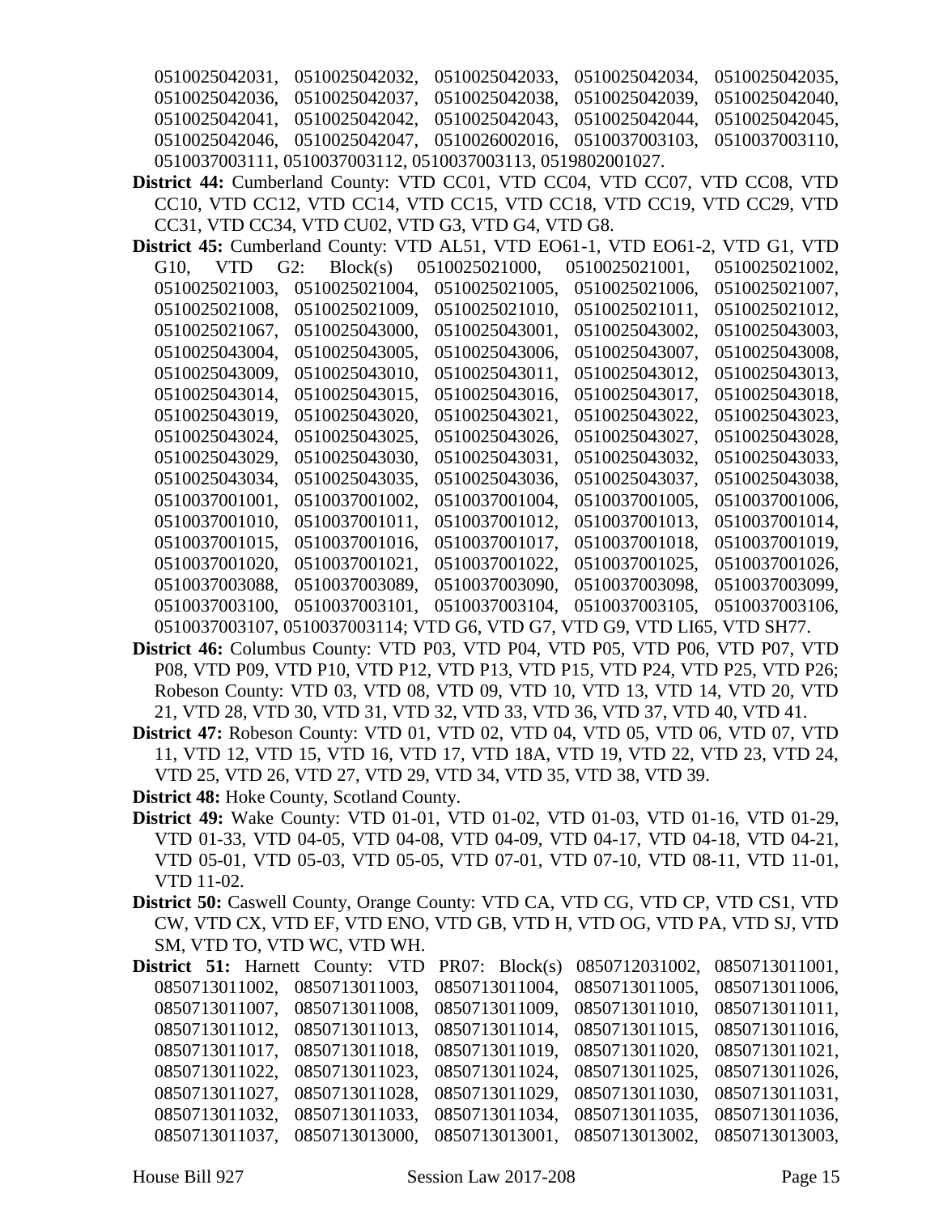0510025042031, 0510025042032, 0510025042033, 0510025042034, 0510025042035, 0510025042036, 0510025042037, 0510025042038, 0510025042039, 0510025042040, 0510025042041, 0510025042042, 0510025042043, 0510025042044, 0510025042045, 0510025042046, 0510025042047, 0510026002016, 0510037003103, 0510037003110, 0510037003111, 0510037003112, 0510037003113, 0519802001027.

**District 44:** Cumberland County: VTD CC01, VTD CC04, VTD CC07, VTD CC08, VTD CC10, VTD CC12, VTD CC14, VTD CC15, VTD CC18, VTD CC19, VTD CC29, VTD CC31, VTD CC34, VTD CU02, VTD G3, VTD G4, VTD G8.

**District 45:** Cumberland County: VTD AL51, VTD EO61-1, VTD EO61-2, VTD G1, VTD G10, VTD G2: Block(s) 0510025021000, 0510025021001, 0510025021002, 0510025021003, 0510025021004, 0510025021005, 0510025021006, 0510025021007, 0510025021008, 0510025021009, 0510025021010, 0510025021011, 0510025021012, 0510025021067, 0510025043000, 0510025043001, 0510025043002, 0510025043003, 0510025043004, 0510025043005, 0510025043006, 0510025043007, 0510025043008, 0510025043009, 0510025043010, 0510025043011, 0510025043012, 0510025043013, 0510025043014, 0510025043015, 0510025043016, 0510025043017, 0510025043018, 0510025043019, 0510025043020, 0510025043021, 0510025043022, 0510025043023, 0510025043024, 0510025043025, 0510025043026, 0510025043027, 0510025043028, 0510025043029, 0510025043030, 0510025043031, 0510025043032, 0510025043033, 0510025043034, 0510025043035, 0510025043036, 0510025043037, 0510025043038, 0510037001001, 0510037001002, 0510037001004, 0510037001005, 0510037001006, 0510037001010, 0510037001011, 0510037001012, 0510037001013, 0510037001014, 0510037001015, 0510037001016, 0510037001017, 0510037001018, 0510037001019, 0510037001020, 0510037001021, 0510037001022, 0510037001025, 0510037001026, 0510037003088, 0510037003089, 0510037003090, 0510037003098, 0510037003099, 0510037003100, 0510037003101, 0510037003104, 0510037003105, 0510037003106, 0510037003107, 0510037003114; VTD G6, VTD G7, VTD G9, VTD LI65, VTD SH77.

**District 46:** Columbus County: VTD P03, VTD P04, VTD P05, VTD P06, VTD P07, VTD P08, VTD P09, VTD P10, VTD P12, VTD P13, VTD P15, VTD P24, VTD P25, VTD P26; Robeson County: VTD 03, VTD 08, VTD 09, VTD 10, VTD 13, VTD 14, VTD 20, VTD 21, VTD 28, VTD 30, VTD 31, VTD 32, VTD 33, VTD 36, VTD 37, VTD 40, VTD 41.

**District 47:** Robeson County: VTD 01, VTD 02, VTD 04, VTD 05, VTD 06, VTD 07, VTD 11, VTD 12, VTD 15, VTD 16, VTD 17, VTD 18A, VTD 19, VTD 22, VTD 23, VTD 24, VTD 25, VTD 26, VTD 27, VTD 29, VTD 34, VTD 35, VTD 38, VTD 39.

**District 48:** Hoke County, Scotland County.

**District 49:** Wake County: VTD 01-01, VTD 01-02, VTD 01-03, VTD 01-16, VTD 01-29, VTD 01-33, VTD 04-05, VTD 04-08, VTD 04-09, VTD 04-17, VTD 04-18, VTD 04-21, VTD 05-01, VTD 05-03, VTD 05-05, VTD 07-01, VTD 07-10, VTD 08-11, VTD 11-01, VTD 11-02.

**District 50:** Caswell County, Orange County: VTD CA, VTD CG, VTD CP, VTD CS1, VTD CW, VTD CX, VTD EF, VTD ENO, VTD GB, VTD H, VTD OG, VTD PA, VTD SJ, VTD SM, VTD TO, VTD WC, VTD WH.

**District 51:** Harnett County: VTD PR07: Block(s) 0850712031002, 0850713011001, 0850713011002, 0850713011003, 0850713011004, 0850713011005, 0850713011006, 0850713011007, 0850713011008, 0850713011009, 0850713011010, 0850713011011, 0850713011012, 0850713011013, 0850713011014, 0850713011015, 0850713011016, 0850713011017, 0850713011018, 0850713011019, 0850713011020, 0850713011021, 0850713011022, 0850713011023, 0850713011024, 0850713011025, 0850713011026, 0850713011027, 0850713011028, 0850713011029, 0850713011030, 0850713011031, 0850713011032, 0850713011033, 0850713011034, 0850713011035, 0850713011036, 0850713011037, 0850713013000, 0850713013001, 0850713013002, 0850713013003,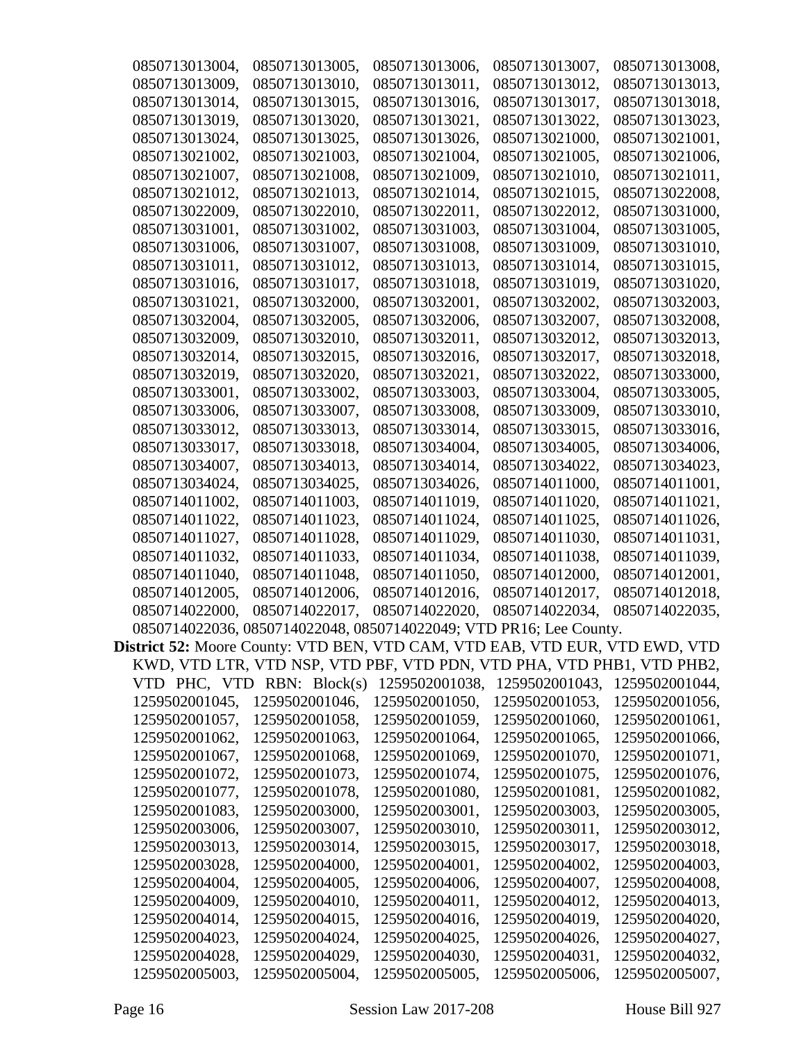0850713013004, 0850713013005, 0850713013006, 0850713013007, 0850713013008, 0850713013009, 0850713013010, 0850713013011, 0850713013012, 0850713013013, 0850713013014, 0850713013015, 0850713013016, 0850713013017, 0850713013018, 0850713013019, 0850713013020, 0850713013021, 0850713013022, 0850713013023, 0850713013024, 0850713013025, 0850713013026, 0850713021000, 0850713021001, 0850713021002, 0850713021003, 0850713021004, 0850713021005, 0850713021006, 0850713021007, 0850713021008, 0850713021009, 0850713021010, 0850713021011, 0850713021012, 0850713021013, 0850713021014, 0850713021015, 0850713022008, 0850713022009, 0850713022010, 0850713022011, 0850713022012, 0850713031000, 0850713031001, 0850713031002, 0850713031003, 0850713031004, 0850713031005, 0850713031006, 0850713031007, 0850713031008, 0850713031009, 0850713031010, 0850713031011, 0850713031012, 0850713031013, 0850713031014, 0850713031015, 0850713031016, 0850713031017, 0850713031018, 0850713031019, 0850713031020, 0850713031021, 0850713032000, 0850713032001, 0850713032002, 0850713032003, 0850713032004, 0850713032005, 0850713032006, 0850713032007, 0850713032008, 0850713032009, 0850713032010, 0850713032011, 0850713032012, 0850713032013, 0850713032014, 0850713032015, 0850713032016, 0850713032017, 0850713032018, 0850713032019, 0850713032020, 0850713032021, 0850713032022, 0850713033000, 0850713033001, 0850713033002, 0850713033003, 0850713033004, 0850713033005, 0850713033006, 0850713033007, 0850713033008, 0850713033009, 0850713033010, 0850713033012, 0850713033013, 0850713033014, 0850713033015, 0850713033016, 0850713033017, 0850713033018, 0850713034004, 0850713034005, 0850713034006, 0850713034007, 0850713034013, 0850713034014, 0850713034022, 0850713034023, 0850713034024, 0850713034025, 0850713034026, 0850714011000, 0850714011001, 0850714011002, 0850714011003, 0850714011019, 0850714011020, 0850714011021, 0850714011022, 0850714011023, 0850714011024, 0850714011025, 0850714011026, 0850714011027, 0850714011028, 0850714011029, 0850714011030, 0850714011031, 0850714011032, 0850714011033, 0850714011034, 0850714011038, 0850714011039, 0850714011040, 0850714011048, 0850714011050, 0850714012000, 0850714012001, 0850714012005, 0850714012006, 0850714012016, 0850714012017, 0850714012018, 0850714022000, 0850714022017, 0850714022020, 0850714022034, 0850714022035, 0850714022036, 0850714022048, 0850714022049; VTD PR16; Lee County.

**District 52:** Moore County: VTD BEN, VTD CAM, VTD EAB, VTD EUR, VTD EWD, VTD KWD, VTD LTR, VTD NSP, VTD PBF, VTD PDN, VTD PHA, VTD PHB1, VTD PHB2, VTD PHC, VTD RBN: Block(s) 1259502001038, 1259502001043, 1259502001044, 1259502001045, 1259502001046, 1259502001050, 1259502001053, 1259502001056, 1259502001057, 1259502001058, 1259502001059, 1259502001060, 1259502001061, 1259502001062, 1259502001063, 1259502001064, 1259502001065, 1259502001066, 1259502001067, 1259502001068, 1259502001069, 1259502001070, 1259502001071, 1259502001072, 1259502001073, 1259502001074, 1259502001075, 1259502001076, 1259502001077, 1259502001078, 1259502001080, 1259502001081, 1259502001082, 1259502001083, 1259502003000, 1259502003001, 1259502003003, 1259502003005, 1259502003006, 1259502003007, 1259502003010, 1259502003011, 1259502003012, 1259502003013, 1259502003014, 1259502003015, 1259502003017, 1259502003018, 1259502003028, 1259502004000, 1259502004001, 1259502004002, 1259502004003, 1259502004004, 1259502004005, 1259502004006, 1259502004007, 1259502004008, 1259502004009, 1259502004010, 1259502004011, 1259502004012, 1259502004013, 1259502004014, 1259502004015, 1259502004016, 1259502004019, 1259502004020, 1259502004023, 1259502004024, 1259502004025, 1259502004026, 1259502004027, 1259502004028, 1259502004029, 1259502004030, 1259502004031, 1259502004032, 1259502005003, 1259502005004, 1259502005005, 1259502005006, 1259502005007,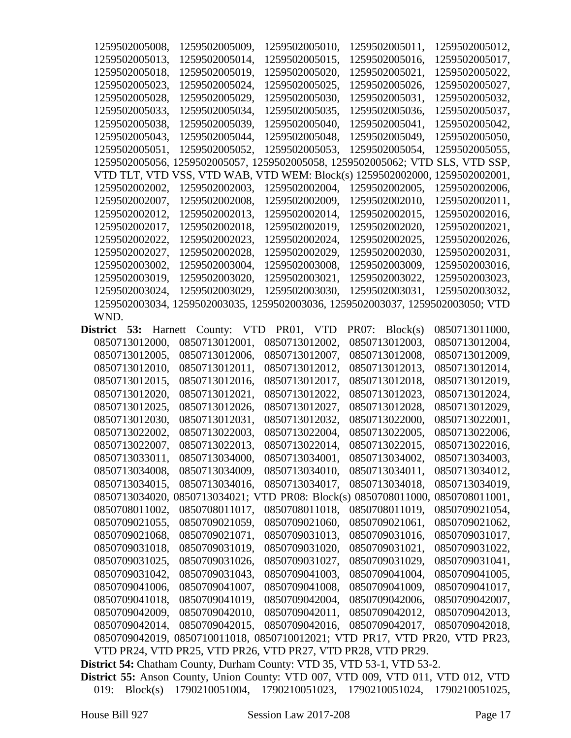1259502005008, 1259502005009, 1259502005010, 1259502005011, 1259502005012, 1259502005013, 1259502005014, 1259502005015, 1259502005016, 1259502005017, 1259502005018, 1259502005019, 1259502005020, 1259502005021, 1259502005022, 1259502005023, 1259502005024, 1259502005025, 1259502005026, 1259502005027, 1259502005028, 1259502005029, 1259502005030, 1259502005031, 1259502005032, 1259502005033, 1259502005034, 1259502005035, 1259502005036, 1259502005037, 1259502005038, 1259502005039, 1259502005040, 1259502005041, 1259502005042, 1259502005043, 1259502005044, 1259502005048, 1259502005049, 1259502005050, 1259502005051, 1259502005052, 1259502005053, 1259502005054, 1259502005055, 1259502005056, 1259502005057, 1259502005058, 1259502005062; VTD SLS, VTD SSP, VTD TLT, VTD VSS, VTD WAB, VTD WEM: Block(s) 1259502002000, 1259502002001, 1259502002002, 1259502002003, 1259502002004, 1259502002005, 1259502002006, 1259502002007, 1259502002008, 1259502002009, 1259502002010, 1259502002011, 1259502002012, 1259502002013, 1259502002014, 1259502002015, 1259502002016, 1259502002017, 1259502002018, 1259502002019, 1259502002020, 1259502002021, 1259502002022, 1259502002023, 1259502002024, 1259502002025, 1259502002026, 1259502002027, 1259502002028, 1259502002029, 1259502002030, 1259502002031, 1259502003002, 1259502003004, 1259502003008, 1259502003009, 1259502003016, 1259502003019, 1259502003020, 1259502003021, 1259502003022, 1259502003023, 1259502003024, 1259502003029, 1259502003030, 1259502003031, 1259502003032, 1259502003034, 1259502003035, 1259502003036, 1259502003037, 1259502003050; VTD WND.

**District 53:** Harnett County: VTD PR01, VTD PR07: Block(s) 0850713011000, 0850713012000, 0850713012001, 0850713012002, 0850713012003, 0850713012004, 0850713012005, 0850713012006, 0850713012007, 0850713012008, 0850713012009, 0850713012010, 0850713012011, 0850713012012, 0850713012013, 0850713012014, 0850713012015, 0850713012016, 0850713012017, 0850713012018, 0850713012019, 0850713012020, 0850713012021, 0850713012022, 0850713012023, 0850713012024, 0850713012025, 0850713012026, 0850713012027, 0850713012028, 0850713012029, 0850713012030, 0850713012031, 0850713012032, 0850713022000, 0850713022001, 0850713022002, 0850713022003, 0850713022004, 0850713022005, 0850713022006, 0850713022007, 0850713022013, 0850713022014, 0850713022015, 0850713022016, 0850713033011, 0850713034000, 0850713034001, 0850713034002, 0850713034003, 0850713034008, 0850713034009, 0850713034010, 0850713034011, 0850713034012, 0850713034015, 0850713034016, 0850713034017, 0850713034018, 0850713034019, 0850713034020, 0850713034021; VTD PR08: Block(s) 0850708011000, 0850708011001, 0850708011002, 0850708011017, 0850708011018, 0850708011019, 0850709021054, 0850709021055, 0850709021059, 0850709021060, 0850709021061, 0850709021062, 0850709021068, 0850709021071, 0850709031013, 0850709031016, 0850709031017, 0850709031018, 0850709031019, 0850709031020, 0850709031021, 0850709031022, 0850709031025, 0850709031026, 0850709031027, 0850709031029, 0850709031041, 0850709031042, 0850709031043, 0850709041003, 0850709041004, 0850709041005, 0850709041006, 0850709041007, 0850709041008, 0850709041009, 0850709041017, 0850709041018, 0850709041019, 0850709042004, 0850709042006, 0850709042007, 0850709042009, 0850709042010, 0850709042011, 0850709042012, 0850709042013, 0850709042014, 0850709042015, 0850709042016, 0850709042017, 0850709042018, 0850709042019, 0850710011018, 0850710012021; VTD PR17, VTD PR20, VTD PR23, VTD PR24, VTD PR25, VTD PR26, VTD PR27, VTD PR28, VTD PR29.

**District 54:** Chatham County, Durham County: VTD 35, VTD 53-1, VTD 53-2.

**District 55:** Anson County, Union County: VTD 007, VTD 009, VTD 011, VTD 012, VTD 019: Block(s) 1790210051004, 1790210051023, 1790210051024, 1790210051025,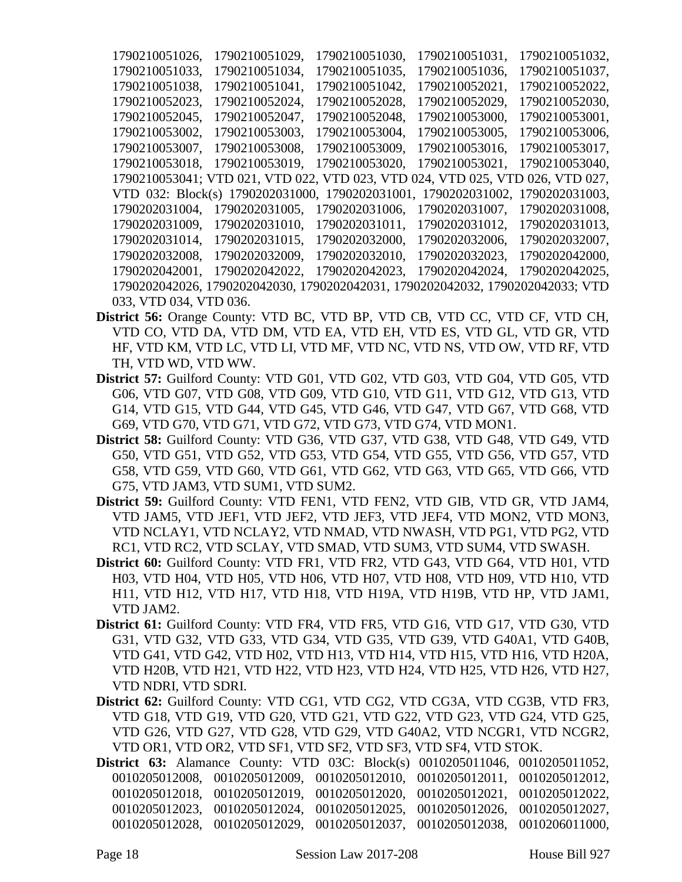1790210051026, 1790210051029, 1790210051030, 1790210051031, 1790210051032, 1790210051033, 1790210051034, 1790210051035, 1790210051036, 1790210051037, 1790210051038, 1790210051041, 1790210051042, 1790210052021, 1790210052022, 1790210052023, 1790210052024, 1790210052028, 1790210052029, 1790210052030, 1790210052045, 1790210052047, 1790210052048, 1790210053000, 1790210053001, 1790210053002, 1790210053003, 1790210053004, 1790210053005, 1790210053006, 1790210053007, 1790210053008, 1790210053009, 1790210053016, 1790210053017, 1790210053018, 1790210053019, 1790210053020, 1790210053021, 1790210053040, 1790210053041; VTD 021, VTD 022, VTD 023, VTD 024, VTD 025, VTD 026, VTD 027, VTD 032: Block(s) 1790202031000, 1790202031001, 1790202031002, 1790202031003, 1790202031004, 1790202031005, 1790202031006, 1790202031007, 1790202031008, 1790202031009, 1790202031010, 1790202031011, 1790202031012, 1790202031013, 1790202031014, 1790202031015, 1790202032000, 1790202032006, 1790202032007, 1790202032008, 1790202032009, 1790202032010, 1790202032023, 1790202042000, 1790202042001, 1790202042022, 1790202042023, 1790202042024, 1790202042025, 1790202042026, 1790202042030, 1790202042031, 1790202042032, 1790202042033; VTD 033, VTD 034, VTD 036.

**District 56:** Orange County: VTD BC, VTD BP, VTD CB, VTD CC, VTD CF, VTD CH, VTD CO, VTD DA, VTD DM, VTD EA, VTD EH, VTD ES, VTD GL, VTD GR, VTD HF, VTD KM, VTD LC, VTD LI, VTD MF, VTD NC, VTD NS, VTD OW, VTD RF, VTD TH, VTD WD, VTD WW.

**District 57:** Guilford County: VTD G01, VTD G02, VTD G03, VTD G04, VTD G05, VTD G06, VTD G07, VTD G08, VTD G09, VTD G10, VTD G11, VTD G12, VTD G13, VTD G14, VTD G15, VTD G44, VTD G45, VTD G46, VTD G47, VTD G67, VTD G68, VTD G69, VTD G70, VTD G71, VTD G72, VTD G73, VTD G74, VTD MON1.

**District 58:** Guilford County: VTD G36, VTD G37, VTD G38, VTD G48, VTD G49, VTD G50, VTD G51, VTD G52, VTD G53, VTD G54, VTD G55, VTD G56, VTD G57, VTD G58, VTD G59, VTD G60, VTD G61, VTD G62, VTD G63, VTD G65, VTD G66, VTD G75, VTD JAM3, VTD SUM1, VTD SUM2.

**District 59:** Guilford County: VTD FEN1, VTD FEN2, VTD GIB, VTD GR, VTD JAM4, VTD JAM5, VTD JEF1, VTD JEF2, VTD JEF3, VTD JEF4, VTD MON2, VTD MON3, VTD NCLAY1, VTD NCLAY2, VTD NMAD, VTD NWASH, VTD PG1, VTD PG2, VTD RC1, VTD RC2, VTD SCLAY, VTD SMAD, VTD SUM3, VTD SUM4, VTD SWASH.

**District 60:** Guilford County: VTD FR1, VTD FR2, VTD G43, VTD G64, VTD H01, VTD H03, VTD H04, VTD H05, VTD H06, VTD H07, VTD H08, VTD H09, VTD H10, VTD H11, VTD H12, VTD H17, VTD H18, VTD H19A, VTD H19B, VTD HP, VTD JAM1, VTD JAM2.

**District 61:** Guilford County: VTD FR4, VTD FR5, VTD G16, VTD G17, VTD G30, VTD G31, VTD G32, VTD G33, VTD G34, VTD G35, VTD G39, VTD G40A1, VTD G40B, VTD G41, VTD G42, VTD H02, VTD H13, VTD H14, VTD H15, VTD H16, VTD H20A, VTD H20B, VTD H21, VTD H22, VTD H23, VTD H24, VTD H25, VTD H26, VTD H27, VTD NDRI, VTD SDRI.

**District 62:** Guilford County: VTD CG1, VTD CG2, VTD CG3A, VTD CG3B, VTD FR3, VTD G18, VTD G19, VTD G20, VTD G21, VTD G22, VTD G23, VTD G24, VTD G25, VTD G26, VTD G27, VTD G28, VTD G29, VTD G40A2, VTD NCGR1, VTD NCGR2, VTD OR1, VTD OR2, VTD SF1, VTD SF2, VTD SF3, VTD SF4, VTD STOK.

**District 63:** Alamance County: VTD 03C: Block(s) 0010205011046, 0010205011052, 0010205012008, 0010205012009, 0010205012010, 0010205012011, 0010205012012, 0010205012018, 0010205012019, 0010205012020, 0010205012021, 0010205012022, 0010205012023, 0010205012024, 0010205012025, 0010205012026, 0010205012027, 0010205012028, 0010205012029, 0010205012037, 0010205012038, 0010206011000,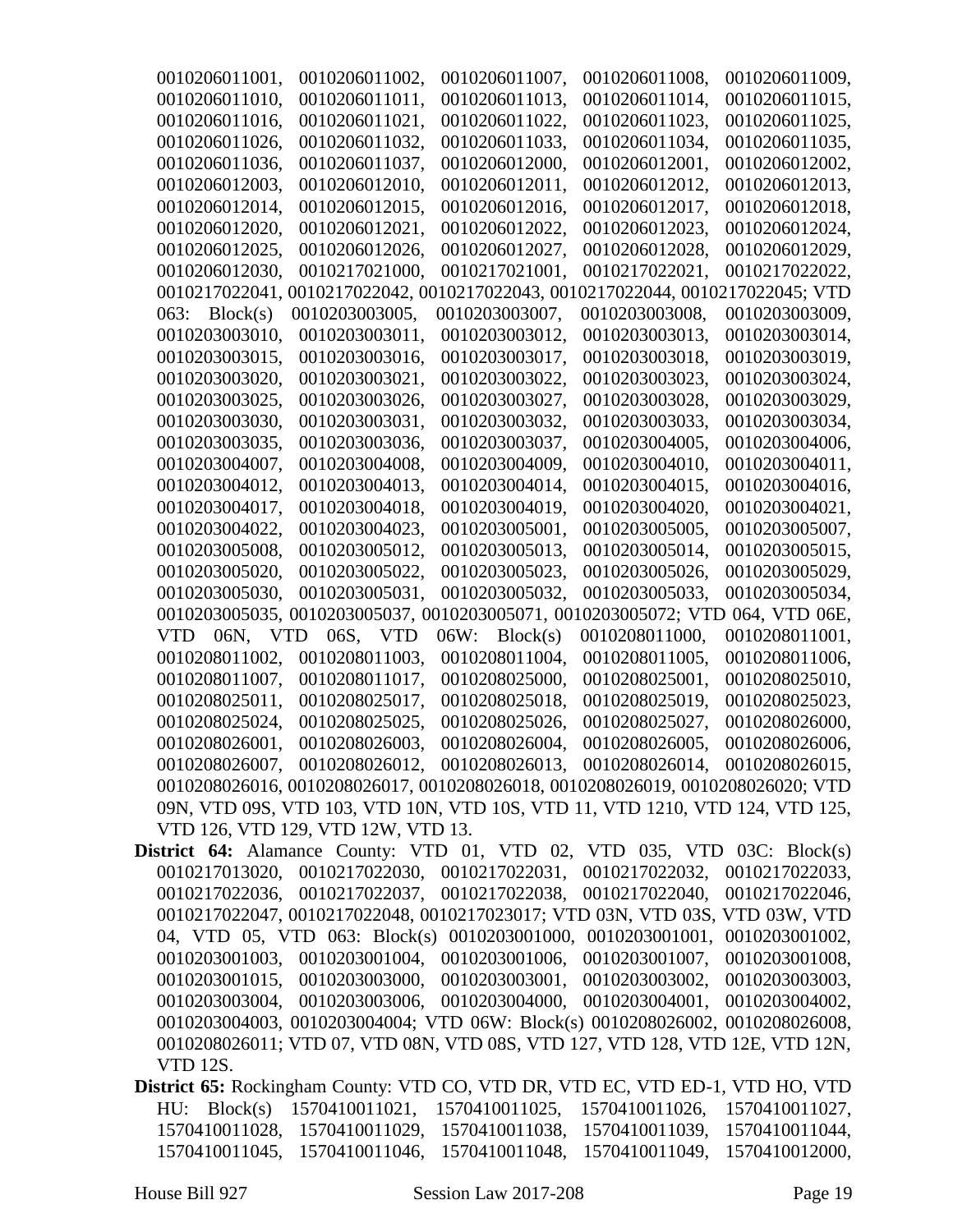0010206011001, 0010206011002, 0010206011007, 0010206011008, 0010206011009, 0010206011010, 0010206011011, 0010206011013, 0010206011014, 0010206011015, 0010206011016, 0010206011021, 0010206011022, 0010206011023, 0010206011025, 0010206011026, 0010206011032, 0010206011033, 0010206011034, 0010206011035, 0010206011036, 0010206011037, 0010206012000, 0010206012001, 0010206012002, 0010206012003, 0010206012010, 0010206012011, 0010206012012, 0010206012013, 0010206012014, 0010206012015, 0010206012016, 0010206012017, 0010206012018, 0010206012020, 0010206012021, 0010206012022, 0010206012023, 0010206012024, 0010206012025, 0010206012026, 0010206012027, 0010206012028, 0010206012029, 0010206012030, 0010217021000, 0010217021001, 0010217022021, 0010217022022, 0010217022041, 0010217022042, 0010217022043, 0010217022044, 0010217022045; VTD 063: Block(s) 0010203003005, 0010203003007, 0010203003008, 0010203003009, 0010203003010, 0010203003011, 0010203003012, 0010203003013, 0010203003014, 0010203003015, 0010203003016, 0010203003017, 0010203003018, 0010203003019, 0010203003020, 0010203003021, 0010203003022, 0010203003023, 0010203003024, 0010203003025, 0010203003026, 0010203003027, 0010203003028, 0010203003029, 0010203003030, 0010203003031, 0010203003032, 0010203003033, 0010203003034, 0010203003035, 0010203003036, 0010203003037, 0010203004005, 0010203004006, 0010203004007, 0010203004008, 0010203004009, 0010203004010, 0010203004011, 0010203004012, 0010203004013, 0010203004014, 0010203004015, 0010203004016, 0010203004017, 0010203004018, 0010203004019, 0010203004020, 0010203004021, 0010203004022, 0010203004023, 0010203005001, 0010203005005, 0010203005007, 0010203005008, 0010203005012, 0010203005013, 0010203005014, 0010203005015, 0010203005020, 0010203005022, 0010203005023, 0010203005026, 0010203005029, 0010203005030, 0010203005031, 0010203005032, 0010203005033, 0010203005034, 0010203005035, 0010203005037, 0010203005071, 0010203005072; VTD 064, VTD 06E, VTD 06N, VTD 06S, VTD 06W: Block(s) 0010208011000, 0010208011001, 0010208011002, 0010208011003, 0010208011004, 0010208011005, 0010208011006, 0010208011007, 0010208011017, 0010208025000, 0010208025001, 0010208025010, 0010208025011, 0010208025017, 0010208025018, 0010208025019, 0010208025023, 0010208025024, 0010208025025, 0010208025026, 0010208025027, 0010208026000, 0010208026001, 0010208026003, 0010208026004, 0010208026005, 0010208026006, 0010208026007, 0010208026012, 0010208026013, 0010208026014, 0010208026015, 0010208026016, 0010208026017, 0010208026018, 0010208026019, 0010208026020; VTD 09N, VTD 09S, VTD 103, VTD 10N, VTD 10S, VTD 11, VTD 1210, VTD 124, VTD 125, VTD 126, VTD 129, VTD 12W, VTD 13.

**District 64:** Alamance County: VTD 01, VTD 02, VTD 035, VTD 03C: Block(s) 0010217013020, 0010217022030, 0010217022031, 0010217022032, 0010217022033, 0010217022036, 0010217022037, 0010217022038, 0010217022040, 0010217022046, 0010217022047, 0010217022048, 0010217023017; VTD 03N, VTD 03S, VTD 03W, VTD 04, VTD 05, VTD 063: Block(s) 0010203001000, 0010203001001, 0010203001002, 0010203001003, 0010203001004, 0010203001006, 0010203001007, 0010203001008, 0010203001015, 0010203003000, 0010203003001, 0010203003002, 0010203003003, 0010203003004, 0010203003006, 0010203004000, 0010203004001, 0010203004002, 0010203004003, 0010203004004; VTD 06W: Block(s) 0010208026002, 0010208026008, 0010208026011; VTD 07, VTD 08N, VTD 08S, VTD 127, VTD 128, VTD 12E, VTD 12N, VTD 12S.

**District 65:** Rockingham County: VTD CO, VTD DR, VTD EC, VTD ED-1, VTD HO, VTD HU: Block(s) 1570410011021, 1570410011025, 1570410011026, 1570410011027, 1570410011028, 1570410011029, 1570410011038, 1570410011039, 1570410011044, 1570410011045, 1570410011046, 1570410011048, 1570410011049, 1570410012000,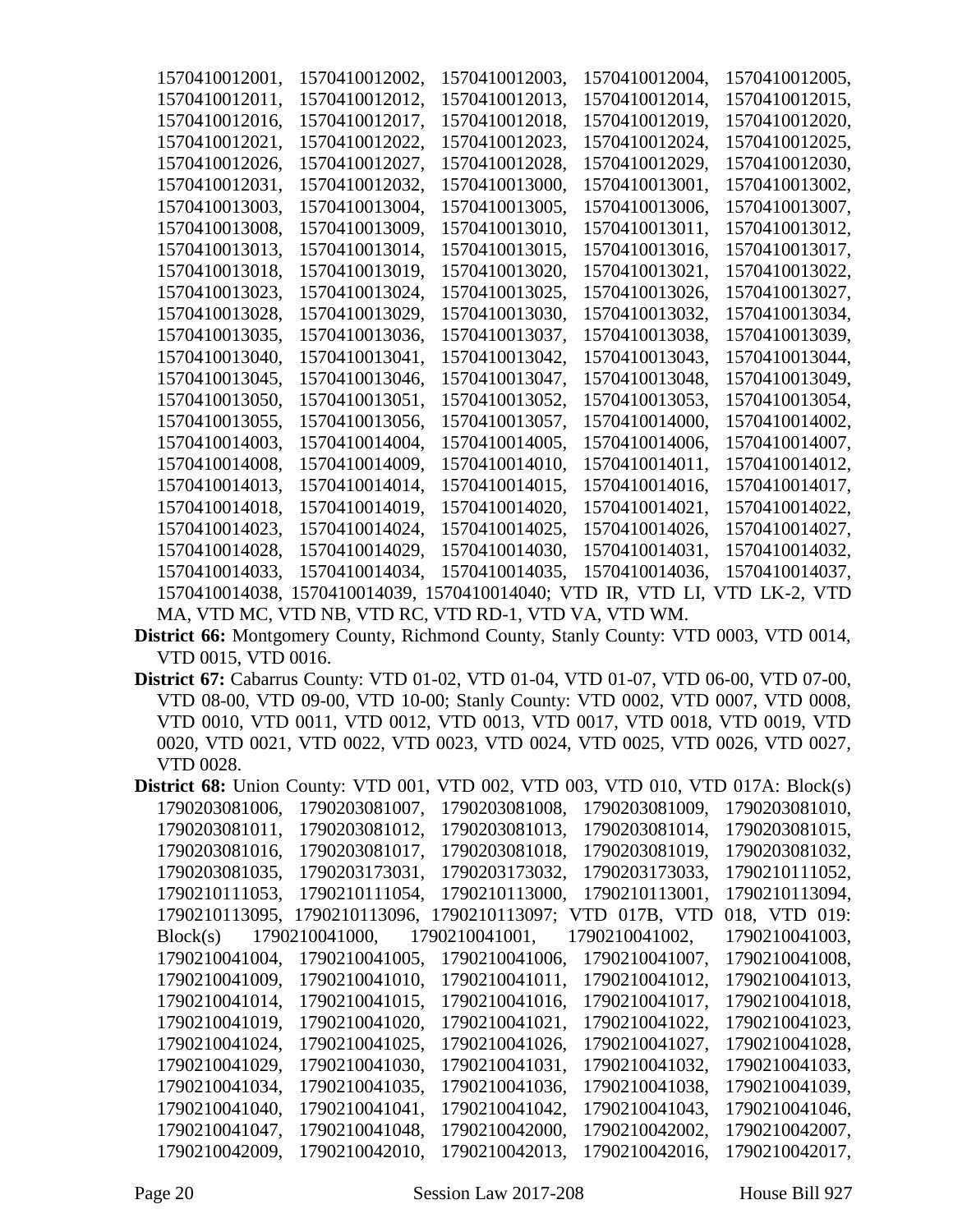1570410012001, 1570410012002, 1570410012003, 1570410012004, 1570410012005, 1570410012011, 1570410012012, 1570410012013, 1570410012014, 1570410012015, 1570410012016, 1570410012017, 1570410012018, 1570410012019, 1570410012020, 1570410012021, 1570410012022, 1570410012023, 1570410012024, 1570410012025, 1570410012026, 1570410012027, 1570410012028, 1570410012029, 1570410012030, 1570410012031, 1570410012032, 1570410013000, 1570410013001, 1570410013002, 1570410013003, 1570410013004, 1570410013005, 1570410013006, 1570410013007, 1570410013008, 1570410013009, 1570410013010, 1570410013011, 1570410013012, 1570410013013, 1570410013014, 1570410013015, 1570410013016, 1570410013017, 1570410013018, 1570410013019, 1570410013020, 1570410013021, 1570410013022, 1570410013023, 1570410013024, 1570410013025, 1570410013026, 1570410013027, 1570410013028, 1570410013029, 1570410013030, 1570410013032, 1570410013034, 1570410013035, 1570410013036, 1570410013037, 1570410013038, 1570410013039, 1570410013040, 1570410013041, 1570410013042, 1570410013043, 1570410013044, 1570410013045, 1570410013046, 1570410013047, 1570410013048, 1570410013049, 1570410013050, 1570410013051, 1570410013052, 1570410013053, 1570410013054, 1570410013055, 1570410013056, 1570410013057, 1570410014000, 1570410014002, 1570410014003, 1570410014004, 1570410014005, 1570410014006, 1570410014007, 1570410014008, 1570410014009, 1570410014010, 1570410014011, 1570410014012, 1570410014013, 1570410014014, 1570410014015, 1570410014016, 1570410014017, 1570410014018, 1570410014019, 1570410014020, 1570410014021, 1570410014022, 1570410014023, 1570410014024, 1570410014025, 1570410014026, 1570410014027, 1570410014028, 1570410014029, 1570410014030, 1570410014031, 1570410014032, 1570410014033, 1570410014034, 1570410014035, 1570410014036, 1570410014037, 1570410014038, 1570410014039, 1570410014040; VTD IR, VTD LI, VTD LK-2, VTD MA, VTD MC, VTD NB, VTD RC, VTD RD-1, VTD VA, VTD WM.

**District 66:** Montgomery County, Richmond County, Stanly County: VTD 0003, VTD 0014, VTD 0015, VTD 0016.

**District 67:** Cabarrus County: VTD 01-02, VTD 01-04, VTD 01-07, VTD 06-00, VTD 07-00, VTD 08-00, VTD 09-00, VTD 10-00; Stanly County: VTD 0002, VTD 0007, VTD 0008, VTD 0010, VTD 0011, VTD 0012, VTD 0013, VTD 0017, VTD 0018, VTD 0019, VTD 0020, VTD 0021, VTD 0022, VTD 0023, VTD 0024, VTD 0025, VTD 0026, VTD 0027, VTD 0028.

**District 68:** Union County: VTD 001, VTD 002, VTD 003, VTD 010, VTD 017A: Block(s) 1790203081006, 1790203081007, 1790203081008, 1790203081009, 1790203081010, 1790203081011, 1790203081012, 1790203081013, 1790203081014, 1790203081015, 1790203081016, 1790203081017, 1790203081018, 1790203081019, 1790203081032, 1790203081035, 1790203173031, 1790203173032, 1790203173033, 1790210111052, 1790210111053, 1790210111054, 1790210113000, 1790210113001, 1790210113094, 1790210113095, 1790210113096, 1790210113097; VTD 017B, VTD 018, VTD 019: Block(s) 1790210041000, 1790210041001, 1790210041002, 1790210041003, 1790210041004, 1790210041005, 1790210041006, 1790210041007, 1790210041008, 1790210041009, 1790210041010, 1790210041011, 1790210041012, 1790210041013, 1790210041014, 1790210041015, 1790210041016, 1790210041017, 1790210041018, 1790210041019, 1790210041020, 1790210041021, 1790210041022, 1790210041023, 1790210041024, 1790210041025, 1790210041026, 1790210041027, 1790210041028, 1790210041029, 1790210041030, 1790210041031, 1790210041032, 1790210041033, 1790210041034, 1790210041035, 1790210041036, 1790210041038, 1790210041039, 1790210041040, 1790210041041, 1790210041042, 1790210041043, 1790210041046, 1790210041047, 1790210041048, 1790210042000, 1790210042002, 1790210042007, 1790210042009, 1790210042010, 1790210042013, 1790210042016, 1790210042017,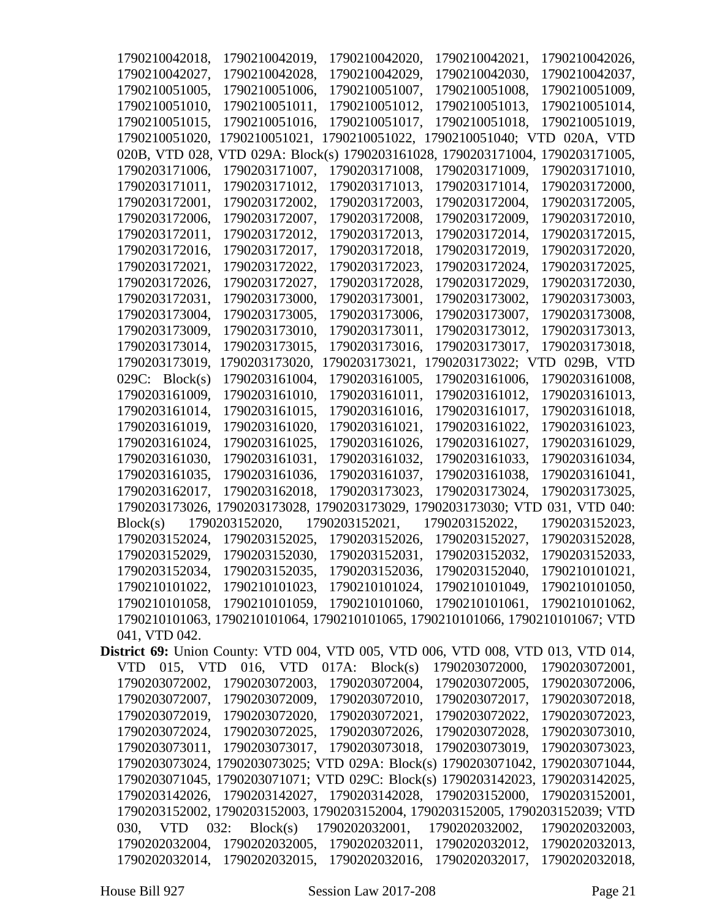1790210042018, 1790210042019, 1790210042020, 1790210042021, 1790210042026, 1790210042027, 1790210042028, 1790210042029, 1790210042030, 1790210042037, 1790210051005, 1790210051006, 1790210051007, 1790210051008, 1790210051009, 1790210051010, 1790210051011, 1790210051012, 1790210051013, 1790210051014, 1790210051015, 1790210051016, 1790210051017, 1790210051018, 1790210051019, 1790210051020, 1790210051021, 1790210051022, 1790210051040; VTD 020A, VTD 020B, VTD 028, VTD 029A: Block(s) 1790203161028, 1790203171004, 1790203171005, 1790203171006, 1790203171007, 1790203171008, 1790203171009, 1790203171010, 1790203171011, 1790203171012, 1790203171013, 1790203171014, 1790203172000, 1790203172001, 1790203172002, 1790203172003, 1790203172004, 1790203172005, 1790203172006, 1790203172007, 1790203172008, 1790203172009, 1790203172010, 1790203172011, 1790203172012, 1790203172013, 1790203172014, 1790203172015, 1790203172016, 1790203172017, 1790203172018, 1790203172019, 1790203172020, 1790203172021, 1790203172022, 1790203172023, 1790203172024, 1790203172025, 1790203172026, 1790203172027, 1790203172028, 1790203172029, 1790203172030, 1790203172031, 1790203173000, 1790203173001, 1790203173002, 1790203173003, 1790203173004, 1790203173005, 1790203173006, 1790203173007, 1790203173008, 1790203173009, 1790203173010, 1790203173011, 1790203173012, 1790203173013, 1790203173014, 1790203173015, 1790203173016, 1790203173017, 1790203173018, 1790203173019, 1790203173020, 1790203173021, 1790203173022; VTD 029B, VTD 029C: Block(s) 1790203161004, 1790203161005, 1790203161006, 1790203161008, 1790203161009, 1790203161010, 1790203161011, 1790203161012, 1790203161013, 1790203161014, 1790203161015, 1790203161016, 1790203161017, 1790203161018, 1790203161019, 1790203161020, 1790203161021, 1790203161022, 1790203161023, 1790203161024, 1790203161025, 1790203161026, 1790203161027, 1790203161029, 1790203161030, 1790203161031, 1790203161032, 1790203161033, 1790203161034, 1790203161035, 1790203161036, 1790203161037, 1790203161038, 1790203161041, 1790203162017, 1790203162018, 1790203173023, 1790203173024, 1790203173025, 1790203173026, 1790203173028, 1790203173029, 1790203173030; VTD 031, VTD 040: Block(s) 1790203152020, 1790203152021, 1790203152022, 1790203152023, 1790203152024, 1790203152025, 1790203152026, 1790203152027, 1790203152028, 1790203152029, 1790203152030, 1790203152031, 1790203152032, 1790203152033, 1790203152034, 1790203152035, 1790203152036, 1790203152040, 1790210101021, 1790210101022, 1790210101023, 1790210101024, 1790210101049, 1790210101050, 1790210101058, 1790210101059, 1790210101060, 1790210101061, 1790210101062, 1790210101063, 1790210101064, 1790210101065, 1790210101066, 1790210101067; VTD 041, VTD 042.

**District 69:** Union County: VTD 004, VTD 005, VTD 006, VTD 008, VTD 013, VTD 014, VTD 015, VTD 016, VTD 017A: Block(s) 1790203072000, 1790203072001, 1790203072002, 1790203072003, 1790203072004, 1790203072005, 1790203072006, 1790203072007, 1790203072009, 1790203072010, 1790203072017, 1790203072018, 1790203072019, 1790203072020, 1790203072021, 1790203072022, 1790203072023, 1790203072024, 1790203072025, 1790203072026, 1790203072028, 1790203073010, 1790203073011, 1790203073017, 1790203073018, 1790203073019, 1790203073023, 1790203073024, 1790203073025; VTD 029A: Block(s) 1790203071042, 1790203071044, 1790203071045, 1790203071071; VTD 029C: Block(s) 1790203142023, 1790203142025, 1790203142026, 1790203142027, 1790203142028, 1790203152000, 1790203152001, 1790203152002, 1790203152003, 1790203152004, 1790203152005, 1790203152039; VTD 030, VTD 032: Block(s) 1790202032001, 1790202032002, 1790202032003, 1790202032004, 1790202032005, 1790202032011, 1790202032012, 1790202032013, 1790202032014, 1790202032015, 1790202032016, 1790202032017, 1790202032018,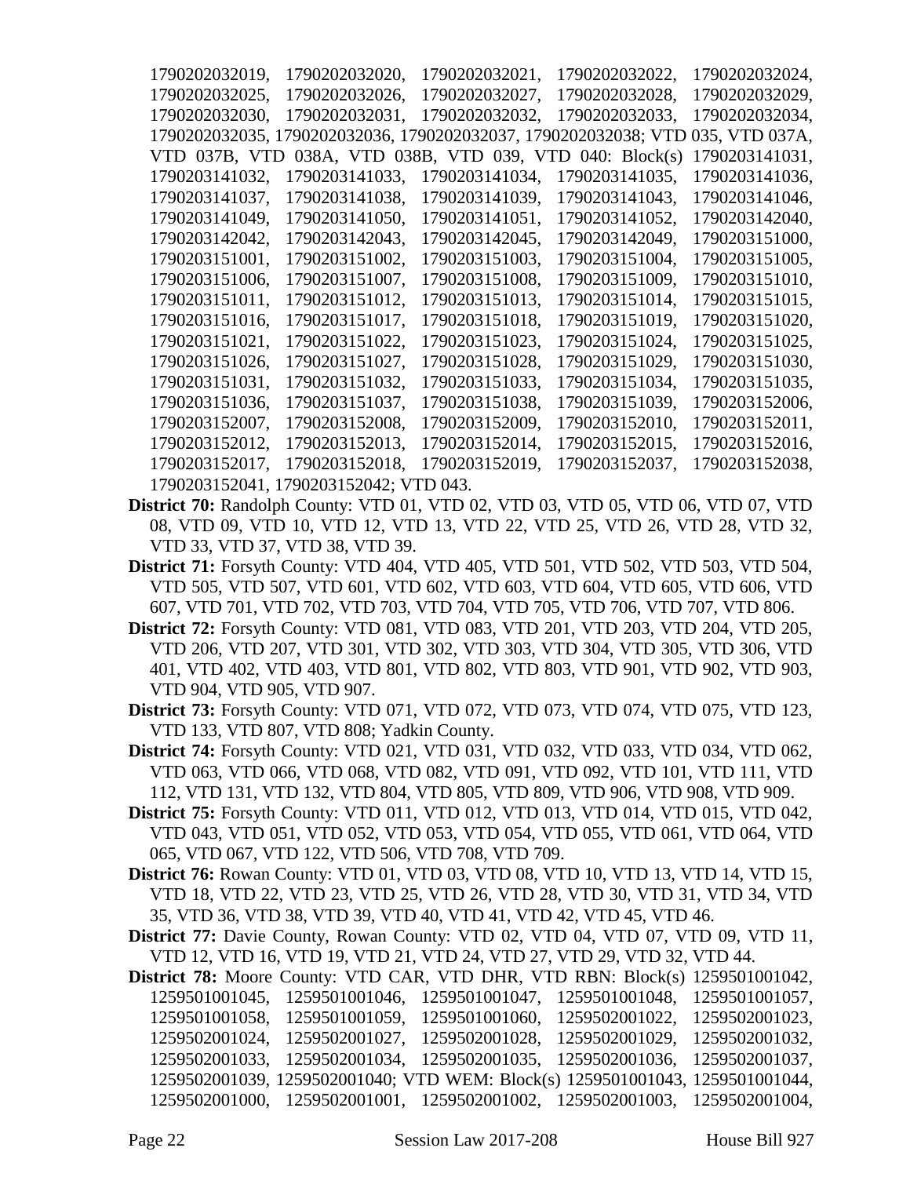1790202032019, 1790202032020, 1790202032021, 1790202032022, 1790202032024, 1790202032025, 1790202032026, 1790202032027, 1790202032028, 1790202032029, 1790202032030, 1790202032031, 1790202032032, 1790202032033, 1790202032034, 1790202032035, 1790202032036, 1790202032037, 1790202032038; VTD 035, VTD 037A, VTD 037B, VTD 038A, VTD 038B, VTD 039, VTD 040: Block(s) 1790203141031, 1790203141032, 1790203141033, 1790203141034, 1790203141035, 1790203141036, 1790203141037, 1790203141038, 1790203141039, 1790203141043, 1790203141046, 1790203141049, 1790203141050, 1790203141051, 1790203141052, 1790203142040, 1790203142042, 1790203142043, 1790203142045, 1790203142049, 1790203151000, 1790203151001, 1790203151002, 1790203151003, 1790203151004, 1790203151005, 1790203151006, 1790203151007, 1790203151008, 1790203151009, 1790203151010, 1790203151011, 1790203151012, 1790203151013, 1790203151014, 1790203151015, 1790203151016, 1790203151017, 1790203151018, 1790203151019, 1790203151020, 1790203151021, 1790203151022, 1790203151023, 1790203151024, 1790203151025, 1790203151026, 1790203151027, 1790203151028, 1790203151029, 1790203151030, 1790203151031, 1790203151032, 1790203151033, 1790203151034, 1790203151035, 1790203151036, 1790203151037, 1790203151038, 1790203151039, 1790203152006, 1790203152007, 1790203152008, 1790203152009, 1790203152010, 1790203152011, 1790203152012, 1790203152013, 1790203152014, 1790203152015, 1790203152016, 1790203152017, 1790203152018, 1790203152019, 1790203152037, 1790203152038, 1790203152041, 1790203152042; VTD 043.

**District 70:** Randolph County: VTD 01, VTD 02, VTD 03, VTD 05, VTD 06, VTD 07, VTD 08, VTD 09, VTD 10, VTD 12, VTD 13, VTD 22, VTD 25, VTD 26, VTD 28, VTD 32, VTD 33, VTD 37, VTD 38, VTD 39.

**District 71:** Forsyth County: VTD 404, VTD 405, VTD 501, VTD 502, VTD 503, VTD 504, VTD 505, VTD 507, VTD 601, VTD 602, VTD 603, VTD 604, VTD 605, VTD 606, VTD 607, VTD 701, VTD 702, VTD 703, VTD 704, VTD 705, VTD 706, VTD 707, VTD 806.

**District 72:** Forsyth County: VTD 081, VTD 083, VTD 201, VTD 203, VTD 204, VTD 205, VTD 206, VTD 207, VTD 301, VTD 302, VTD 303, VTD 304, VTD 305, VTD 306, VTD 401, VTD 402, VTD 403, VTD 801, VTD 802, VTD 803, VTD 901, VTD 902, VTD 903, VTD 904, VTD 905, VTD 907.

**District 73:** Forsyth County: VTD 071, VTD 072, VTD 073, VTD 074, VTD 075, VTD 123, VTD 133, VTD 807, VTD 808; Yadkin County.

**District 74:** Forsyth County: VTD 021, VTD 031, VTD 032, VTD 033, VTD 034, VTD 062, VTD 063, VTD 066, VTD 068, VTD 082, VTD 091, VTD 092, VTD 101, VTD 111, VTD 112, VTD 131, VTD 132, VTD 804, VTD 805, VTD 809, VTD 906, VTD 908, VTD 909.

**District 75:** Forsyth County: VTD 011, VTD 012, VTD 013, VTD 014, VTD 015, VTD 042, VTD 043, VTD 051, VTD 052, VTD 053, VTD 054, VTD 055, VTD 061, VTD 064, VTD 065, VTD 067, VTD 122, VTD 506, VTD 708, VTD 709.

**District 76:** Rowan County: VTD 01, VTD 03, VTD 08, VTD 10, VTD 13, VTD 14, VTD 15, VTD 18, VTD 22, VTD 23, VTD 25, VTD 26, VTD 28, VTD 30, VTD 31, VTD 34, VTD 35, VTD 36, VTD 38, VTD 39, VTD 40, VTD 41, VTD 42, VTD 45, VTD 46.

**District 77:** Davie County, Rowan County: VTD 02, VTD 04, VTD 07, VTD 09, VTD 11, VTD 12, VTD 16, VTD 19, VTD 21, VTD 24, VTD 27, VTD 29, VTD 32, VTD 44.

**District 78:** Moore County: VTD CAR, VTD DHR, VTD RBN: Block(s) 1259501001042, 1259501001045, 1259501001046, 1259501001047, 1259501001048, 1259501001057, 1259501001058, 1259501001059, 1259501001060, 1259502001022, 1259502001023, 1259502001024, 1259502001027, 1259502001028, 1259502001029, 1259502001032, 1259502001033, 1259502001034, 1259502001035, 1259502001036, 1259502001037, 1259502001039, 1259502001040; VTD WEM: Block(s) 1259501001043, 1259501001044, 1259502001000, 1259502001001, 1259502001002, 1259502001003, 1259502001004,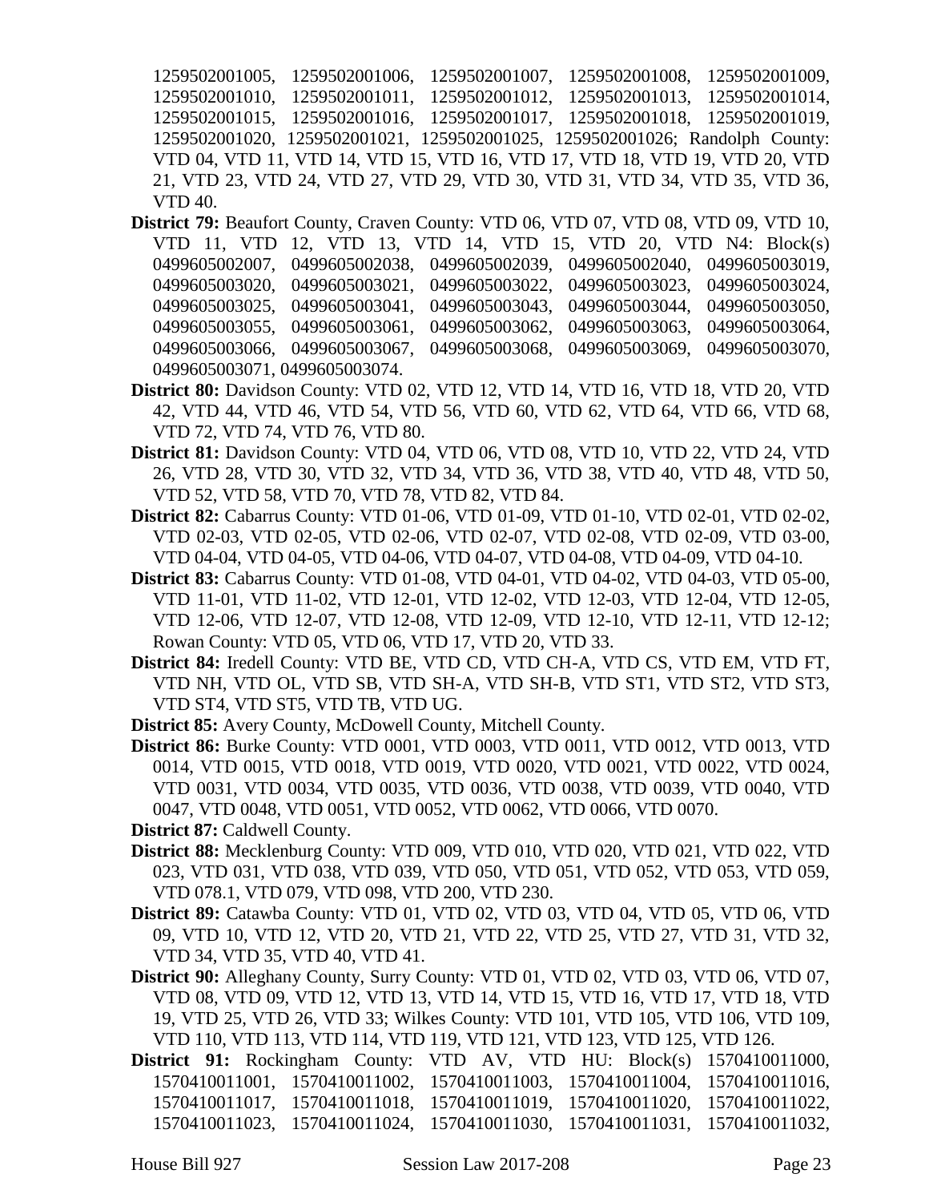1259502001005, 1259502001006, 1259502001007, 1259502001008, 1259502001009, 1259502001010, 1259502001011, 1259502001012, 1259502001013, 1259502001014, 1259502001015, 1259502001016, 1259502001017, 1259502001018, 1259502001019, 1259502001020, 1259502001021, 1259502001025, 1259502001026; Randolph County: VTD 04, VTD 11, VTD 14, VTD 15, VTD 16, VTD 17, VTD 18, VTD 19, VTD 20, VTD 21, VTD 23, VTD 24, VTD 27, VTD 29, VTD 30, VTD 31, VTD 34, VTD 35, VTD 36, VTD 40.

**District 79:** Beaufort County, Craven County: VTD 06, VTD 07, VTD 08, VTD 09, VTD 10, VTD 11, VTD 12, VTD 13, VTD 14, VTD 15, VTD 20, VTD N4: Block(s) 0499605002007, 0499605002038, 0499605002039, 0499605002040, 0499605003019, 0499605003020, 0499605003021, 0499605003022, 0499605003023, 0499605003024, 0499605003025, 0499605003041, 0499605003043, 0499605003044, 0499605003050, 0499605003055, 0499605003061, 0499605003062, 0499605003063, 0499605003064, 0499605003066, 0499605003067, 0499605003068, 0499605003069, 0499605003070, 0499605003071, 0499605003074.

**District 80:** Davidson County: VTD 02, VTD 12, VTD 14, VTD 16, VTD 18, VTD 20, VTD 42, VTD 44, VTD 46, VTD 54, VTD 56, VTD 60, VTD 62, VTD 64, VTD 66, VTD 68, VTD 72, VTD 74, VTD 76, VTD 80.

**District 81:** Davidson County: VTD 04, VTD 06, VTD 08, VTD 10, VTD 22, VTD 24, VTD 26, VTD 28, VTD 30, VTD 32, VTD 34, VTD 36, VTD 38, VTD 40, VTD 48, VTD 50, VTD 52, VTD 58, VTD 70, VTD 78, VTD 82, VTD 84.

**District 82:** Cabarrus County: VTD 01-06, VTD 01-09, VTD 01-10, VTD 02-01, VTD 02-02, VTD 02-03, VTD 02-05, VTD 02-06, VTD 02-07, VTD 02-08, VTD 02-09, VTD 03-00, VTD 04-04, VTD 04-05, VTD 04-06, VTD 04-07, VTD 04-08, VTD 04-09, VTD 04-10.

**District 83:** Cabarrus County: VTD 01-08, VTD 04-01, VTD 04-02, VTD 04-03, VTD 05-00, VTD 11-01, VTD 11-02, VTD 12-01, VTD 12-02, VTD 12-03, VTD 12-04, VTD 12-05, VTD 12-06, VTD 12-07, VTD 12-08, VTD 12-09, VTD 12-10, VTD 12-11, VTD 12-12; Rowan County: VTD 05, VTD 06, VTD 17, VTD 20, VTD 33.

**District 84:** Iredell County: VTD BE, VTD CD, VTD CH-A, VTD CS, VTD EM, VTD FT, VTD NH, VTD OL, VTD SB, VTD SH-A, VTD SH-B, VTD ST1, VTD ST2, VTD ST3, VTD ST4, VTD ST5, VTD TB, VTD UG.

**District 85:** Avery County, McDowell County, Mitchell County.

**District 86:** Burke County: VTD 0001, VTD 0003, VTD 0011, VTD 0012, VTD 0013, VTD 0014, VTD 0015, VTD 0018, VTD 0019, VTD 0020, VTD 0021, VTD 0022, VTD 0024, VTD 0031, VTD 0034, VTD 0035, VTD 0036, VTD 0038, VTD 0039, VTD 0040, VTD 0047, VTD 0048, VTD 0051, VTD 0052, VTD 0062, VTD 0066, VTD 0070.

**District 87:** Caldwell County.

**District 88:** Mecklenburg County: VTD 009, VTD 010, VTD 020, VTD 021, VTD 022, VTD 023, VTD 031, VTD 038, VTD 039, VTD 050, VTD 051, VTD 052, VTD 053, VTD 059, VTD 078.1, VTD 079, VTD 098, VTD 200, VTD 230.

**District 89:** Catawba County: VTD 01, VTD 02, VTD 03, VTD 04, VTD 05, VTD 06, VTD 09, VTD 10, VTD 12, VTD 20, VTD 21, VTD 22, VTD 25, VTD 27, VTD 31, VTD 32, VTD 34, VTD 35, VTD 40, VTD 41.

**District 90:** Alleghany County, Surry County: VTD 01, VTD 02, VTD 03, VTD 06, VTD 07, VTD 08, VTD 09, VTD 12, VTD 13, VTD 14, VTD 15, VTD 16, VTD 17, VTD 18, VTD 19, VTD 25, VTD 26, VTD 33; Wilkes County: VTD 101, VTD 105, VTD 106, VTD 109, VTD 110, VTD 113, VTD 114, VTD 119, VTD 121, VTD 123, VTD 125, VTD 126.

**District 91:** Rockingham County: VTD AV, VTD HU: Block(s) 1570410011000, 1570410011001, 1570410011002, 1570410011003, 1570410011004, 1570410011016, 1570410011017, 1570410011018, 1570410011019, 1570410011020, 1570410011022, 1570410011023, 1570410011024, 1570410011030, 1570410011031, 1570410011032,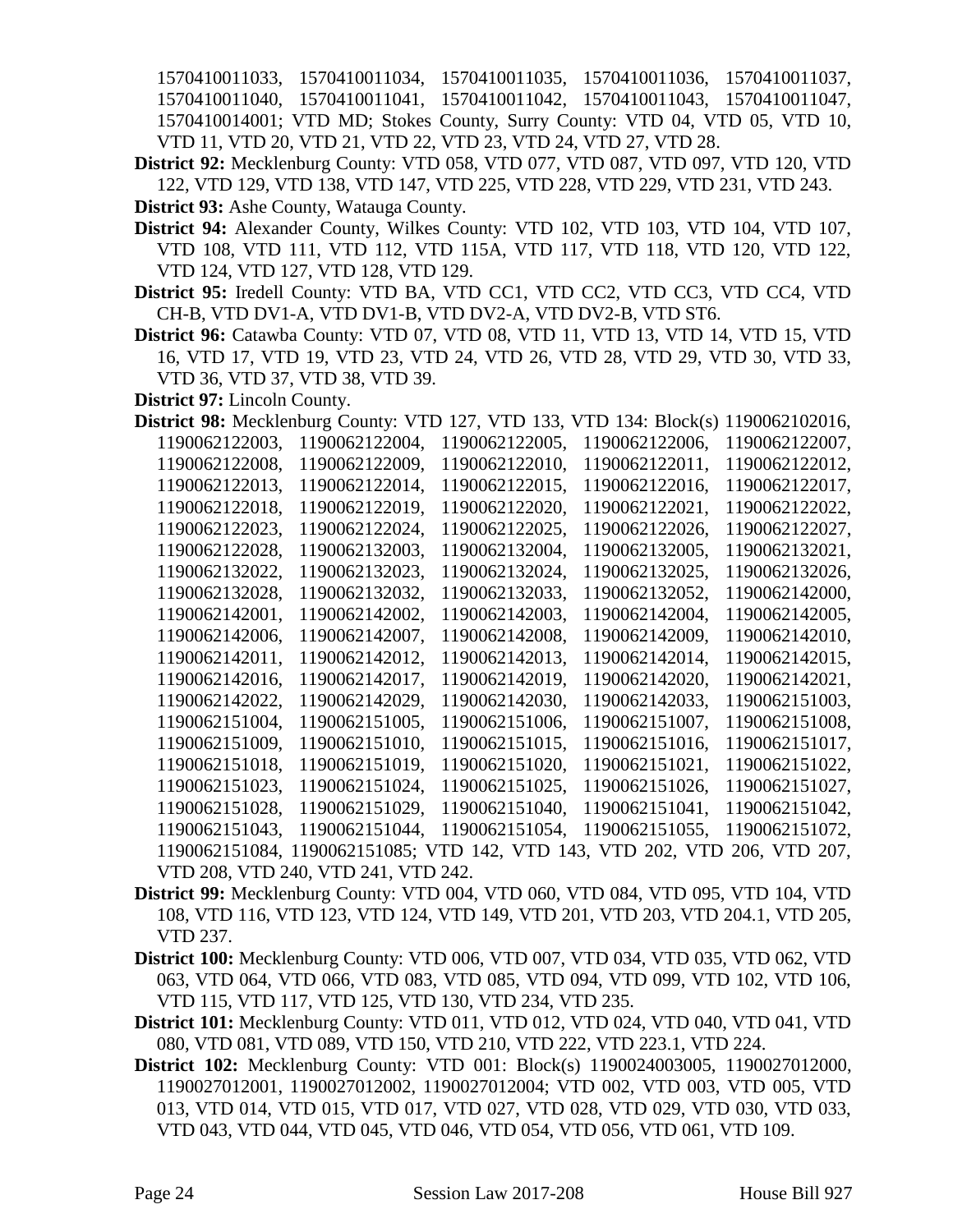1570410011033, 1570410011034, 1570410011035, 1570410011036, 1570410011037, 1570410011040, 1570410011041, 1570410011042, 1570410011043, 1570410011047, 1570410014001; VTD MD; Stokes County, Surry County: VTD 04, VTD 05, VTD 10, VTD 11, VTD 20, VTD 21, VTD 22, VTD 23, VTD 24, VTD 27, VTD 28.

**District 92:** Mecklenburg County: VTD 058, VTD 077, VTD 087, VTD 097, VTD 120, VTD 122, VTD 129, VTD 138, VTD 147, VTD 225, VTD 228, VTD 229, VTD 231, VTD 243.

**District 93:** Ashe County, Watauga County.

**District 94:** Alexander County, Wilkes County: VTD 102, VTD 103, VTD 104, VTD 107, VTD 108, VTD 111, VTD 112, VTD 115A, VTD 117, VTD 118, VTD 120, VTD 122, VTD 124, VTD 127, VTD 128, VTD 129.

**District 95:** Iredell County: VTD BA, VTD CC1, VTD CC2, VTD CC3, VTD CC4, VTD CH-B, VTD DV1-A, VTD DV1-B, VTD DV2-A, VTD DV2-B, VTD ST6.

**District 96:** Catawba County: VTD 07, VTD 08, VTD 11, VTD 13, VTD 14, VTD 15, VTD 16, VTD 17, VTD 19, VTD 23, VTD 24, VTD 26, VTD 28, VTD 29, VTD 30, VTD 33, VTD 36, VTD 37, VTD 38, VTD 39.

**District 97:** Lincoln County.

**District 98:** Mecklenburg County: VTD 127, VTD 133, VTD 134: Block(s) 1190062102016, 1190062122003, 1190062122004, 1190062122005, 1190062122006, 1190062122007, 1190062122008, 1190062122009, 1190062122010, 1190062122011, 1190062122012, 1190062122013, 1190062122014, 1190062122015, 1190062122016, 1190062122017, 1190062122018, 1190062122019, 1190062122020, 1190062122021, 1190062122022, 1190062122023, 1190062122024, 1190062122025, 1190062122026, 1190062122027, 1190062122028, 1190062132003, 1190062132004, 1190062132005, 1190062132021, 1190062132022, 1190062132023, 1190062132024, 1190062132025, 1190062132026, 1190062132028, 1190062132032, 1190062132033, 1190062132052, 1190062142000, 1190062142001, 1190062142002, 1190062142003, 1190062142004, 1190062142005, 1190062142006, 1190062142007, 1190062142008, 1190062142009, 1190062142010, 1190062142011, 1190062142012, 1190062142013, 1190062142014, 1190062142015, 1190062142016, 1190062142017, 1190062142019, 1190062142020, 1190062142021, 1190062142022, 1190062142029, 1190062142030, 1190062142033, 1190062151003, 1190062151004, 1190062151005, 1190062151006, 1190062151007, 1190062151008, 1190062151009, 1190062151010, 1190062151015, 1190062151016, 1190062151017, 1190062151018, 1190062151019, 1190062151020, 1190062151021, 1190062151022, 1190062151023, 1190062151024, 1190062151025, 1190062151026, 1190062151027, 1190062151028, 1190062151029, 1190062151040, 1190062151041, 1190062151042, 1190062151043, 1190062151044, 1190062151054, 1190062151055, 1190062151072, 1190062151084, 1190062151085; VTD 142, VTD 143, VTD 202, VTD 206, VTD 207, VTD 208, VTD 240, VTD 241, VTD 242.

**District 99:** Mecklenburg County: VTD 004, VTD 060, VTD 084, VTD 095, VTD 104, VTD 108, VTD 116, VTD 123, VTD 124, VTD 149, VTD 201, VTD 203, VTD 204.1, VTD 205, VTD 237.

**District 100:** Mecklenburg County: VTD 006, VTD 007, VTD 034, VTD 035, VTD 062, VTD 063, VTD 064, VTD 066, VTD 083, VTD 085, VTD 094, VTD 099, VTD 102, VTD 106, VTD 115, VTD 117, VTD 125, VTD 130, VTD 234, VTD 235.

**District 101:** Mecklenburg County: VTD 011, VTD 012, VTD 024, VTD 040, VTD 041, VTD 080, VTD 081, VTD 089, VTD 150, VTD 210, VTD 222, VTD 223.1, VTD 224.

**District 102:** Mecklenburg County: VTD 001: Block(s) 1190024003005, 1190027012000, 1190027012001, 1190027012002, 1190027012004; VTD 002, VTD 003, VTD 005, VTD 013, VTD 014, VTD 015, VTD 017, VTD 027, VTD 028, VTD 029, VTD 030, VTD 033, VTD 043, VTD 044, VTD 045, VTD 046, VTD 054, VTD 056, VTD 061, VTD 109.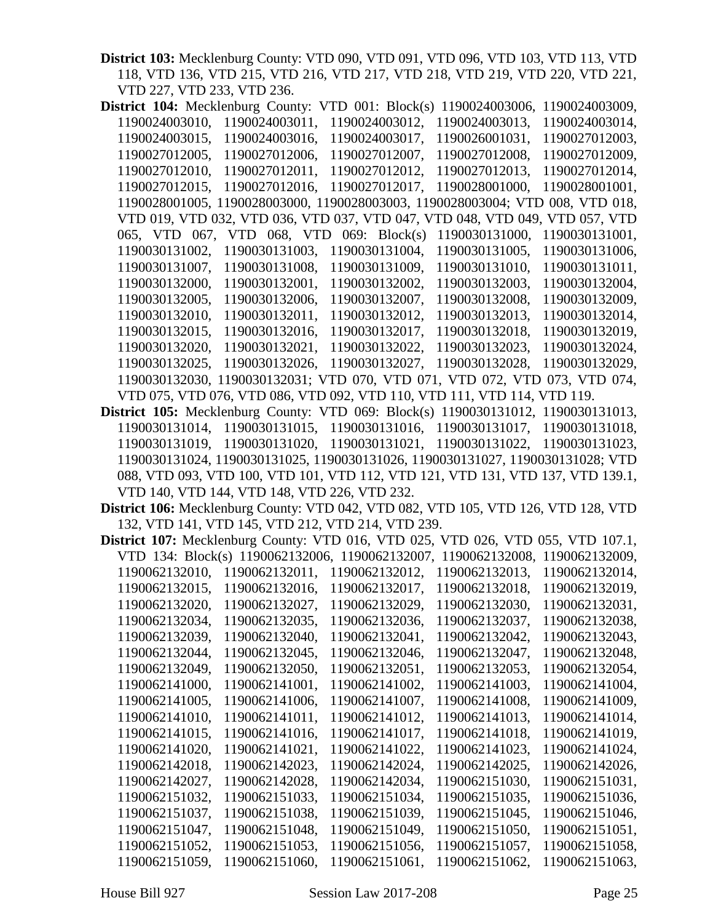**District 103:** Mecklenburg County: VTD 090, VTD 091, VTD 096, VTD 103, VTD 113, VTD 118, VTD 136, VTD 215, VTD 216, VTD 217, VTD 218, VTD 219, VTD 220, VTD 221, VTD 227, VTD 233, VTD 236.

**District 104:** Mecklenburg County: VTD 001: Block(s) 1190024003006, 1190024003009, 1190024003010, 1190024003011, 1190024003012, 1190024003013, 1190024003014, 1190024003015, 1190024003016, 1190024003017, 1190026001031, 1190027012003, 1190027012005, 1190027012006, 1190027012007, 1190027012008, 1190027012009, 1190027012010, 1190027012011, 1190027012012, 1190027012013, 1190027012014, 1190027012015, 1190027012016, 1190027012017, 1190028001000, 1190028001001, 1190028001005, 1190028003000, 1190028003003, 1190028003004; VTD 008, VTD 018, VTD 019, VTD 032, VTD 036, VTD 037, VTD 047, VTD 048, VTD 049, VTD 057, VTD 065, VTD 067, VTD 068, VTD 069: Block(s) 1190030131000, 1190030131001, 1190030131002, 1190030131003, 1190030131004, 1190030131005, 1190030131006, 1190030131007, 1190030131008, 1190030131009, 1190030131010, 1190030131011, 1190030132000, 1190030132001, 1190030132002, 1190030132003, 1190030132004, 1190030132005, 1190030132006, 1190030132007, 1190030132008, 1190030132009, 1190030132010, 1190030132011, 1190030132012, 1190030132013, 1190030132014, 1190030132015, 1190030132016, 1190030132017, 1190030132018, 1190030132019, 1190030132020, 1190030132021, 1190030132022, 1190030132023, 1190030132024, 1190030132025, 1190030132026, 1190030132027, 1190030132028, 1190030132029, 1190030132030, 1190030132031; VTD 070, VTD 071, VTD 072, VTD 073, VTD 074, VTD 075, VTD 076, VTD 086, VTD 092, VTD 110, VTD 111, VTD 114, VTD 119.

**District 105:** Mecklenburg County: VTD 069: Block(s) 1190030131012, 1190030131013, 1190030131014, 1190030131015, 1190030131016, 1190030131017, 1190030131018, 1190030131019, 1190030131020, 1190030131021, 1190030131022, 1190030131023, 1190030131024, 1190030131025, 1190030131026, 1190030131027, 1190030131028; VTD 088, VTD 093, VTD 100, VTD 101, VTD 112, VTD 121, VTD 131, VTD 137, VTD 139.1, VTD 140, VTD 144, VTD 148, VTD 226, VTD 232.

**District 106:** Mecklenburg County: VTD 042, VTD 082, VTD 105, VTD 126, VTD 128, VTD 132, VTD 141, VTD 145, VTD 212, VTD 214, VTD 239.

**District 107:** Mecklenburg County: VTD 016, VTD 025, VTD 026, VTD 055, VTD 107.1, VTD 134: Block(s) 1190062132006, 1190062132007, 1190062132008, 1190062132009, 1190062132010, 1190062132011, 1190062132012, 1190062132013, 1190062132014, 1190062132015, 1190062132016, 1190062132017, 1190062132018, 1190062132019, 1190062132020, 1190062132027, 1190062132029, 1190062132030, 1190062132031, 1190062132034, 1190062132035, 1190062132036, 1190062132037, 1190062132038, 1190062132039, 1190062132040, 1190062132041, 1190062132042, 1190062132043, 1190062132044, 1190062132045, 1190062132046, 1190062132047, 1190062132048, 1190062132049, 1190062132050, 1190062132051, 1190062132053, 1190062132054, 1190062141000, 1190062141001, 1190062141002, 1190062141003, 1190062141004, 1190062141005, 1190062141006, 1190062141007, 1190062141008, 1190062141009, 1190062141010, 1190062141011, 1190062141012, 1190062141013, 1190062141014, 1190062141015, 1190062141016, 1190062141017, 1190062141018, 1190062141019, 1190062141020, 1190062141021, 1190062141022, 1190062141023, 1190062141024, 1190062142018, 1190062142023, 1190062142024, 1190062142025, 1190062142026, 1190062142027, 1190062142028, 1190062142034, 1190062151030, 1190062151031, 1190062151032, 1190062151033, 1190062151034, 1190062151035, 1190062151036, 1190062151037, 1190062151038, 1190062151039, 1190062151045, 1190062151046, 1190062151047, 1190062151048, 1190062151049, 1190062151050, 1190062151051, 1190062151052, 1190062151053, 1190062151056, 1190062151057, 1190062151058, 1190062151059, 1190062151060, 1190062151061, 1190062151062, 1190062151063,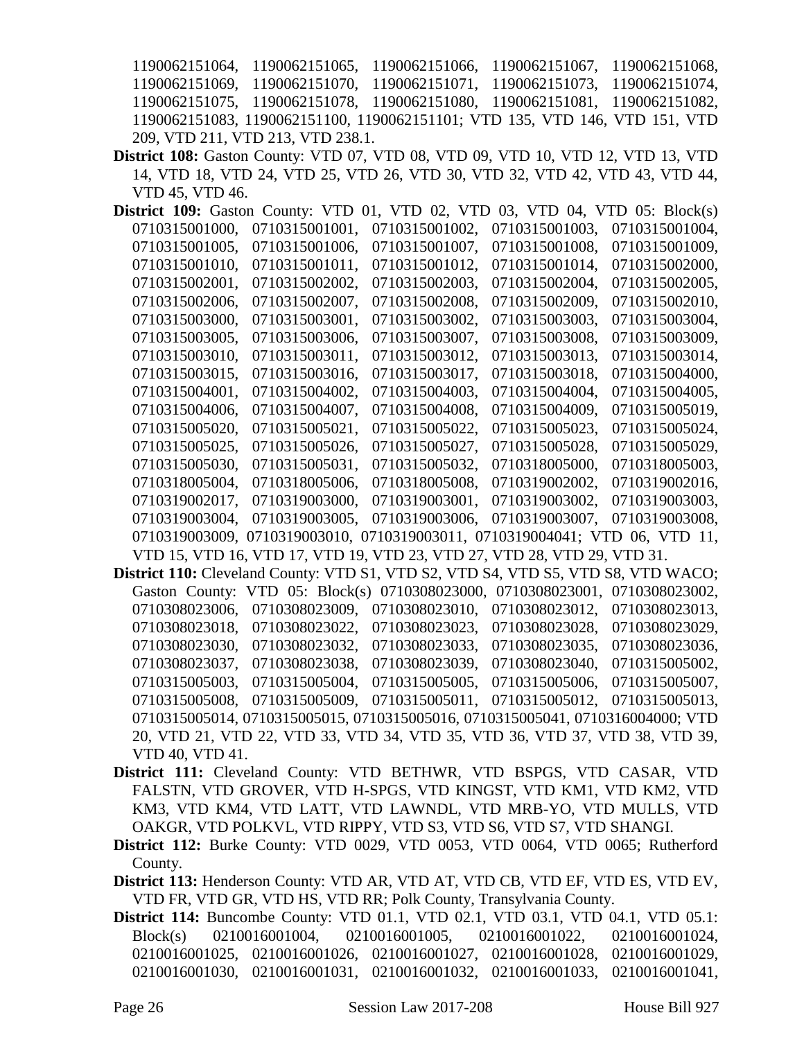1190062151064, 1190062151065, 1190062151066, 1190062151067, 1190062151068, 1190062151069, 1190062151070, 1190062151071, 1190062151073, 1190062151074, 1190062151075, 1190062151078, 1190062151080, 1190062151081, 1190062151082, 1190062151083, 1190062151100, 1190062151101; VTD 135, VTD 146, VTD 151, VTD 209, VTD 211, VTD 213, VTD 238.1.

**District 108:** Gaston County: VTD 07, VTD 08, VTD 09, VTD 10, VTD 12, VTD 13, VTD 14, VTD 18, VTD 24, VTD 25, VTD 26, VTD 30, VTD 32, VTD 42, VTD 43, VTD 44, VTD 45, VTD 46.

**District 109:** Gaston County: VTD 01, VTD 02, VTD 03, VTD 04, VTD 05: Block(s) 0710315001000, 0710315001001, 0710315001002, 0710315001003, 0710315001004, 0710315001005, 0710315001006, 0710315001007, 0710315001008, 0710315001009, 0710315001010, 0710315001011, 0710315001012, 0710315001014, 0710315002000, 0710315002001, 0710315002002, 0710315002003, 0710315002004, 0710315002005, 0710315002006, 0710315002007, 0710315002008, 0710315002009, 0710315002010, 0710315003000, 0710315003001, 0710315003002, 0710315003003, 0710315003004, 0710315003005, 0710315003006, 0710315003007, 0710315003008, 0710315003009, 0710315003010, 0710315003011, 0710315003012, 0710315003013, 0710315003014, 0710315003015, 0710315003016, 0710315003017, 0710315003018, 0710315004000, 0710315004001, 0710315004002, 0710315004003, 0710315004004, 0710315004005, 0710315004006, 0710315004007, 0710315004008, 0710315004009, 0710315005019, 0710315005020, 0710315005021, 0710315005022, 0710315005023, 0710315005024, 0710315005025, 0710315005026, 0710315005027, 0710315005028, 0710315005029, 0710315005030, 0710315005031, 0710315005032, 0710318005000, 0710318005003, 0710318005004, 0710318005006, 0710318005008, 0710319002002, 0710319002016, 0710319002017, 0710319003000, 0710319003001, 0710319003002, 0710319003003, 0710319003004, 0710319003005, 0710319003006, 0710319003007, 0710319003008, 0710319003009, 0710319003010, 0710319003011, 0710319004041; VTD 06, VTD 11, VTD 15, VTD 16, VTD 17, VTD 19, VTD 23, VTD 27, VTD 28, VTD 29, VTD 31.

**District 110:** Cleveland County: VTD S1, VTD S2, VTD S4, VTD S5, VTD S8, VTD WACO; Gaston County: VTD 05: Block(s) 0710308023000, 0710308023001, 0710308023002, 0710308023006, 0710308023009, 0710308023010, 0710308023012, 0710308023013, 0710308023018, 0710308023022, 0710308023023, 0710308023028, 0710308023029, 0710308023030, 0710308023032, 0710308023033, 0710308023035, 0710308023036, 0710308023037, 0710308023038, 0710308023039, 0710308023040, 0710315005002, 0710315005003, 0710315005004, 0710315005005, 0710315005006, 0710315005007, 0710315005008, 0710315005009, 0710315005011, 0710315005012, 0710315005013, 0710315005014, 0710315005015, 0710315005016, 0710315005041, 0710316004000; VTD 20, VTD 21, VTD 22, VTD 33, VTD 34, VTD 35, VTD 36, VTD 37, VTD 38, VTD 39, VTD 40, VTD 41.

**District 111:** Cleveland County: VTD BETHWR, VTD BSPGS, VTD CASAR, VTD FALSTN, VTD GROVER, VTD H-SPGS, VTD KINGST, VTD KM1, VTD KM2, VTD KM3, VTD KM4, VTD LATT, VTD LAWNDL, VTD MRB-YO, VTD MULLS, VTD OAKGR, VTD POLKVL, VTD RIPPY, VTD S3, VTD S6, VTD S7, VTD SHANGI.

**District 112:** Burke County: VTD 0029, VTD 0053, VTD 0064, VTD 0065; Rutherford County.

**District 113:** Henderson County: VTD AR, VTD AT, VTD CB, VTD EF, VTD ES, VTD EV, VTD FR, VTD GR, VTD HS, VTD RR; Polk County, Transylvania County.

**District 114:** Buncombe County: VTD 01.1, VTD 02.1, VTD 03.1, VTD 04.1, VTD 05.1: Block(s) 0210016001004, 0210016001005, 0210016001022, 0210016001024, 0210016001025, 0210016001026, 0210016001027, 0210016001028, 0210016001029, 0210016001030, 0210016001031, 0210016001032, 0210016001033, 0210016001041,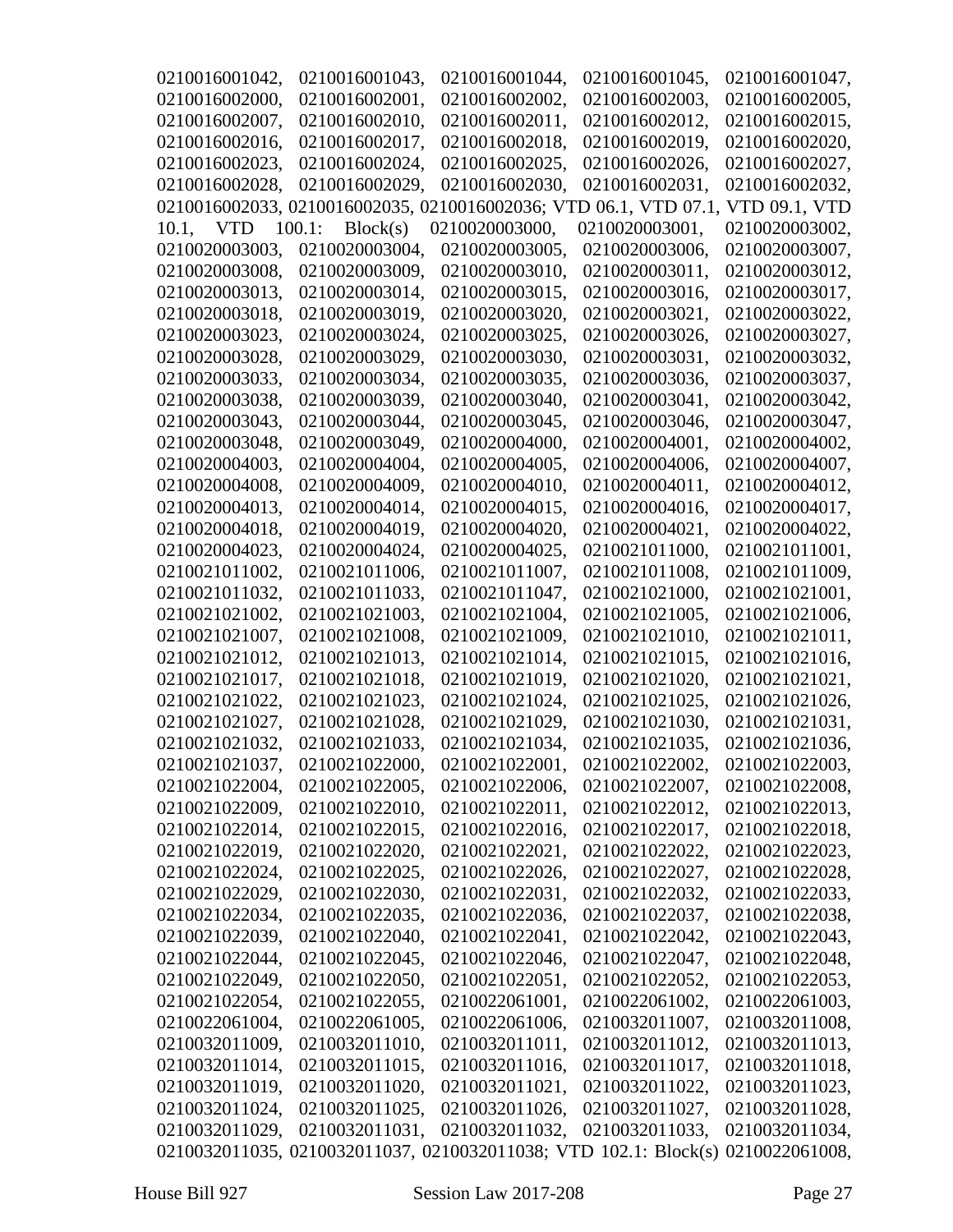0210016001042, 0210016001043, 0210016001044, 0210016001045, 0210016001047, 0210016002000, 0210016002001, 0210016002002, 0210016002003, 0210016002005, 0210016002007, 0210016002010, 0210016002011, 0210016002012, 0210016002015, 0210016002016, 0210016002017, 0210016002018, 0210016002019, 0210016002020, 0210016002023, 0210016002024, 0210016002025, 0210016002026, 0210016002027, 0210016002028, 0210016002029, 0210016002030, 0210016002031, 0210016002032, 0210016002033, 0210016002035, 0210016002036; VTD 06.1, VTD 07.1, VTD 09.1, VTD 10.1, VTD 100.1: Block(s) 0210020003000, 0210020003001, 0210020003002, 0210020003003, 0210020003004, 0210020003005, 0210020003006, 0210020003007, 0210020003008, 0210020003009, 0210020003010, 0210020003011, 0210020003012, 0210020003013, 0210020003014, 0210020003015, 0210020003016, 0210020003017, 0210020003018, 0210020003019, 0210020003020, 0210020003021, 0210020003022, 0210020003023, 0210020003024, 0210020003025, 0210020003026, 0210020003027, 0210020003028, 0210020003029, 0210020003030, 0210020003031, 0210020003032, 0210020003033, 0210020003034, 0210020003035, 0210020003036, 0210020003037, 0210020003038, 0210020003039, 0210020003040, 0210020003041, 0210020003042, 0210020003043, 0210020003044, 0210020003045, 0210020003046, 0210020003047, 0210020003048, 0210020003049, 0210020004000, 0210020004001, 0210020004002, 0210020004003, 0210020004004, 0210020004005, 0210020004006, 0210020004007, 0210020004008, 0210020004009, 0210020004010, 0210020004011, 0210020004012, 0210020004013, 0210020004014, 0210020004015, 0210020004016, 0210020004017, 0210020004018, 0210020004019, 0210020004020, 0210020004021, 0210020004022, 0210020004023, 0210020004024, 0210020004025, 0210021011000, 0210021011001, 0210021011002, 0210021011006, 0210021011007, 0210021011008, 0210021011009, 0210021011032, 0210021011033, 0210021011047, 0210021021000, 0210021021001, 0210021021002, 0210021021003, 0210021021004, 0210021021005, 0210021021006, 0210021021007, 0210021021008, 0210021021009, 0210021021010, 0210021021011, 0210021021012, 0210021021013, 0210021021014, 0210021021015, 0210021021016, 0210021021017, 0210021021018, 0210021021019, 0210021021020, 0210021021021, 0210021021022, 0210021021023, 0210021021024, 0210021021025, 0210021021026, 0210021021027, 0210021021028, 0210021021029, 0210021021030, 0210021021031, 0210021021032, 0210021021033, 0210021021034, 0210021021035, 0210021021036, 0210021021037, 0210021022000, 0210021022001, 0210021022002, 0210021022003, 0210021022004, 0210021022005, 0210021022006, 0210021022007, 0210021022008, 0210021022009, 0210021022010, 0210021022011, 0210021022012, 0210021022013, 0210021022014, 0210021022015, 0210021022016, 0210021022017, 0210021022018, 0210021022019, 0210021022020, 0210021022021, 0210021022022, 0210021022023, 0210021022024, 0210021022025, 0210021022026, 0210021022027, 0210021022028, 0210021022029, 0210021022030, 0210021022031, 0210021022032, 0210021022033, 0210021022034, 0210021022035, 0210021022036, 0210021022037, 0210021022038, 0210021022039, 0210021022040, 0210021022041, 0210021022042, 0210021022043, 0210021022044, 0210021022045, 0210021022046, 0210021022047, 0210021022048, 0210021022049, 0210021022050, 0210021022051, 0210021022052, 0210021022053, 0210021022054, 0210021022055, 0210022061001, 0210022061002, 0210022061003, 0210022061004, 0210022061005, 0210022061006, 0210032011007, 0210032011008, 0210032011009, 0210032011010, 0210032011011, 0210032011012, 0210032011013, 0210032011014, 0210032011015, 0210032011016, 0210032011017, 0210032011018, 0210032011019, 0210032011020, 0210032011021, 0210032011022, 0210032011023, 0210032011024, 0210032011025, 0210032011026, 0210032011027, 0210032011028, 0210032011029, 0210032011031, 0210032011032, 0210032011033, 0210032011034, 0210032011035, 0210032011037, 0210032011038; VTD 102.1: Block(s) 0210022061008,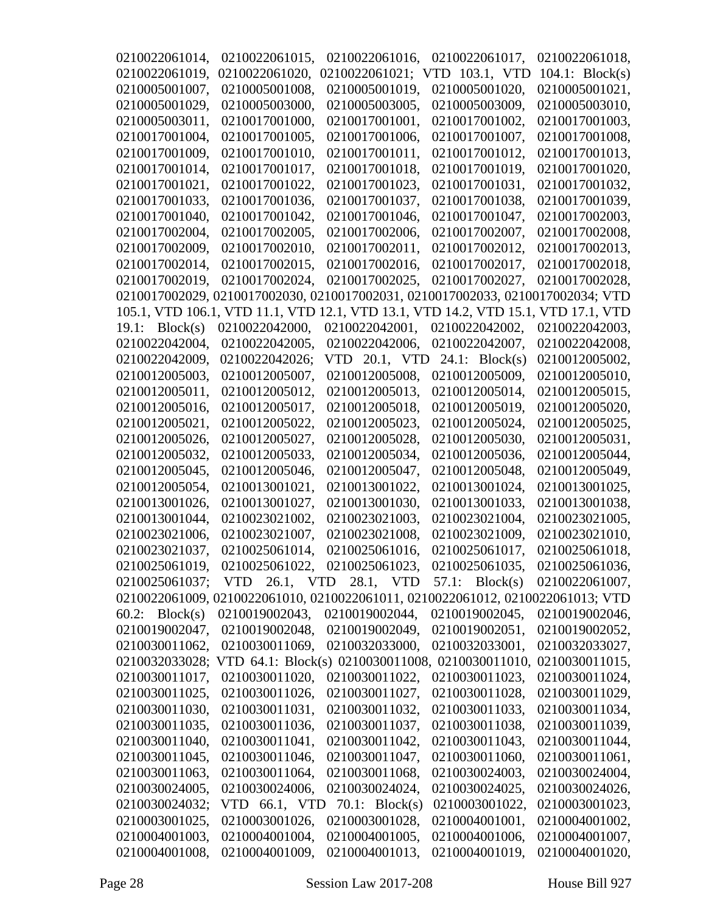0210022061014, 0210022061015, 0210022061016, 0210022061017, 0210022061018, 0210022061019, 0210022061020, 0210022061021; VTD 103.1, VTD 104.1: Block(s) 0210005001007, 0210005001008, 0210005001019, 0210005001020, 0210005001021, 0210005001029, 0210005003000, 0210005003005, 0210005003009, 0210005003010, 0210005003011, 0210017001000, 0210017001001, 0210017001002, 0210017001003, 0210017001004, 0210017001005, 0210017001006, 0210017001007, 0210017001008, 0210017001009, 0210017001010, 0210017001011, 0210017001012, 0210017001013, 0210017001014, 0210017001017, 0210017001018, 0210017001019, 0210017001020, 0210017001021, 0210017001022, 0210017001023, 0210017001031, 0210017001032, 0210017001033, 0210017001036, 0210017001037, 0210017001038, 0210017001039, 0210017001040, 0210017001042, 0210017001046, 0210017001047, 0210017002003, 0210017002004, 0210017002005, 0210017002006, 0210017002007, 0210017002008, 0210017002009, 0210017002010, 0210017002011, 0210017002012, 0210017002013, 0210017002014, 0210017002015, 0210017002016, 0210017002017, 0210017002018, 0210017002019, 0210017002024, 0210017002025, 0210017002027, 0210017002028, 0210017002029, 0210017002030, 0210017002031, 0210017002033, 0210017002034; VTD 105.1, VTD 106.1, VTD 11.1, VTD 12.1, VTD 13.1, VTD 14.2, VTD 15.1, VTD 17.1, VTD 19.1: Block(s) 0210022042000, 0210022042001, 0210022042002, 0210022042003, 0210022042004, 0210022042005, 0210022042006, 0210022042007, 0210022042008, 0210022042009, 0210022042026; VTD 20.1, VTD 24.1: Block(s) 0210012005002, 0210012005003, 0210012005007, 0210012005008, 0210012005009, 0210012005010, 0210012005011, 0210012005012, 0210012005013, 0210012005014, 0210012005015, 0210012005016, 0210012005017, 0210012005018, 0210012005019, 0210012005020, 0210012005021, 0210012005022, 0210012005023, 0210012005024, 0210012005025, 0210012005026, 0210012005027, 0210012005028, 0210012005030, 0210012005031, 0210012005032, 0210012005033, 0210012005034, 0210012005036, 0210012005044, 0210012005045, 0210012005046, 0210012005047, 0210012005048, 0210012005049, 0210012005054, 0210013001021, 0210013001022, 0210013001024, 0210013001025, 0210013001026, 0210013001027, 0210013001030, 0210013001033, 0210013001038, 0210013001044, 0210023021002, 0210023021003, 0210023021004, 0210023021005, 0210023021006, 0210023021007, 0210023021008, 0210023021009, 0210023021010, 0210023021037, 0210025061014, 0210025061016, 0210025061017, 0210025061018, 0210025061019, 0210025061022, 0210025061023, 0210025061035, 0210025061036, 0210025061037; VTD 26.1, VTD 28.1, VTD 57.1: Block(s) 0210022061007, 0210022061009, 0210022061010, 0210022061011, 0210022061012, 0210022061013; VTD 60.2: Block(s) 0210019002043, 0210019002044, 0210019002045, 0210019002046, 0210019002047, 0210019002048, 0210019002049, 0210019002051, 0210019002052, 0210030011062, 0210030011069, 0210032033000, 0210032033001, 0210032033027, 0210032033028; VTD 64.1: Block(s) 0210030011008, 0210030011010, 0210030011015, 0210030011017, 0210030011020, 0210030011022, 0210030011023, 0210030011024, 0210030011025, 0210030011026, 0210030011027, 0210030011028, 0210030011029, 0210030011030, 0210030011031, 0210030011032, 0210030011033, 0210030011034, 0210030011035, 0210030011036, 0210030011037, 0210030011038, 0210030011039, 0210030011040, 0210030011041, 0210030011042, 0210030011043, 0210030011044, 0210030011045, 0210030011046, 0210030011047, 0210030011060, 0210030011061, 0210030011063, 0210030011064, 0210030011068, 0210030024003, 0210030024004, 0210030024005, 0210030024006, 0210030024024, 0210030024025, 0210030024026, 0210030024032; VTD 66.1, VTD 70.1: Block(s) 0210003001022, 0210003001023, 0210003001025, 0210003001026, 0210003001028, 0210004001001, 0210004001002, 0210004001003, 0210004001004, 0210004001005, 0210004001006, 0210004001007, 0210004001008, 0210004001009, 0210004001013, 0210004001019, 0210004001020,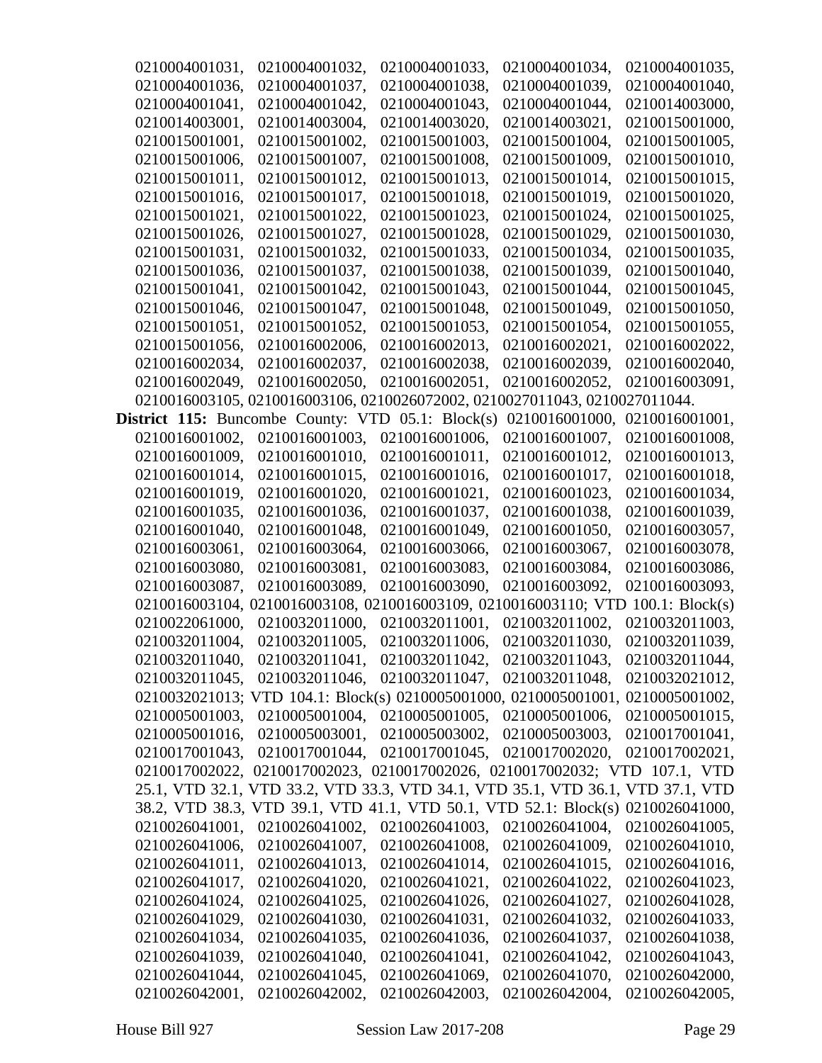0210004001031, 0210004001032, 0210004001033, 0210004001034, 0210004001035, 0210004001036, 0210004001037, 0210004001038, 0210004001039, 0210004001040, 0210004001041, 0210004001042, 0210004001043, 0210004001044, 0210014003000, 0210014003001, 0210014003004, 0210014003020, 0210014003021, 0210015001000, 0210015001001, 0210015001002, 0210015001003, 0210015001004, 0210015001005, 0210015001006, 0210015001007, 0210015001008, 0210015001009, 0210015001010, 0210015001011, 0210015001012, 0210015001013, 0210015001014, 0210015001015, 0210015001016, 0210015001017, 0210015001018, 0210015001019, 0210015001020, 0210015001021, 0210015001022, 0210015001023, 0210015001024, 0210015001025, 0210015001026, 0210015001027, 0210015001028, 0210015001029, 0210015001030, 0210015001031, 0210015001032, 0210015001033, 0210015001034, 0210015001035, 0210015001036, 0210015001037, 0210015001038, 0210015001039, 0210015001040, 0210015001041, 0210015001042, 0210015001043, 0210015001044, 0210015001045, 0210015001046, 0210015001047, 0210015001048, 0210015001049, 0210015001050, 0210015001051, 0210015001052, 0210015001053, 0210015001054, 0210015001055, 0210015001056, 0210016002006, 0210016002013, 0210016002021, 0210016002022, 0210016002034, 0210016002037, 0210016002038, 0210016002039, 0210016002040, 0210016002049, 0210016002050, 0210016002051, 0210016002052, 0210016003091, 0210016003105, 0210016003106, 0210026072002, 0210027011043, 0210027011044.

**District 115:** Buncombe County: VTD 05.1: Block(s) 0210016001000, 0210016001001, 0210016001002, 0210016001003, 0210016001006, 0210016001007, 0210016001008, 0210016001009, 0210016001010, 0210016001011, 0210016001012, 0210016001013, 0210016001014, 0210016001015, 0210016001016, 0210016001017, 0210016001018, 0210016001019, 0210016001020, 0210016001021, 0210016001023, 0210016001034, 0210016001035, 0210016001036, 0210016001037, 0210016001038, 0210016001039, 0210016001040, 0210016001048, 0210016001049, 0210016001050, 0210016003057, 0210016003061, 0210016003064, 0210016003066, 0210016003067, 0210016003078, 0210016003080, 0210016003081, 0210016003083, 0210016003084, 0210016003086, 0210016003087, 0210016003089, 0210016003090, 0210016003092, 0210016003093, 0210016003104, 0210016003108, 0210016003109, 0210016003110; VTD 100.1: Block(s) 0210022061000, 0210032011000, 0210032011001, 0210032011002, 0210032011003, 0210032011004, 0210032011005, 0210032011006, 0210032011030, 0210032011039, 0210032011040, 0210032011041, 0210032011042, 0210032011043, 0210032011044, 0210032011045, 0210032011046, 0210032011047, 0210032011048, 0210032021012, 0210032021013; VTD 104.1: Block(s) 0210005001000, 0210005001001, 0210005001002, 0210005001003, 0210005001004, 0210005001005, 0210005001006, 0210005001015, 0210005001016, 0210005003001, 0210005003002, 0210005003003, 0210017001041, 0210017001043, 0210017001044, 0210017001045, 0210017002020, 0210017002021, 0210017002022, 0210017002023, 0210017002026, 0210017002032; VTD 107.1, VTD 25.1, VTD 32.1, VTD 33.2, VTD 33.3, VTD 34.1, VTD 35.1, VTD 36.1, VTD 37.1, VTD 38.2, VTD 38.3, VTD 39.1, VTD 41.1, VTD 50.1, VTD 52.1: Block(s) 0210026041000, 0210026041001, 0210026041002, 0210026041003, 0210026041004, 0210026041005, 0210026041006, 0210026041007, 0210026041008, 0210026041009, 0210026041010, 0210026041011, 0210026041013, 0210026041014, 0210026041015, 0210026041016, 0210026041017, 0210026041020, 0210026041021, 0210026041022, 0210026041023, 0210026041024, 0210026041025, 0210026041026, 0210026041027, 0210026041028, 0210026041029, 0210026041030, 0210026041031, 0210026041032, 0210026041033, 0210026041034, 0210026041035, 0210026041036, 0210026041037, 0210026041038, 0210026041039, 0210026041040, 0210026041041, 0210026041042, 0210026041043, 0210026041044, 0210026041045, 0210026041069, 0210026041070, 0210026042000, 0210026042001, 0210026042002, 0210026042003, 0210026042004, 0210026042005,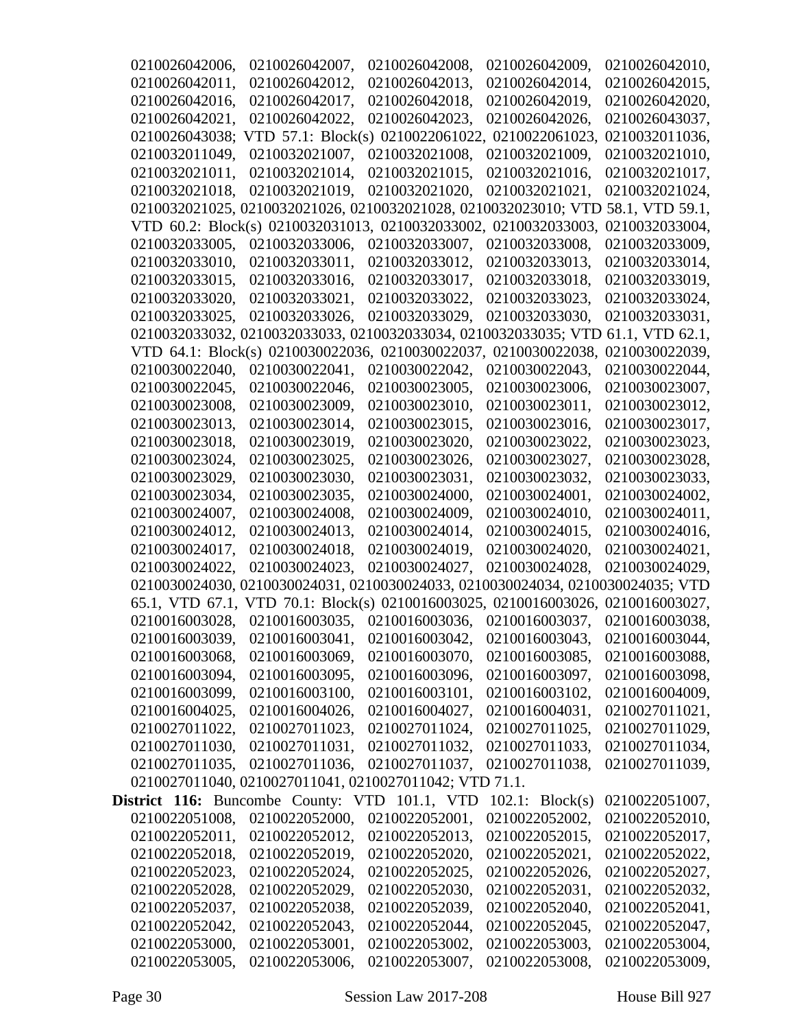0210026042006, 0210026042007, 0210026042008, 0210026042009, 0210026042010, 0210026042011, 0210026042012, 0210026042013, 0210026042014, 0210026042015, 0210026042016, 0210026042017, 0210026042018, 0210026042019, 0210026042020, 0210026042021, 0210026042022, 0210026042023, 0210026042026, 0210026043037, 0210026043038; VTD 57.1: Block(s) 0210022061022, 0210022061023, 0210032011036, 0210032011049, 0210032021007, 0210032021008, 0210032021009, 0210032021010, 0210032021011, 0210032021014, 0210032021015, 0210032021016, 0210032021017, 0210032021018, 0210032021019, 0210032021020, 0210032021021, 0210032021024, 0210032021025, 0210032021026, 0210032021028, 0210032023010; VTD 58.1, VTD 59.1, VTD 60.2: Block(s) 0210032031013, 0210032033002, 0210032033003, 0210032033004, 0210032033005, 0210032033006, 0210032033007, 0210032033008, 0210032033009, 0210032033010, 0210032033011, 0210032033012, 0210032033013, 0210032033014, 0210032033015, 0210032033016, 0210032033017, 0210032033018, 0210032033019, 0210032033020, 0210032033021, 0210032033022, 0210032033023, 0210032033024, 0210032033025, 0210032033026, 0210032033029, 0210032033030, 0210032033031, 0210032033032, 0210032033033, 0210032033034, 0210032033035; VTD 61.1, VTD 62.1, VTD 64.1: Block(s) 0210030022036, 0210030022037, 0210030022038, 0210030022039, 0210030022040, 0210030022041, 0210030022042, 0210030022043, 0210030022044, 0210030022045, 0210030022046, 0210030023005, 0210030023006, 0210030023007, 0210030023008, 0210030023009, 0210030023010, 0210030023011, 0210030023012, 0210030023013, 0210030023014, 0210030023015, 0210030023016, 0210030023017, 0210030023018, 0210030023019, 0210030023020, 0210030023022, 0210030023023, 0210030023024, 0210030023025, 0210030023026, 0210030023027, 0210030023028, 0210030023029, 0210030023030, 0210030023031, 0210030023032, 0210030023033, 0210030023034, 0210030023035, 0210030024000, 0210030024001, 0210030024002, 0210030024007, 0210030024008, 0210030024009, 0210030024010, 0210030024011, 0210030024012, 0210030024013, 0210030024014, 0210030024015, 0210030024016, 0210030024017, 0210030024018, 0210030024019, 0210030024020, 0210030024021, 0210030024022, 0210030024023, 0210030024027, 0210030024028, 0210030024029, 0210030024030, 0210030024031, 0210030024033, 0210030024034, 0210030024035; VTD 65.1, VTD 67.1, VTD 70.1: Block(s) 0210016003025, 0210016003026, 0210016003027, 0210016003028, 0210016003035, 0210016003036, 0210016003037, 0210016003038, 0210016003039, 0210016003041, 0210016003042, 0210016003043, 0210016003044, 0210016003068, 0210016003069, 0210016003070, 0210016003085, 0210016003088, 0210016003094, 0210016003095, 0210016003096, 0210016003097, 0210016003098, 0210016003099, 0210016003100, 0210016003101, 0210016003102, 0210016004009, 0210016004025, 0210016004026, 0210016004027, 0210016004031, 0210027011021, 0210027011022, 0210027011023, 0210027011024, 0210027011025, 0210027011029, 0210027011030, 0210027011031, 0210027011032, 0210027011033, 0210027011034, 0210027011035, 0210027011036, 0210027011037, 0210027011038, 0210027011039, 0210027011040, 0210027011041, 0210027011042; VTD 71.1.

**District 116:** Buncombe County: VTD 101.1, VTD 102.1: Block(s) 0210022051007, 0210022051008, 0210022052000, 0210022052001, 0210022052002, 0210022052010, 0210022052011, 0210022052012, 0210022052013, 0210022052015, 0210022052017, 0210022052018, 0210022052019, 0210022052020, 0210022052021, 0210022052022, 0210022052023, 0210022052024, 0210022052025, 0210022052026, 0210022052027, 0210022052028, 0210022052029, 0210022052030, 0210022052031, 0210022052032, 0210022052037, 0210022052038, 0210022052039, 0210022052040, 0210022052041, 0210022052042, 0210022052043, 0210022052044, 0210022052045, 0210022052047, 0210022053000, 0210022053001, 0210022053002, 0210022053003, 0210022053004, 0210022053005, 0210022053006, 0210022053007, 0210022053008, 0210022053009,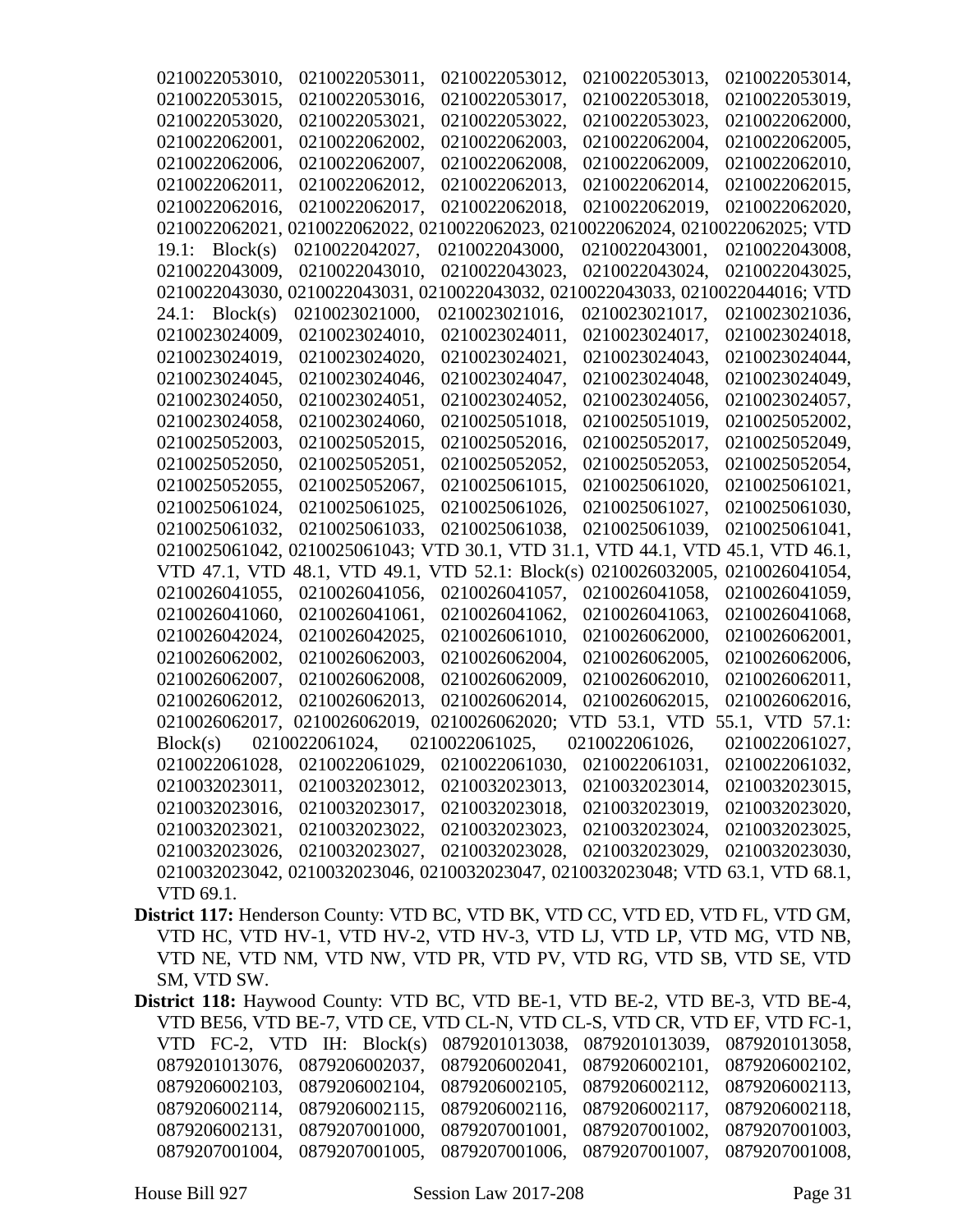0210022053010, 0210022053011, 0210022053012, 0210022053013, 0210022053014, 0210022053015, 0210022053016, 0210022053017, 0210022053018, 0210022053019, 0210022053020, 0210022053021, 0210022053022, 0210022053023, 0210022062000, 0210022062001, 0210022062002, 0210022062003, 0210022062004, 0210022062005, 0210022062006, 0210022062007, 0210022062008, 0210022062009, 0210022062010, 0210022062011, 0210022062012, 0210022062013, 0210022062014, 0210022062015, 0210022062016, 0210022062017, 0210022062018, 0210022062019, 0210022062020, 0210022062021, 0210022062022, 0210022062023, 0210022062024, 0210022062025; VTD 19.1: Block(s) 0210022042027, 0210022043000, 0210022043001, 0210022043008, 0210022043009, 0210022043010, 0210022043023, 0210022043024, 0210022043025, 0210022043030, 0210022043031, 0210022043032, 0210022043033, 0210022044016; VTD 24.1: Block(s) 0210023021000, 0210023021016, 0210023021017, 0210023021036, 0210023024009, 0210023024010, 0210023024011, 0210023024017, 0210023024018, 0210023024019, 0210023024020, 0210023024021, 0210023024043, 0210023024044, 0210023024045, 0210023024046, 0210023024047, 0210023024048, 0210023024049, 0210023024050, 0210023024051, 0210023024052, 0210023024056, 0210023024057, 0210023024058, 0210023024060, 0210025051018, 0210025051019, 0210025052002, 0210025052003, 0210025052015, 0210025052016, 0210025052017, 0210025052049, 0210025052050, 0210025052051, 0210025052052, 0210025052053, 0210025052054, 0210025052055, 0210025052067, 0210025061015, 0210025061020, 0210025061021, 0210025061024, 0210025061025, 0210025061026, 0210025061027, 0210025061030, 0210025061032, 0210025061033, 0210025061038, 0210025061039, 0210025061041, 0210025061042, 0210025061043; VTD 30.1, VTD 31.1, VTD 44.1, VTD 45.1, VTD 46.1, VTD 47.1, VTD 48.1, VTD 49.1, VTD 52.1: Block(s) 0210026032005, 0210026041054, 0210026041055, 0210026041056, 0210026041057, 0210026041058, 0210026041059, 0210026041060, 0210026041061, 0210026041062, 0210026041063, 0210026041068, 0210026042024, 0210026042025, 0210026061010, 0210026062000, 0210026062001, 0210026062002, 0210026062003, 0210026062004, 0210026062005, 0210026062006, 0210026062007, 0210026062008, 0210026062009, 0210026062010, 0210026062011, 0210026062012, 0210026062013, 0210026062014, 0210026062015, 0210026062016, 0210026062017, 0210026062019, 0210026062020; VTD 53.1, VTD 55.1, VTD 57.1: Block(s) 0210022061024, 0210022061025, 0210022061026, 0210022061027, 0210022061028, 0210022061029, 0210022061030, 0210022061031, 0210022061032, 0210032023011, 0210032023012, 0210032023013, 0210032023014, 0210032023015, 0210032023016, 0210032023017, 0210032023018, 0210032023019, 0210032023020, 0210032023021, 0210032023022, 0210032023023, 0210032023024, 0210032023025, 0210032023026, 0210032023027, 0210032023028, 0210032023029, 0210032023030, 0210032023042, 0210032023046, 0210032023047, 0210032023048; VTD 63.1, VTD 68.1, VTD 69.1.

**District 117:** Henderson County: VTD BC, VTD BK, VTD CC, VTD ED, VTD FL, VTD GM, VTD HC, VTD HV-1, VTD HV-2, VTD HV-3, VTD LJ, VTD LP, VTD MG, VTD NB, VTD NE, VTD NM, VTD NW, VTD PR, VTD PV, VTD RG, VTD SB, VTD SE, VTD SM, VTD SW.

**District 118:** Haywood County: VTD BC, VTD BE-1, VTD BE-2, VTD BE-3, VTD BE-4, VTD BE56, VTD BE-7, VTD CE, VTD CL-N, VTD CL-S, VTD CR, VTD EF, VTD FC-1, VTD FC-2, VTD IH: Block(s) 0879201013038, 0879201013039, 0879201013058, 0879201013076, 0879206002037, 0879206002041, 0879206002101, 0879206002102, 0879206002103, 0879206002104, 0879206002105, 0879206002112, 0879206002113, 0879206002114, 0879206002115, 0879206002116, 0879206002117, 0879206002118, 0879206002131, 0879207001000, 0879207001001, 0879207001002, 0879207001003, 0879207001004, 0879207001005, 0879207001006, 0879207001007, 0879207001008,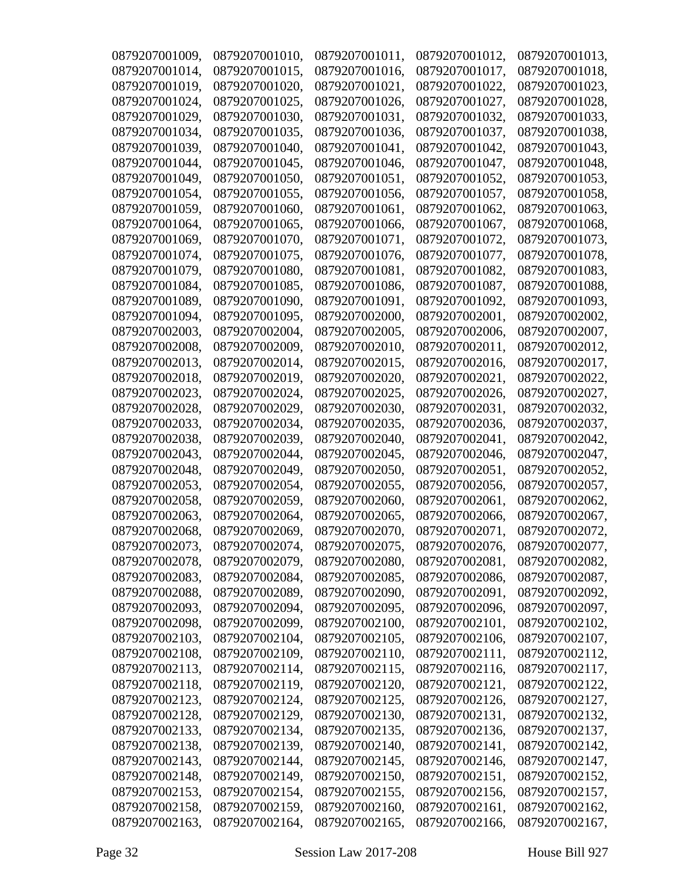0879207001009, 0879207001010, 0879207001011, 0879207001012, 0879207001013,
0879207001014, 0879207001015, 0879207001016, 0879207001017, 0879207001018,
0879207001019, 0879207001020, 0879207001021, 0879207001022, 0879207001023,
0879207001024, 0879207001025, 0879207001026, 0879207001027, 0879207001028,
0879207001029, 0879207001030, 0879207001031, 0879207001032, 0879207001033,
0879207001034, 0879207001035, 0879207001036, 0879207001037, 0879207001038,
0879207001039, 0879207001040, 0879207001041, 0879207001042, 0879207001043,
0879207001044, 0879207001045, 0879207001046, 0879207001047, 0879207001048,
0879207001049, 0879207001050, 0879207001051, 0879207001052, 0879207001053,
0879207001054, 0879207001055, 0879207001056, 0879207001057, 0879207001058,
0879207001059, 0879207001060, 0879207001061, 0879207001062, 0879207001063,
0879207001064, 0879207001065, 0879207001066, 0879207001067, 0879207001068,
0879207001069, 0879207001070, 0879207001071, 0879207001072, 0879207001073,
0879207001074, 0879207001075, 0879207001076, 0879207001077, 0879207001078,
0879207001079, 0879207001080, 0879207001081, 0879207001082, 0879207001083,
0879207001084, 0879207001085, 0879207001086, 0879207001087, 0879207001088,
0879207001089, 0879207001090, 0879207001091, 0879207001092, 0879207001093,
0879207001094, 0879207001095, 0879207002000, 0879207002001, 0879207002002,
0879207002003, 0879207002004, 0879207002005, 0879207002006, 0879207002007,
0879207002008, 0879207002009, 0879207002010, 0879207002011, 0879207002012,
0879207002013, 0879207002014, 0879207002015, 0879207002016, 0879207002017,
0879207002018, 0879207002019, 0879207002020, 0879207002021, 0879207002022,
0879207002023, 0879207002024, 0879207002025, 0879207002026, 0879207002027,
0879207002028, 0879207002029, 0879207002030, 0879207002031, 0879207002032,
0879207002033, 0879207002034, 0879207002035, 0879207002036, 0879207002037,
0879207002038, 0879207002039, 0879207002040, 0879207002041, 0879207002042,
0879207002043, 0879207002044, 0879207002045, 0879207002046, 0879207002047,
0879207002048, 0879207002049, 0879207002050, 0879207002051, 0879207002052,
0879207002053, 0879207002054, 0879207002055, 0879207002056, 0879207002057,
0879207002058, 0879207002059, 0879207002060, 0879207002061, 0879207002062,
0879207002063, 0879207002064, 0879207002065, 0879207002066, 0879207002067,
0879207002068, 0879207002069, 0879207002070, 0879207002071, 0879207002072,
0879207002073, 0879207002074, 0879207002075, 0879207002076, 0879207002077,
0879207002078, 0879207002079, 0879207002080, 0879207002081, 0879207002082,
0879207002083, 0879207002084, 0879207002085, 0879207002086, 0879207002087,
0879207002088, 0879207002089, 0879207002090, 0879207002091, 0879207002092,
0879207002093, 0879207002094, 0879207002095, 0879207002096, 0879207002097,
0879207002098, 0879207002099, 0879207002100, 0879207002101, 0879207002102,
0879207002103, 0879207002104, 0879207002105, 0879207002106, 0879207002107,
0879207002108, 0879207002109, 0879207002110, 0879207002111, 0879207002112,
0879207002113, 0879207002114, 0879207002115, 0879207002116, 0879207002117,
0879207002118, 0879207002119, 0879207002120, 0879207002121, 0879207002122,
0879207002123, 0879207002124, 0879207002125, 0879207002126, 0879207002127,
0879207002128, 0879207002129, 0879207002130, 0879207002131, 0879207002132,
0879207002133, 0879207002134, 0879207002135, 0879207002136, 0879207002137,
0879207002138, 0879207002139, 0879207002140, 0879207002141, 0879207002142,
0879207002143, 0879207002144, 0879207002145, 0879207002146, 0879207002147,
0879207002148, 0879207002149, 0879207002150, 0879207002151, 0879207002152,
0879207002153, 0879207002154, 0879207002155, 0879207002156, 0879207002157,
0879207002158, 0879207002159, 0879207002160, 0879207002161, 0879207002162,
0879207002163, 0879207002164, 0879207002165, 0879207002166, 0879207002167,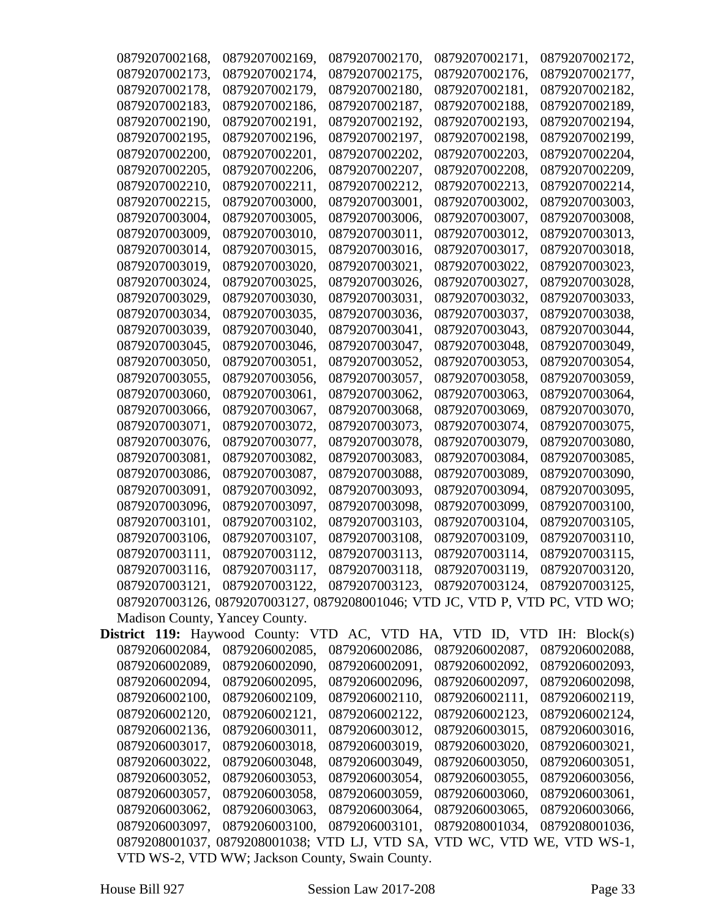0879207002168, 0879207002169, 0879207002170, 0879207002171, 0879207002172, 0879207002173, 0879207002174, 0879207002175, 0879207002176, 0879207002177, 0879207002178, 0879207002179, 0879207002180, 0879207002181, 0879207002182, 0879207002183, 0879207002186, 0879207002187, 0879207002188, 0879207002189, 0879207002190, 0879207002191, 0879207002192, 0879207002193, 0879207002194, 0879207002195, 0879207002196, 0879207002197, 0879207002198, 0879207002199, 0879207002200, 0879207002201, 0879207002202, 0879207002203, 0879207002204, 0879207002205, 0879207002206, 0879207002207, 0879207002208, 0879207002209, 0879207002210, 0879207002211, 0879207002212, 0879207002213, 0879207002214, 0879207002215, 0879207003000, 0879207003001, 0879207003002, 0879207003003, 0879207003004, 0879207003005, 0879207003006, 0879207003007, 0879207003008, 0879207003009, 0879207003010, 0879207003011, 0879207003012, 0879207003013, 0879207003014, 0879207003015, 0879207003016, 0879207003017, 0879207003018, 0879207003019, 0879207003020, 0879207003021, 0879207003022, 0879207003023, 0879207003024, 0879207003025, 0879207003026, 0879207003027, 0879207003028, 0879207003029, 0879207003030, 0879207003031, 0879207003032, 0879207003033, 0879207003034, 0879207003035, 0879207003036, 0879207003037, 0879207003038, 0879207003039, 0879207003040, 0879207003041, 0879207003043, 0879207003044, 0879207003045, 0879207003046, 0879207003047, 0879207003048, 0879207003049, 0879207003050, 0879207003051, 0879207003052, 0879207003053, 0879207003054, 0879207003055, 0879207003056, 0879207003057, 0879207003058, 0879207003059, 0879207003060, 0879207003061, 0879207003062, 0879207003063, 0879207003064, 0879207003066, 0879207003067, 0879207003068, 0879207003069, 0879207003070, 0879207003071, 0879207003072, 0879207003073, 0879207003074, 0879207003075, 0879207003076, 0879207003077, 0879207003078, 0879207003079, 0879207003080, 0879207003081, 0879207003082, 0879207003083, 0879207003084, 0879207003085, 0879207003086, 0879207003087, 0879207003088, 0879207003089, 0879207003090, 0879207003091, 0879207003092, 0879207003093, 0879207003094, 0879207003095, 0879207003096, 0879207003097, 0879207003098, 0879207003099, 0879207003100, 0879207003101, 0879207003102, 0879207003103, 0879207003104, 0879207003105, 0879207003106, 0879207003107, 0879207003108, 0879207003109, 0879207003110, 0879207003111, 0879207003112, 0879207003113, 0879207003114, 0879207003115, 0879207003116, 0879207003117, 0879207003118, 0879207003119, 0879207003120, 0879207003121, 0879207003122, 0879207003123, 0879207003124, 0879207003125, 0879207003126, 0879207003127, 0879208001046; VTD JC, VTD P, VTD PC, VTD WO; Madison County, Yancey County.

**District 119:** Haywood County: VTD AC, VTD HA, VTD ID, VTD IH: Block(s) 0879206002084, 0879206002085, 0879206002086, 0879206002087, 0879206002088, 0879206002089, 0879206002090, 0879206002091, 0879206002092, 0879206002093, 0879206002094, 0879206002095, 0879206002096, 0879206002097, 0879206002098, 0879206002100, 0879206002109, 0879206002110, 0879206002111, 0879206002119, 0879206002120, 0879206002121, 0879206002122, 0879206002123, 0879206002124, 0879206002136, 0879206003011, 0879206003012, 0879206003015, 0879206003016, 0879206003017, 0879206003018, 0879206003019, 0879206003020, 0879206003021, 0879206003022, 0879206003048, 0879206003049, 0879206003050, 0879206003051, 0879206003052, 0879206003053, 0879206003054, 0879206003055, 0879206003056, 0879206003057, 0879206003058, 0879206003059, 0879206003060, 0879206003061, 0879206003062, 0879206003063, 0879206003064, 0879206003065, 0879206003066, 0879206003097, 0879206003100, 0879206003101, 0879208001034, 0879208001036, 0879208001037, 0879208001038; VTD LJ, VTD SA, VTD WC, VTD WE, VTD WS-1, VTD WS-2, VTD WW; Jackson County, Swain County.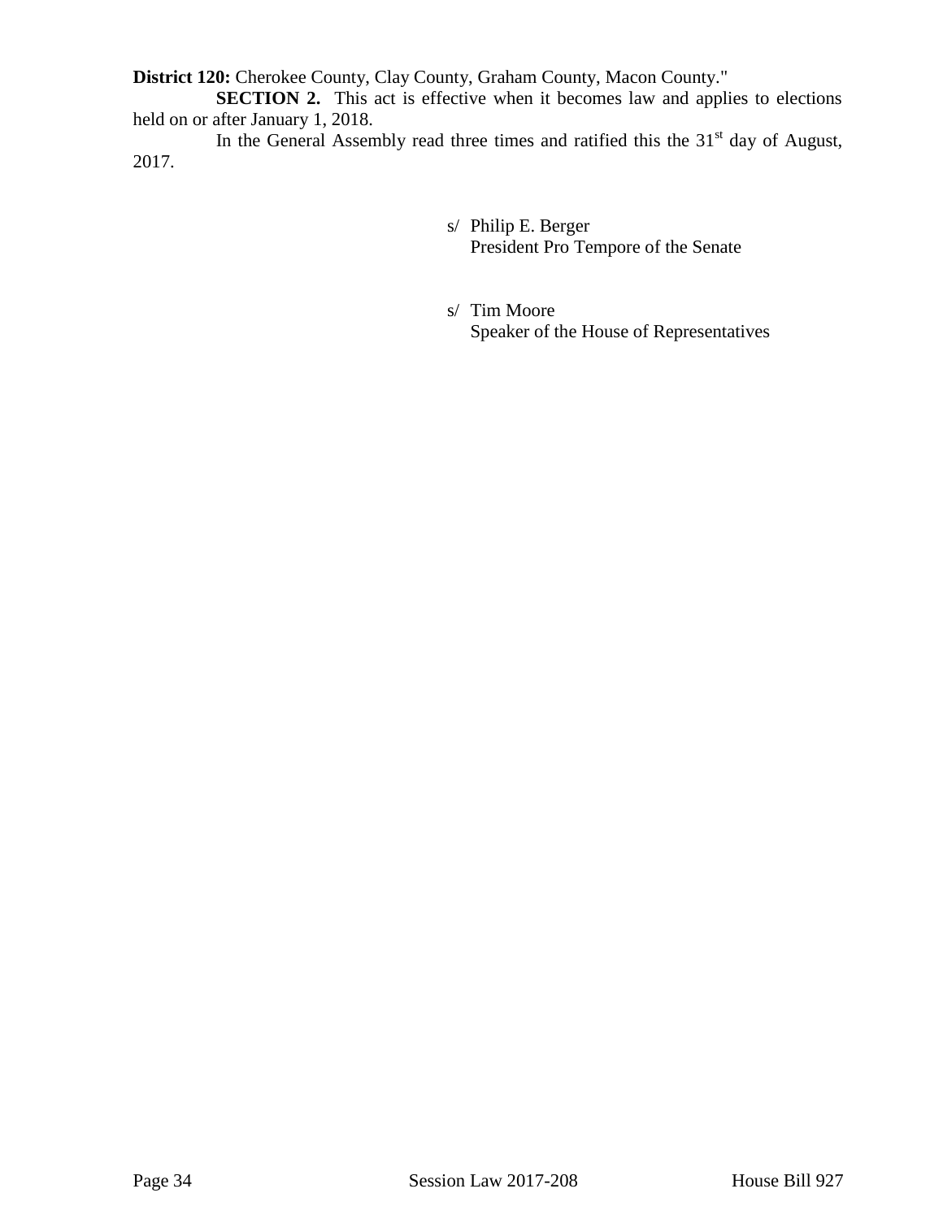**District 120:** Cherokee County, Clay County, Graham County, Macon County."

**SECTION 2.** This act is effective when it becomes law and applies to elections held on or after January 1, 2018.

In the General Assembly read three times and ratified this the 31st day of August, 2017.

s/ Philip E. Berger
President Pro Tempore of the Senate

s/ Tim Moore
Speaker of the House of Representatives